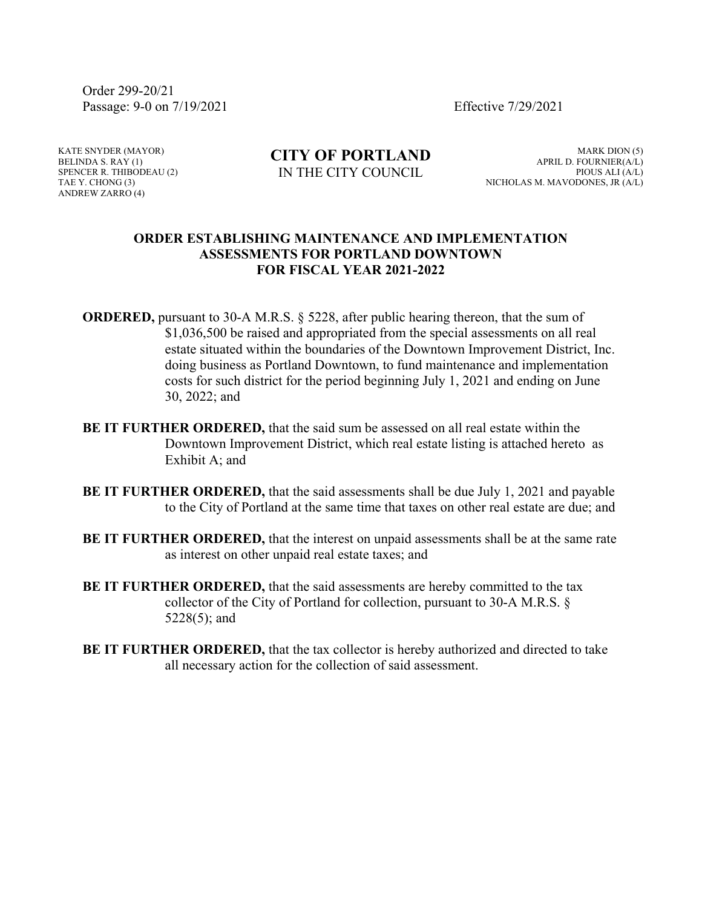Order 299-20/21
Passage: 9-0 on 7/19/2021 Effective 7/29/2021

KATE SNYDER (MAYOR)
BELINDA S. RAY (1)
SPENCER R. THIBODEAU (2)
TAE Y. CHONG (3)
ANDREW ZARRO (4)

**CITY OF PORTLAND**
IN THE CITY COUNCIL

MARK DION (5)
APRIL D. FOURNIER(A/L)
PIOUS ALI (A/L)
NICHOLAS M. MAVODONES, JR (A/L)

**ORDER ESTABLISHING MAINTENANCE AND IMPLEMENTATION ASSESSMENTS FOR PORTLAND DOWNTOWN FOR FISCAL YEAR 2021-2022**

**ORDERED,** pursuant to 30-A M.R.S. § 5228, after public hearing thereon, that the sum of $1,036,500 be raised and appropriated from the special assessments on all real estate situated within the boundaries of the Downtown Improvement District, Inc. doing business as Portland Downtown, to fund maintenance and implementation costs for such district for the period beginning July 1, 2021 and ending on June 30, 2022; and

**BE IT FURTHER ORDERED,** that the said sum be assessed on all real estate within the Downtown Improvement District, which real estate listing is attached hereto as Exhibit A; and

**BE IT FURTHER ORDERED,** that the said assessments shall be due July 1, 2021 and payable to the City of Portland at the same time that taxes on other real estate are due; and

**BE IT FURTHER ORDERED,** that the interest on unpaid assessments shall be at the same rate as interest on other unpaid real estate taxes; and

**BE IT FURTHER ORDERED,** that the said assessments are hereby committed to the tax collector of the City of Portland for collection, pursuant to 30-A M.R.S. § 5228(5); and

**BE IT FURTHER ORDERED,** that the tax collector is hereby authorized and directed to take all necessary action for the collection of said assessment.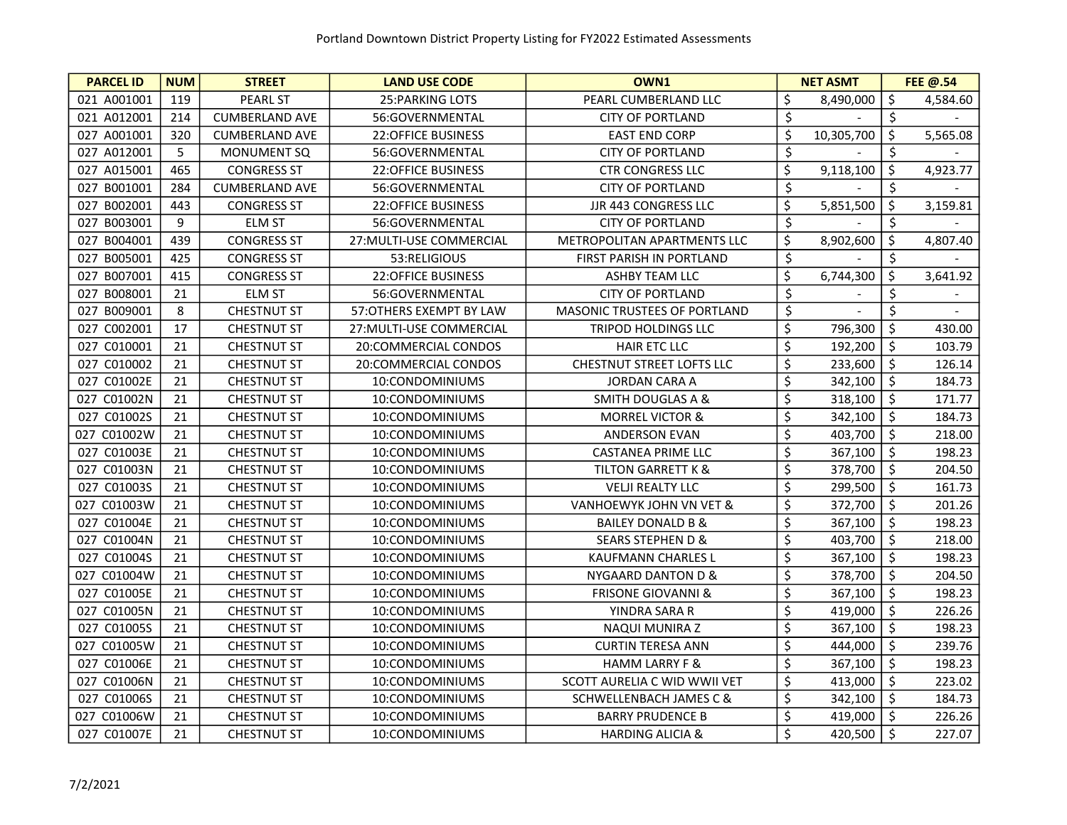Portland Downtown District Property Listing for FY2022 Estimated Assessments

| PARCEL ID | NUM | STREET | LAND USE CODE | OWN1 | NET ASMT | FEE @.54 |
|---|---|---|---|---|---|---|
| 021 A001001 | 119 | PEARL ST | 25:PARKING LOTS | PEARL CUMBERLAND LLC | $ 8,490,000 | $ 4,584.60 |
| 021 A012001 | 214 | CUMBERLAND AVE | 56:GOVERNMENTAL | CITY OF PORTLAND | $ - | $ - |
| 027 A001001 | 320 | CUMBERLAND AVE | 22:OFFICE BUSINESS | EAST END CORP | $ 10,305,700 | $ 5,565.08 |
| 027 A012001 | 5 | MONUMENT SQ | 56:GOVERNMENTAL | CITY OF PORTLAND | $ - | $ - |
| 027 A015001 | 465 | CONGRESS ST | 22:OFFICE BUSINESS | CTR CONGRESS LLC | $ 9,118,100 | $ 4,923.77 |
| 027 B001001 | 284 | CUMBERLAND AVE | 56:GOVERNMENTAL | CITY OF PORTLAND | $ - | $ - |
| 027 B002001 | 443 | CONGRESS ST | 22:OFFICE BUSINESS | JJR 443 CONGRESS LLC | $ 5,851,500 | $ 3,159.81 |
| 027 B003001 | 9 | ELM ST | 56:GOVERNMENTAL | CITY OF PORTLAND | $ - | $ - |
| 027 B004001 | 439 | CONGRESS ST | 27:MULTI-USE COMMERCIAL | METROPOLITAN APARTMENTS LLC | $ 8,902,600 | $ 4,807.40 |
| 027 B005001 | 425 | CONGRESS ST | 53:RELIGIOUS | FIRST PARISH IN PORTLAND | $ - | $ - |
| 027 B007001 | 415 | CONGRESS ST | 22:OFFICE BUSINESS | ASHBY TEAM LLC | $ 6,744,300 | $ 3,641.92 |
| 027 B008001 | 21 | ELM ST | 56:GOVERNMENTAL | CITY OF PORTLAND | $ - | $ - |
| 027 B009001 | 8 | CHESTNUT ST | 57:OTHERS EXEMPT BY LAW | MASONIC TRUSTEES OF PORTLAND | $ - | $ - |
| 027 C002001 | 17 | CHESTNUT ST | 27:MULTI-USE COMMERCIAL | TRIPOD HOLDINGS LLC | $ 796,300 | $ 430.00 |
| 027 C010001 | 21 | CHESTNUT ST | 20:COMMERCIAL CONDOS | HAIR ETC LLC | $ 192,200 | $ 103.79 |
| 027 C010002 | 21 | CHESTNUT ST | 20:COMMERCIAL CONDOS | CHESTNUT STREET LOFTS LLC | $ 233,600 | $ 126.14 |
| 027 C01002E | 21 | CHESTNUT ST | 10:CONDOMINIUMS | JORDAN CARA A | $ 342,100 | $ 184.73 |
| 027 C01002N | 21 | CHESTNUT ST | 10:CONDOMINIUMS | SMITH DOUGLAS A & | $ 318,100 | $ 171.77 |
| 027 C01002S | 21 | CHESTNUT ST | 10:CONDOMINIUMS | MORREL VICTOR & | $ 342,100 | $ 184.73 |
| 027 C01002W | 21 | CHESTNUT ST | 10:CONDOMINIUMS | ANDERSON EVAN | $ 403,700 | $ 218.00 |
| 027 C01003E | 21 | CHESTNUT ST | 10:CONDOMINIUMS | CASTANEA PRIME LLC | $ 367,100 | $ 198.23 |
| 027 C01003N | 21 | CHESTNUT ST | 10:CONDOMINIUMS | TILTON GARRETT K & | $ 378,700 | $ 204.50 |
| 027 C01003S | 21 | CHESTNUT ST | 10:CONDOMINIUMS | VELJI REALTY LLC | $ 299,500 | $ 161.73 |
| 027 C01003W | 21 | CHESTNUT ST | 10:CONDOMINIUMS | VANHOEWYK JOHN VN VET & | $ 372,700 | $ 201.26 |
| 027 C01004E | 21 | CHESTNUT ST | 10:CONDOMINIUMS | BAILEY DONALD B & | $ 367,100 | $ 198.23 |
| 027 C01004N | 21 | CHESTNUT ST | 10:CONDOMINIUMS | SEARS STEPHEN D & | $ 403,700 | $ 218.00 |
| 027 C01004S | 21 | CHESTNUT ST | 10:CONDOMINIUMS | KAUFMANN CHARLES L | $ 367,100 | $ 198.23 |
| 027 C01004W | 21 | CHESTNUT ST | 10:CONDOMINIUMS | NYGAARD DANTON D & | $ 378,700 | $ 204.50 |
| 027 C01005E | 21 | CHESTNUT ST | 10:CONDOMINIUMS | FRISONE GIOVANNI & | $ 367,100 | $ 198.23 |
| 027 C01005N | 21 | CHESTNUT ST | 10:CONDOMINIUMS | YINDRA SARA R | $ 419,000 | $ 226.26 |
| 027 C01005S | 21 | CHESTNUT ST | 10:CONDOMINIUMS | NAQUI MUNIRA Z | $ 367,100 | $ 198.23 |
| 027 C01005W | 21 | CHESTNUT ST | 10:CONDOMINIUMS | CURTIN TERESA ANN | $ 444,000 | $ 239.76 |
| 027 C01006E | 21 | CHESTNUT ST | 10:CONDOMINIUMS | HAMM LARRY F & | $ 367,100 | $ 198.23 |
| 027 C01006N | 21 | CHESTNUT ST | 10:CONDOMINIUMS | SCOTT AURELIA C WID WWII VET | $ 413,000 | $ 223.02 |
| 027 C01006S | 21 | CHESTNUT ST | 10:CONDOMINIUMS | SCHWELLENBACH JAMES C & | $ 342,100 | $ 184.73 |
| 027 C01006W | 21 | CHESTNUT ST | 10:CONDOMINIUMS | BARRY PRUDENCE B | $ 419,000 | $ 226.26 |
| 027 C01007E | 21 | CHESTNUT ST | 10:CONDOMINIUMS | HARDING ALICIA & | $ 420,500 | $ 227.07 |

7/2/2021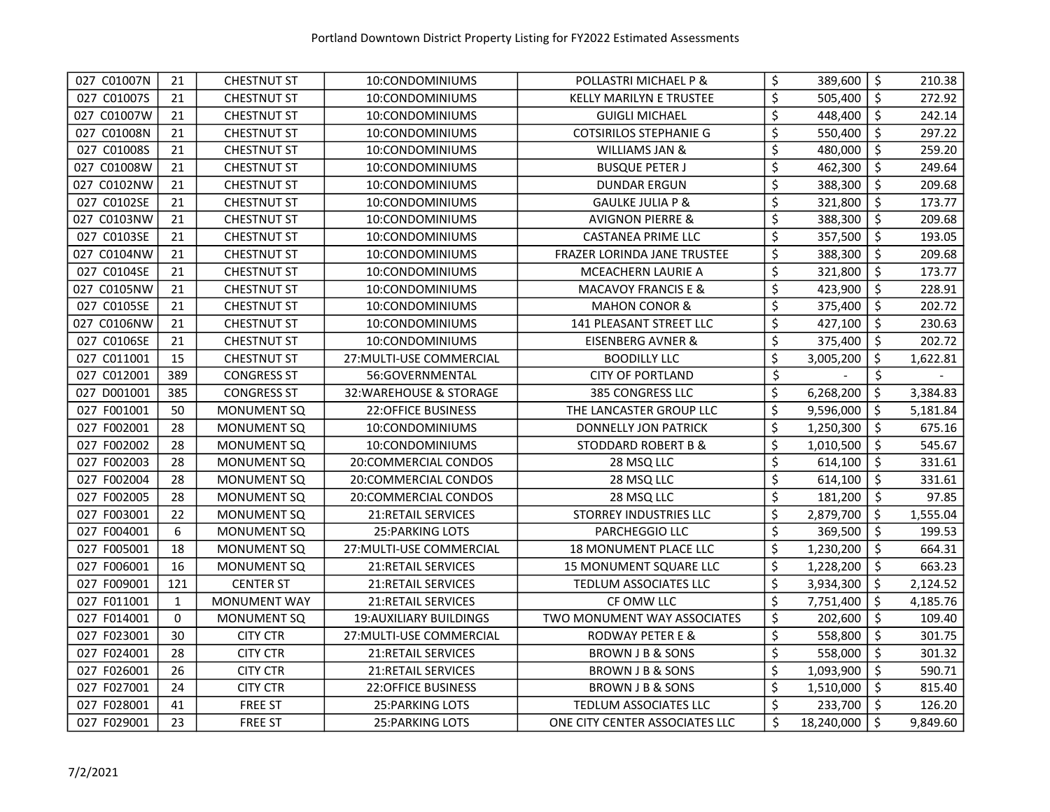| | | | | | | |
|---|---|---|---|---|---|---|
| 027 C01007N | 21 | CHESTNUT ST | 10:CONDOMINIUMS | POLLASTRI MICHAEL P & | $ 389,600 | $ 210.38 |
| 027 C01007S | 21 | CHESTNUT ST | 10:CONDOMINIUMS | KELLY MARILYN E TRUSTEE | $ 505,400 | $ 272.92 |
| 027 C01007W | 21 | CHESTNUT ST | 10:CONDOMINIUMS | GUIGLI MICHAEL | $ 448,400 | $ 242.14 |
| 027 C01008N | 21 | CHESTNUT ST | 10:CONDOMINIUMS | COTSIRILOS STEPHANIE G | $ 550,400 | $ 297.22 |
| 027 C01008S | 21 | CHESTNUT ST | 10:CONDOMINIUMS | WILLIAMS JAN & | $ 480,000 | $ 259.20 |
| 027 C01008W | 21 | CHESTNUT ST | 10:CONDOMINIUMS | BUSQUE PETER J | $ 462,300 | $ 249.64 |
| 027 C0102NW | 21 | CHESTNUT ST | 10:CONDOMINIUMS | DUNDAR ERGUN | $ 388,300 | $ 209.68 |
| 027 C0102SE | 21 | CHESTNUT ST | 10:CONDOMINIUMS | GAULKE JULIA P & | $ 321,800 | $ 173.77 |
| 027 C0103NW | 21 | CHESTNUT ST | 10:CONDOMINIUMS | AVIGNON PIERRE & | $ 388,300 | $ 209.68 |
| 027 C0103SE | 21 | CHESTNUT ST | 10:CONDOMINIUMS | CASTANEA PRIME LLC | $ 357,500 | $ 193.05 |
| 027 C0104NW | 21 | CHESTNUT ST | 10:CONDOMINIUMS | FRAZER LORINDA JANE TRUSTEE | $ 388,300 | $ 209.68 |
| 027 C0104SE | 21 | CHESTNUT ST | 10:CONDOMINIUMS | MCEACHERN LAURIE A | $ 321,800 | $ 173.77 |
| 027 C0105NW | 21 | CHESTNUT ST | 10:CONDOMINIUMS | MACAVOY FRANCIS E & | $ 423,900 | $ 228.91 |
| 027 C0105SE | 21 | CHESTNUT ST | 10:CONDOMINIUMS | MAHON CONOR & | $ 375,400 | $ 202.72 |
| 027 C0106NW | 21 | CHESTNUT ST | 10:CONDOMINIUMS | 141 PLEASANT STREET LLC | $ 427,100 | $ 230.63 |
| 027 C0106SE | 21 | CHESTNUT ST | 10:CONDOMINIUMS | EISENBERG AVNER & | $ 375,400 | $ 202.72 |
| 027 C011001 | 15 | CHESTNUT ST | 27:MULTI-USE COMMERCIAL | BOODILLY LLC | $ 3,005,200 | $ 1,622.81 |
| 027 C012001 | 389 | CONGRESS ST | 56:GOVERNMENTAL | CITY OF PORTLAND | $ - | $ - |
| 027 D001001 | 385 | CONGRESS ST | 32:WAREHOUSE & STORAGE | 385 CONGRESS LLC | $ 6,268,200 | $ 3,384.83 |
| 027 F001001 | 50 | MONUMENT SQ | 22:OFFICE BUSINESS | THE LANCASTER GROUP LLC | $ 9,596,000 | $ 5,181.84 |
| 027 F002001 | 28 | MONUMENT SQ | 10:CONDOMINIUMS | DONNELLY JON PATRICK | $ 1,250,300 | $ 675.16 |
| 027 F002002 | 28 | MONUMENT SQ | 10:CONDOMINIUMS | STODDARD ROBERT B & | $ 1,010,500 | $ 545.67 |
| 027 F002003 | 28 | MONUMENT SQ | 20:COMMERCIAL CONDOS | 28 MSQ LLC | $ 614,100 | $ 331.61 |
| 027 F002004 | 28 | MONUMENT SQ | 20:COMMERCIAL CONDOS | 28 MSQ LLC | $ 614,100 | $ 331.61 |
| 027 F002005 | 28 | MONUMENT SQ | 20:COMMERCIAL CONDOS | 28 MSQ LLC | $ 181,200 | $ 97.85 |
| 027 F003001 | 22 | MONUMENT SQ | 21:RETAIL SERVICES | STORREY INDUSTRIES LLC | $ 2,879,700 | $ 1,555.04 |
| 027 F004001 | 6 | MONUMENT SQ | 25:PARKING LOTS | PARCHEGGIO LLC | $ 369,500 | $ 199.53 |
| 027 F005001 | 18 | MONUMENT SQ | 27:MULTI-USE COMMERCIAL | 18 MONUMENT PLACE LLC | $ 1,230,200 | $ 664.31 |
| 027 F006001 | 16 | MONUMENT SQ | 21:RETAIL SERVICES | 15 MONUMENT SQUARE LLC | $ 1,228,200 | $ 663.23 |
| 027 F009001 | 121 | CENTER ST | 21:RETAIL SERVICES | TEDLUM ASSOCIATES LLC | $ 3,934,300 | $ 2,124.52 |
| 027 F011001 | 1 | MONUMENT WAY | 21:RETAIL SERVICES | CF OMW LLC | $ 7,751,400 | $ 4,185.76 |
| 027 F014001 | 0 | MONUMENT SQ | 19:AUXILIARY BUILDINGS | TWO MONUMENT WAY ASSOCIATES | $ 202,600 | $ 109.40 |
| 027 F023001 | 30 | CITY CTR | 27:MULTI-USE COMMERCIAL | RODWAY PETER E & | $ 558,800 | $ 301.75 |
| 027 F024001 | 28 | CITY CTR | 21:RETAIL SERVICES | BROWN J B & SONS | $ 558,000 | $ 301.32 |
| 027 F026001 | 26 | CITY CTR | 21:RETAIL SERVICES | BROWN J B & SONS | $ 1,093,900 | $ 590.71 |
| 027 F027001 | 24 | CITY CTR | 22:OFFICE BUSINESS | BROWN J B & SONS | $ 1,510,000 | $ 815.40 |
| 027 F028001 | 41 | FREE ST | 25:PARKING LOTS | TEDLUM ASSOCIATES LLC | $ 233,700 | $ 126.20 |
| 027 F029001 | 23 | FREE ST | 25:PARKING LOTS | ONE CITY CENTER ASSOCIATES LLC | $ 18,240,000 | $ 9,849.60 |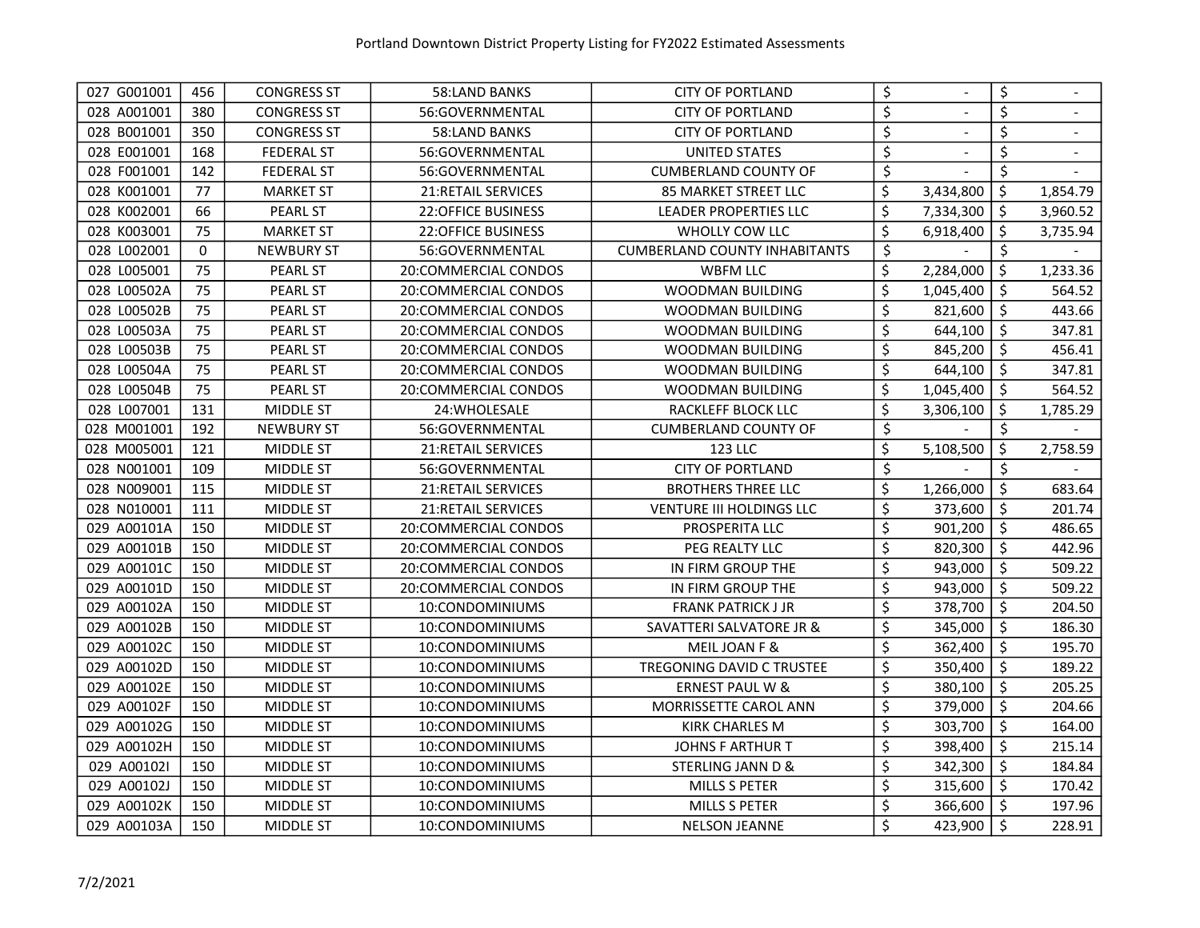| 027 G001001 | 456 | CONGRESS ST | 58:LAND BANKS | CITY OF PORTLAND | $ - | $ - |
|---|---|---|---|---|---|---|
| 028 A001001 | 380 | CONGRESS ST | 56:GOVERNMENTAL | CITY OF PORTLAND | $ - | $ - |
| 028 B001001 | 350 | CONGRESS ST | 58:LAND BANKS | CITY OF PORTLAND | $ - | $ - |
| 028 E001001 | 168 | FEDERAL ST | 56:GOVERNMENTAL | UNITED STATES | $ - | $ - |
| 028 F001001 | 142 | FEDERAL ST | 56:GOVERNMENTAL | CUMBERLAND COUNTY OF | $ - | $ - |
| 028 K001001 | 77 | MARKET ST | 21:RETAIL SERVICES | 85 MARKET STREET LLC | $ 3,434,800 | $ 1,854.79 |
| 028 K002001 | 66 | PEARL ST | 22:OFFICE BUSINESS | LEADER PROPERTIES LLC | $ 7,334,300 | $ 3,960.52 |
| 028 K003001 | 75 | MARKET ST | 22:OFFICE BUSINESS | WHOLLY COW LLC | $ 6,918,400 | $ 3,735.94 |
| 028 L002001 | 0 | NEWBURY ST | 56:GOVERNMENTAL | CUMBERLAND COUNTY INHABITANTS | $ - | $ - |
| 028 L005001 | 75 | PEARL ST | 20:COMMERCIAL CONDOS | WBFM LLC | $ 2,284,000 | $ 1,233.36 |
| 028 L00502A | 75 | PEARL ST | 20:COMMERCIAL CONDOS | WOODMAN BUILDING | $ 1,045,400 | $ 564.52 |
| 028 L00502B | 75 | PEARL ST | 20:COMMERCIAL CONDOS | WOODMAN BUILDING | $ 821,600 | $ 443.66 |
| 028 L00503A | 75 | PEARL ST | 20:COMMERCIAL CONDOS | WOODMAN BUILDING | $ 644,100 | $ 347.81 |
| 028 L00503B | 75 | PEARL ST | 20:COMMERCIAL CONDOS | WOODMAN BUILDING | $ 845,200 | $ 456.41 |
| 028 L00504A | 75 | PEARL ST | 20:COMMERCIAL CONDOS | WOODMAN BUILDING | $ 644,100 | $ 347.81 |
| 028 L00504B | 75 | PEARL ST | 20:COMMERCIAL CONDOS | WOODMAN BUILDING | $ 1,045,400 | $ 564.52 |
| 028 L007001 | 131 | MIDDLE ST | 24:WHOLESALE | RACKLEFF BLOCK LLC | $ 3,306,100 | $ 1,785.29 |
| 028 M001001 | 192 | NEWBURY ST | 56:GOVERNMENTAL | CUMBERLAND COUNTY OF | $ - | $ - |
| 028 M005001 | 121 | MIDDLE ST | 21:RETAIL SERVICES | 123 LLC | $ 5,108,500 | $ 2,758.59 |
| 028 N001001 | 109 | MIDDLE ST | 56:GOVERNMENTAL | CITY OF PORTLAND | $ - | $ - |
| 028 N009001 | 115 | MIDDLE ST | 21:RETAIL SERVICES | BROTHERS THREE LLC | $ 1,266,000 | $ 683.64 |
| 028 N010001 | 111 | MIDDLE ST | 21:RETAIL SERVICES | VENTURE III HOLDINGS LLC | $ 373,600 | $ 201.74 |
| 029 A00101A | 150 | MIDDLE ST | 20:COMMERCIAL CONDOS | PROSPERITA LLC | $ 901,200 | $ 486.65 |
| 029 A00101B | 150 | MIDDLE ST | 20:COMMERCIAL CONDOS | PEG REALTY LLC | $ 820,300 | $ 442.96 |
| 029 A00101C | 150 | MIDDLE ST | 20:COMMERCIAL CONDOS | IN FIRM GROUP THE | $ 943,000 | $ 509.22 |
| 029 A00101D | 150 | MIDDLE ST | 20:COMMERCIAL CONDOS | IN FIRM GROUP THE | $ 943,000 | $ 509.22 |
| 029 A00102A | 150 | MIDDLE ST | 10:CONDOMINIUMS | FRANK PATRICK J JR | $ 378,700 | $ 204.50 |
| 029 A00102B | 150 | MIDDLE ST | 10:CONDOMINIUMS | SAVATTERI SALVATORE JR & | $ 345,000 | $ 186.30 |
| 029 A00102C | 150 | MIDDLE ST | 10:CONDOMINIUMS | MEIL JOAN F & | $ 362,400 | $ 195.70 |
| 029 A00102D | 150 | MIDDLE ST | 10:CONDOMINIUMS | TREGONING DAVID C TRUSTEE | $ 350,400 | $ 189.22 |
| 029 A00102E | 150 | MIDDLE ST | 10:CONDOMINIUMS | ERNEST PAUL W & | $ 380,100 | $ 205.25 |
| 029 A00102F | 150 | MIDDLE ST | 10:CONDOMINIUMS | MORRISSETTE CAROL ANN | $ 379,000 | $ 204.66 |
| 029 A00102G | 150 | MIDDLE ST | 10:CONDOMINIUMS | KIRK CHARLES M | $ 303,700 | $ 164.00 |
| 029 A00102H | 150 | MIDDLE ST | 10:CONDOMINIUMS | JOHNS F ARTHUR T | $ 398,400 | $ 215.14 |
| 029 A00102I | 150 | MIDDLE ST | 10:CONDOMINIUMS | STERLING JANN D & | $ 342,300 | $ 184.84 |
| 029 A00102J | 150 | MIDDLE ST | 10:CONDOMINIUMS | MILLS S PETER | $ 315,600 | $ 170.42 |
| 029 A00102K | 150 | MIDDLE ST | 10:CONDOMINIUMS | MILLS S PETER | $ 366,600 | $ 197.96 |
| 029 A00103A | 150 | MIDDLE ST | 10:CONDOMINIUMS | NELSON JEANNE | $ 423,900 | $ 228.91 |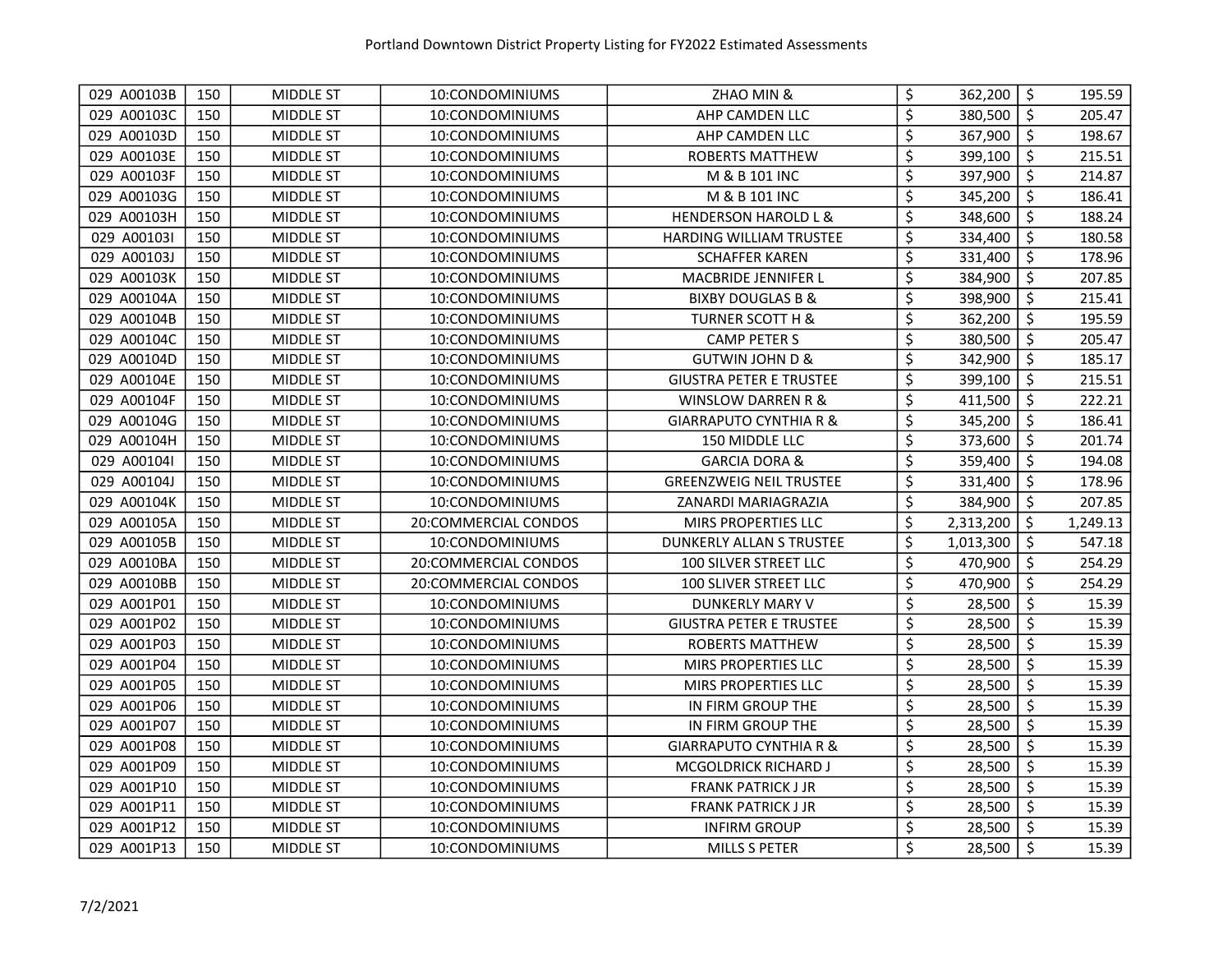| 029 A00103B | 150 | MIDDLE ST | 10:CONDOMINIUMS | ZHAO MIN & | $ 362,200 | $ 195.59 |
|---|---|---|---|---|---|---|
| 029 A00103C | 150 | MIDDLE ST | 10:CONDOMINIUMS | AHP CAMDEN LLC | $ 380,500 | $ 205.47 |
| 029 A00103D | 150 | MIDDLE ST | 10:CONDOMINIUMS | AHP CAMDEN LLC | $ 367,900 | $ 198.67 |
| 029 A00103E | 150 | MIDDLE ST | 10:CONDOMINIUMS | ROBERTS MATTHEW | $ 399,100 | $ 215.51 |
| 029 A00103F | 150 | MIDDLE ST | 10:CONDOMINIUMS | M & B 101 INC | $ 397,900 | $ 214.87 |
| 029 A00103G | 150 | MIDDLE ST | 10:CONDOMINIUMS | M & B 101 INC | $ 345,200 | $ 186.41 |
| 029 A00103H | 150 | MIDDLE ST | 10:CONDOMINIUMS | HENDERSON HAROLD L & | $ 348,600 | $ 188.24 |
| 029 A00103I | 150 | MIDDLE ST | 10:CONDOMINIUMS | HARDING WILLIAM TRUSTEE | $ 334,400 | $ 180.58 |
| 029 A00103J | 150 | MIDDLE ST | 10:CONDOMINIUMS | SCHAFFER KAREN | $ 331,400 | $ 178.96 |
| 029 A00103K | 150 | MIDDLE ST | 10:CONDOMINIUMS | MACBRIDE JENNIFER L | $ 384,900 | $ 207.85 |
| 029 A00104A | 150 | MIDDLE ST | 10:CONDOMINIUMS | BIXBY DOUGLAS B & | $ 398,900 | $ 215.41 |
| 029 A00104B | 150 | MIDDLE ST | 10:CONDOMINIUMS | TURNER SCOTT H & | $ 362,200 | $ 195.59 |
| 029 A00104C | 150 | MIDDLE ST | 10:CONDOMINIUMS | CAMP PETER S | $ 380,500 | $ 205.47 |
| 029 A00104D | 150 | MIDDLE ST | 10:CONDOMINIUMS | GUTWIN JOHN D & | $ 342,900 | $ 185.17 |
| 029 A00104E | 150 | MIDDLE ST | 10:CONDOMINIUMS | GIUSTRA PETER E TRUSTEE | $ 399,100 | $ 215.51 |
| 029 A00104F | 150 | MIDDLE ST | 10:CONDOMINIUMS | WINSLOW DARREN R & | $ 411,500 | $ 222.21 |
| 029 A00104G | 150 | MIDDLE ST | 10:CONDOMINIUMS | GIARRAPUTO CYNTHIA R & | $ 345,200 | $ 186.41 |
| 029 A00104H | 150 | MIDDLE ST | 10:CONDOMINIUMS | 150 MIDDLE LLC | $ 373,600 | $ 201.74 |
| 029 A00104I | 150 | MIDDLE ST | 10:CONDOMINIUMS | GARCIA DORA & | $ 359,400 | $ 194.08 |
| 029 A00104J | 150 | MIDDLE ST | 10:CONDOMINIUMS | GREENZWEIG NEIL TRUSTEE | $ 331,400 | $ 178.96 |
| 029 A00104K | 150 | MIDDLE ST | 10:CONDOMINIUMS | ZANARDI MARIAGRAZIA | $ 384,900 | $ 207.85 |
| 029 A00105A | 150 | MIDDLE ST | 20:COMMERCIAL CONDOS | MIRS PROPERTIES LLC | $ 2,313,200 | $ 1,249.13 |
| 029 A00105B | 150 | MIDDLE ST | 10:CONDOMINIUMS | DUNKERLY ALLAN S TRUSTEE | $ 1,013,300 | $ 547.18 |
| 029 A0010BA | 150 | MIDDLE ST | 20:COMMERCIAL CONDOS | 100 SILVER STREET LLC | $ 470,900 | $ 254.29 |
| 029 A0010BB | 150 | MIDDLE ST | 20:COMMERCIAL CONDOS | 100 SLIVER STREET LLC | $ 470,900 | $ 254.29 |
| 029 A001P01 | 150 | MIDDLE ST | 10:CONDOMINIUMS | DUNKERLY MARY V | $ 28,500 | $ 15.39 |
| 029 A001P02 | 150 | MIDDLE ST | 10:CONDOMINIUMS | GIUSTRA PETER E TRUSTEE | $ 28,500 | $ 15.39 |
| 029 A001P03 | 150 | MIDDLE ST | 10:CONDOMINIUMS | ROBERTS MATTHEW | $ 28,500 | $ 15.39 |
| 029 A001P04 | 150 | MIDDLE ST | 10:CONDOMINIUMS | MIRS PROPERTIES LLC | $ 28,500 | $ 15.39 |
| 029 A001P05 | 150 | MIDDLE ST | 10:CONDOMINIUMS | MIRS PROPERTIES LLC | $ 28,500 | $ 15.39 |
| 029 A001P06 | 150 | MIDDLE ST | 10:CONDOMINIUMS | IN FIRM GROUP THE | $ 28,500 | $ 15.39 |
| 029 A001P07 | 150 | MIDDLE ST | 10:CONDOMINIUMS | IN FIRM GROUP THE | $ 28,500 | $ 15.39 |
| 029 A001P08 | 150 | MIDDLE ST | 10:CONDOMINIUMS | GIARRAPUTO CYNTHIA R & | $ 28,500 | $ 15.39 |
| 029 A001P09 | 150 | MIDDLE ST | 10:CONDOMINIUMS | MCGOLDRICK RICHARD J | $ 28,500 | $ 15.39 |
| 029 A001P10 | 150 | MIDDLE ST | 10:CONDOMINIUMS | FRANK PATRICK J JR | $ 28,500 | $ 15.39 |
| 029 A001P11 | 150 | MIDDLE ST | 10:CONDOMINIUMS | FRANK PATRICK J JR | $ 28,500 | $ 15.39 |
| 029 A001P12 | 150 | MIDDLE ST | 10:CONDOMINIUMS | INFIRM GROUP | $ 28,500 | $ 15.39 |
| 029 A001P13 | 150 | MIDDLE ST | 10:CONDOMINIUMS | MILLS S PETER | $ 28,500 | $ 15.39 |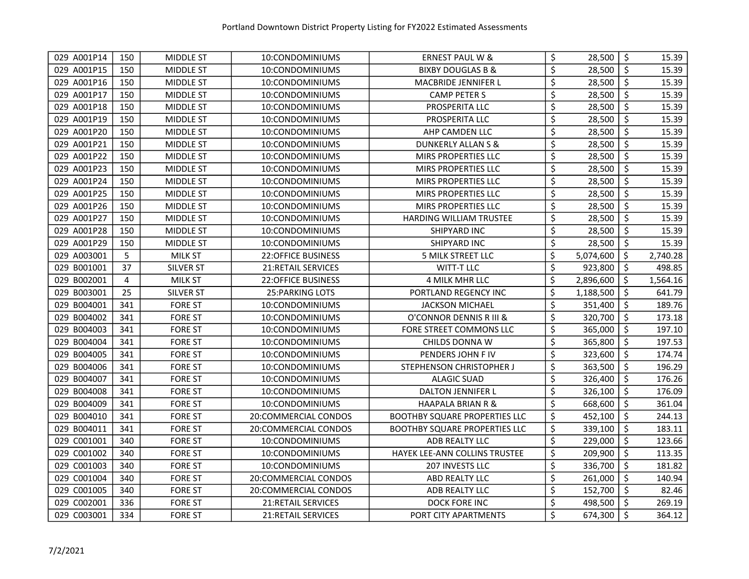| 029 A001P14 | 150 | MIDDLE ST | 10:CONDOMINIUMS | ERNEST PAUL W & | $ 28,500 | $ 15.39 |
|---|---|---|---|---|---|---|
| 029 A001P15 | 150 | MIDDLE ST | 10:CONDOMINIUMS | BIXBY DOUGLAS B & | $ 28,500 | $ 15.39 |
| 029 A001P16 | 150 | MIDDLE ST | 10:CONDOMINIUMS | MACBRIDE JENNIFER L | $ 28,500 | $ 15.39 |
| 029 A001P17 | 150 | MIDDLE ST | 10:CONDOMINIUMS | CAMP PETER S | $ 28,500 | $ 15.39 |
| 029 A001P18 | 150 | MIDDLE ST | 10:CONDOMINIUMS | PROSPERITA LLC | $ 28,500 | $ 15.39 |
| 029 A001P19 | 150 | MIDDLE ST | 10:CONDOMINIUMS | PROSPERITA LLC | $ 28,500 | $ 15.39 |
| 029 A001P20 | 150 | MIDDLE ST | 10:CONDOMINIUMS | AHP CAMDEN LLC | $ 28,500 | $ 15.39 |
| 029 A001P21 | 150 | MIDDLE ST | 10:CONDOMINIUMS | DUNKERLY ALLAN S & | $ 28,500 | $ 15.39 |
| 029 A001P22 | 150 | MIDDLE ST | 10:CONDOMINIUMS | MIRS PROPERTIES LLC | $ 28,500 | $ 15.39 |
| 029 A001P23 | 150 | MIDDLE ST | 10:CONDOMINIUMS | MIRS PROPERTIES LLC | $ 28,500 | $ 15.39 |
| 029 A001P24 | 150 | MIDDLE ST | 10:CONDOMINIUMS | MIRS PROPERTIES LLC | $ 28,500 | $ 15.39 |
| 029 A001P25 | 150 | MIDDLE ST | 10:CONDOMINIUMS | MIRS PROPERTIES LLC | $ 28,500 | $ 15.39 |
| 029 A001P26 | 150 | MIDDLE ST | 10:CONDOMINIUMS | MIRS PROPERTIES LLC | $ 28,500 | $ 15.39 |
| 029 A001P27 | 150 | MIDDLE ST | 10:CONDOMINIUMS | HARDING WILLIAM TRUSTEE | $ 28,500 | $ 15.39 |
| 029 A001P28 | 150 | MIDDLE ST | 10:CONDOMINIUMS | SHIPYARD INC | $ 28,500 | $ 15.39 |
| 029 A001P29 | 150 | MIDDLE ST | 10:CONDOMINIUMS | SHIPYARD INC | $ 28,500 | $ 15.39 |
| 029 A003001 | 5 | MILK ST | 22:OFFICE BUSINESS | 5 MILK STREET LLC | $ 5,074,600 | $ 2,740.28 |
| 029 B001001 | 37 | SILVER ST | 21:RETAIL SERVICES | WITT-T LLC | $ 923,800 | $ 498.85 |
| 029 B002001 | 4 | MILK ST | 22:OFFICE BUSINESS | 4 MILK MHR LLC | $ 2,896,600 | $ 1,564.16 |
| 029 B003001 | 25 | SILVER ST | 25:PARKING LOTS | PORTLAND REGENCY INC | $ 1,188,500 | $ 641.79 |
| 029 B004001 | 341 | FORE ST | 10:CONDOMINIUMS | JACKSON MICHAEL | $ 351,400 | $ 189.76 |
| 029 B004002 | 341 | FORE ST | 10:CONDOMINIUMS | O'CONNOR DENNIS R III & | $ 320,700 | $ 173.18 |
| 029 B004003 | 341 | FORE ST | 10:CONDOMINIUMS | FORE STREET COMMONS LLC | $ 365,000 | $ 197.10 |
| 029 B004004 | 341 | FORE ST | 10:CONDOMINIUMS | CHILDS DONNA W | $ 365,800 | $ 197.53 |
| 029 B004005 | 341 | FORE ST | 10:CONDOMINIUMS | PENDERS JOHN F IV | $ 323,600 | $ 174.74 |
| 029 B004006 | 341 | FORE ST | 10:CONDOMINIUMS | STEPHENSON CHRISTOPHER J | $ 363,500 | $ 196.29 |
| 029 B004007 | 341 | FORE ST | 10:CONDOMINIUMS | ALAGIC SUAD | $ 326,400 | $ 176.26 |
| 029 B004008 | 341 | FORE ST | 10:CONDOMINIUMS | DALTON JENNIFER L | $ 326,100 | $ 176.09 |
| 029 B004009 | 341 | FORE ST | 10:CONDOMINIUMS | HAAPALA BRIAN R & | $ 668,600 | $ 361.04 |
| 029 B004010 | 341 | FORE ST | 20:COMMERCIAL CONDOS | BOOTHBY SQUARE PROPERTIES LLC | $ 452,100 | $ 244.13 |
| 029 B004011 | 341 | FORE ST | 20:COMMERCIAL CONDOS | BOOTHBY SQUARE PROPERTIES LLC | $ 339,100 | $ 183.11 |
| 029 C001001 | 340 | FORE ST | 10:CONDOMINIUMS | ADB REALTY LLC | $ 229,000 | $ 123.66 |
| 029 C001002 | 340 | FORE ST | 10:CONDOMINIUMS | HAYEK LEE-ANN COLLINS TRUSTEE | $ 209,900 | $ 113.35 |
| 029 C001003 | 340 | FORE ST | 10:CONDOMINIUMS | 207 INVESTS LLC | $ 336,700 | $ 181.82 |
| 029 C001004 | 340 | FORE ST | 20:COMMERCIAL CONDOS | ABD REALTY LLC | $ 261,000 | $ 140.94 |
| 029 C001005 | 340 | FORE ST | 20:COMMERCIAL CONDOS | ADB REALTY LLC | $ 152,700 | $ 82.46 |
| 029 C002001 | 336 | FORE ST | 21:RETAIL SERVICES | DOCK FORE INC | $ 498,500 | $ 269.19 |
| 029 C003001 | 334 | FORE ST | 21:RETAIL SERVICES | PORT CITY APARTMENTS | $ 674,300 | $ 364.12 |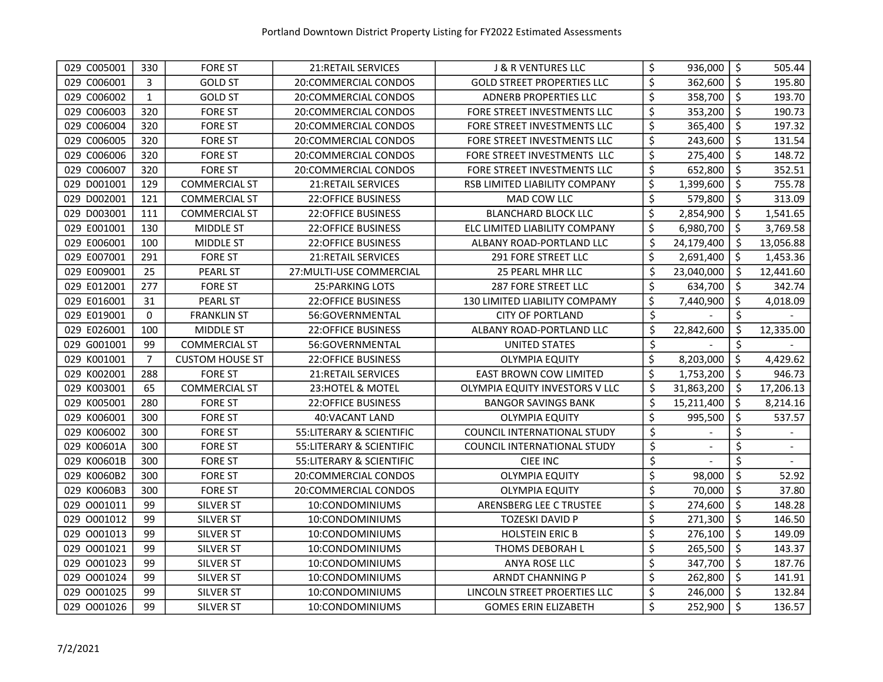Portland Downtown District Property Listing for FY2022 Estimated Assessments

| | | | | | | |
|---|---|---|---|---|---|---|
| 029 C005001 | 330 | FORE ST | 21:RETAIL SERVICES | J & R VENTURES LLC | $ 936,000 | $ 505.44 |
| 029 C006001 | 3 | GOLD ST | 20:COMMERCIAL CONDOS | GOLD STREET PROPERTIES LLC | $ 362,600 | $ 195.80 |
| 029 C006002 | 1 | GOLD ST | 20:COMMERCIAL CONDOS | ADNERB PROPERTIES LLC | $ 358,700 | $ 193.70 |
| 029 C006003 | 320 | FORE ST | 20:COMMERCIAL CONDOS | FORE STREET INVESTMENTS LLC | $ 353,200 | $ 190.73 |
| 029 C006004 | 320 | FORE ST | 20:COMMERCIAL CONDOS | FORE STREET INVESTMENTS LLC | $ 365,400 | $ 197.32 |
| 029 C006005 | 320 | FORE ST | 20:COMMERCIAL CONDOS | FORE STREET INVESTMENTS LLC | $ 243,600 | $ 131.54 |
| 029 C006006 | 320 | FORE ST | 20:COMMERCIAL CONDOS | FORE STREET INVESTMENTS LLC | $ 275,400 | $ 148.72 |
| 029 C006007 | 320 | FORE ST | 20:COMMERCIAL CONDOS | FORE STREET INVESTMENTS LLC | $ 652,800 | $ 352.51 |
| 029 D001001 | 129 | COMMERCIAL ST | 21:RETAIL SERVICES | RSB LIMITED LIABILITY COMPANY | $ 1,399,600 | $ 755.78 |
| 029 D002001 | 121 | COMMERCIAL ST | 22:OFFICE BUSINESS | MAD COW LLC | $ 579,800 | $ 313.09 |
| 029 D003001 | 111 | COMMERCIAL ST | 22:OFFICE BUSINESS | BLANCHARD BLOCK LLC | $ 2,854,900 | $ 1,541.65 |
| 029 E001001 | 130 | MIDDLE ST | 22:OFFICE BUSINESS | ELC LIMITED LIABILITY COMPANY | $ 6,980,700 | $ 3,769.58 |
| 029 E006001 | 100 | MIDDLE ST | 22:OFFICE BUSINESS | ALBANY ROAD-PORTLAND LLC | $ 24,179,400 | $ 13,056.88 |
| 029 E007001 | 291 | FORE ST | 21:RETAIL SERVICES | 291 FORE STREET LLC | $ 2,691,400 | $ 1,453.36 |
| 029 E009001 | 25 | PEARL ST | 27:MULTI-USE COMMERCIAL | 25 PEARL MHR LLC | $ 23,040,000 | $ 12,441.60 |
| 029 E012001 | 277 | FORE ST | 25:PARKING LOTS | 287 FORE STREET LLC | $ 634,700 | $ 342.74 |
| 029 E016001 | 31 | PEARL ST | 22:OFFICE BUSINESS | 130 LIMITED LIABILITY COMPAMY | $ 7,440,900 | $ 4,018.09 |
| 029 E019001 | 0 | FRANKLIN ST | 56:GOVERNMENTAL | CITY OF PORTLAND | $ - | $ - |
| 029 E026001 | 100 | MIDDLE ST | 22:OFFICE BUSINESS | ALBANY ROAD-PORTLAND LLC | $ 22,842,600 | $ 12,335.00 |
| 029 G001001 | 99 | COMMERCIAL ST | 56:GOVERNMENTAL | UNITED STATES | $ - | $ - |
| 029 K001001 | 7 | CUSTOM HOUSE ST | 22:OFFICE BUSINESS | OLYMPIA EQUITY | $ 8,203,000 | $ 4,429.62 |
| 029 K002001 | 288 | FORE ST | 21:RETAIL SERVICES | EAST BROWN COW LIMITED | $ 1,753,200 | $ 946.73 |
| 029 K003001 | 65 | COMMERCIAL ST | 23:HOTEL & MOTEL | OLYMPIA EQUITY INVESTORS V LLC | $ 31,863,200 | $ 17,206.13 |
| 029 K005001 | 280 | FORE ST | 22:OFFICE BUSINESS | BANGOR SAVINGS BANK | $ 15,211,400 | $ 8,214.16 |
| 029 K006001 | 300 | FORE ST | 40:VACANT LAND | OLYMPIA EQUITY | $ 995,500 | $ 537.57 |
| 029 K006002 | 300 | FORE ST | 55:LITERARY & SCIENTIFIC | COUNCIL INTERNATIONAL STUDY | $ - | $ - |
| 029 K00601A | 300 | FORE ST | 55:LITERARY & SCIENTIFIC | COUNCIL INTERNATIONAL STUDY | $ - | $ - |
| 029 K00601B | 300 | FORE ST | 55:LITERARY & SCIENTIFIC | CIEE INC | $ - | $ - |
| 029 K0060B2 | 300 | FORE ST | 20:COMMERCIAL CONDOS | OLYMPIA EQUITY | $ 98,000 | $ 52.92 |
| 029 K0060B3 | 300 | FORE ST | 20:COMMERCIAL CONDOS | OLYMPIA EQUITY | $ 70,000 | $ 37.80 |
| 029 O001011 | 99 | SILVER ST | 10:CONDOMINIUMS | ARENSBERG LEE C TRUSTEE | $ 274,600 | $ 148.28 |
| 029 O001012 | 99 | SILVER ST | 10:CONDOMINIUMS | TOZESKI DAVID P | $ 271,300 | $ 146.50 |
| 029 O001013 | 99 | SILVER ST | 10:CONDOMINIUMS | HOLSTEIN ERIC B | $ 276,100 | $ 149.09 |
| 029 O001021 | 99 | SILVER ST | 10:CONDOMINIUMS | THOMS DEBORAH L | $ 265,500 | $ 143.37 |
| 029 O001023 | 99 | SILVER ST | 10:CONDOMINIUMS | ANYA ROSE LLC | $ 347,700 | $ 187.76 |
| 029 O001024 | 99 | SILVER ST | 10:CONDOMINIUMS | ARNDT CHANNING P | $ 262,800 | $ 141.91 |
| 029 O001025 | 99 | SILVER ST | 10:CONDOMINIUMS | LINCOLN STREET PROERTIES LLC | $ 246,000 | $ 132.84 |
| 029 O001026 | 99 | SILVER ST | 10:CONDOMINIUMS | GOMES ERIN ELIZABETH | $ 252,900 | $ 136.57 |

7/2/2021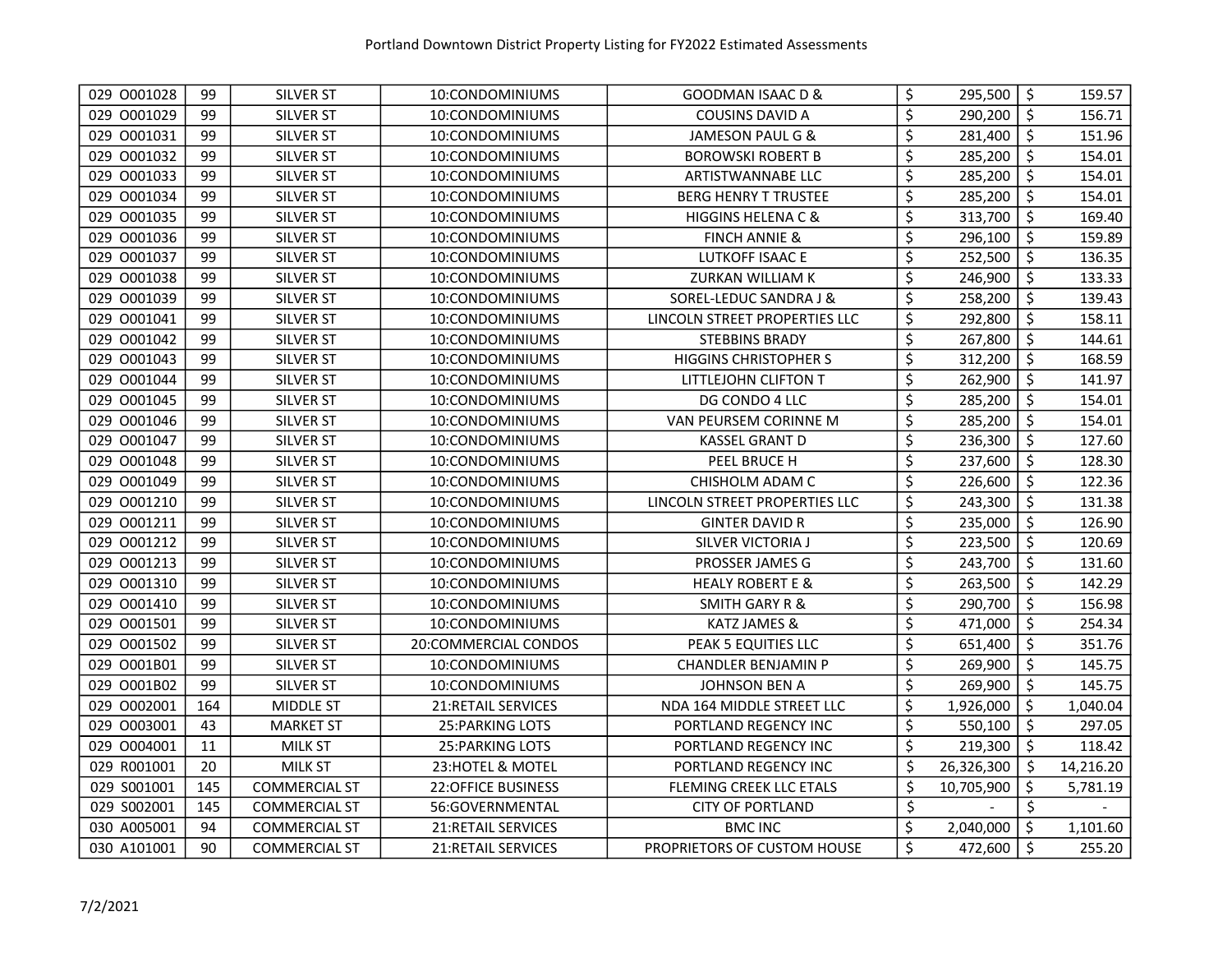Portland Downtown District Property Listing for FY2022 Estimated Assessments

| | | | | | | |
|---|---|---|---|---|---|---|
| 029 O001028 | 99 | SILVER ST | 10:CONDOMINIUMS | GOODMAN ISAAC D & | $ 295,500 | $ 159.57 |
| 029 O001029 | 99 | SILVER ST | 10:CONDOMINIUMS | COUSINS DAVID A | $ 290,200 | $ 156.71 |
| 029 O001031 | 99 | SILVER ST | 10:CONDOMINIUMS | JAMESON PAUL G & | $ 281,400 | $ 151.96 |
| 029 O001032 | 99 | SILVER ST | 10:CONDOMINIUMS | BOROWSKI ROBERT B | $ 285,200 | $ 154.01 |
| 029 O001033 | 99 | SILVER ST | 10:CONDOMINIUMS | ARTISTWANNABE LLC | $ 285,200 | $ 154.01 |
| 029 O001034 | 99 | SILVER ST | 10:CONDOMINIUMS | BERG HENRY T TRUSTEE | $ 285,200 | $ 154.01 |
| 029 O001035 | 99 | SILVER ST | 10:CONDOMINIUMS | HIGGINS HELENA C & | $ 313,700 | $ 169.40 |
| 029 O001036 | 99 | SILVER ST | 10:CONDOMINIUMS | FINCH ANNIE & | $ 296,100 | $ 159.89 |
| 029 O001037 | 99 | SILVER ST | 10:CONDOMINIUMS | LUTKOFF ISAAC E | $ 252,500 | $ 136.35 |
| 029 O001038 | 99 | SILVER ST | 10:CONDOMINIUMS | ZURKAN WILLIAM K | $ 246,900 | $ 133.33 |
| 029 O001039 | 99 | SILVER ST | 10:CONDOMINIUMS | SOREL-LEDUC SANDRA J & | $ 258,200 | $ 139.43 |
| 029 O001041 | 99 | SILVER ST | 10:CONDOMINIUMS | LINCOLN STREET PROPERTIES LLC | $ 292,800 | $ 158.11 |
| 029 O001042 | 99 | SILVER ST | 10:CONDOMINIUMS | STEBBINS BRADY | $ 267,800 | $ 144.61 |
| 029 O001043 | 99 | SILVER ST | 10:CONDOMINIUMS | HIGGINS CHRISTOPHER S | $ 312,200 | $ 168.59 |
| 029 O001044 | 99 | SILVER ST | 10:CONDOMINIUMS | LITTLEJOHN CLIFTON T | $ 262,900 | $ 141.97 |
| 029 O001045 | 99 | SILVER ST | 10:CONDOMINIUMS | DG CONDO 4 LLC | $ 285,200 | $ 154.01 |
| 029 O001046 | 99 | SILVER ST | 10:CONDOMINIUMS | VAN PEURSEM CORINNE M | $ 285,200 | $ 154.01 |
| 029 O001047 | 99 | SILVER ST | 10:CONDOMINIUMS | KASSEL GRANT D | $ 236,300 | $ 127.60 |
| 029 O001048 | 99 | SILVER ST | 10:CONDOMINIUMS | PEEL BRUCE H | $ 237,600 | $ 128.30 |
| 029 O001049 | 99 | SILVER ST | 10:CONDOMINIUMS | CHISHOLM ADAM C | $ 226,600 | $ 122.36 |
| 029 O001210 | 99 | SILVER ST | 10:CONDOMINIUMS | LINCOLN STREET PROPERTIES LLC | $ 243,300 | $ 131.38 |
| 029 O001211 | 99 | SILVER ST | 10:CONDOMINIUMS | GINTER DAVID R | $ 235,000 | $ 126.90 |
| 029 O001212 | 99 | SILVER ST | 10:CONDOMINIUMS | SILVER VICTORIA J | $ 223,500 | $ 120.69 |
| 029 O001213 | 99 | SILVER ST | 10:CONDOMINIUMS | PROSSER JAMES G | $ 243,700 | $ 131.60 |
| 029 O001310 | 99 | SILVER ST | 10:CONDOMINIUMS | HEALY ROBERT E & | $ 263,500 | $ 142.29 |
| 029 O001410 | 99 | SILVER ST | 10:CONDOMINIUMS | SMITH GARY R & | $ 290,700 | $ 156.98 |
| 029 O001501 | 99 | SILVER ST | 10:CONDOMINIUMS | KATZ JAMES & | $ 471,000 | $ 254.34 |
| 029 O001502 | 99 | SILVER ST | 20:COMMERCIAL CONDOS | PEAK 5 EQUITIES LLC | $ 651,400 | $ 351.76 |
| 029 O001B01 | 99 | SILVER ST | 10:CONDOMINIUMS | CHANDLER BENJAMIN P | $ 269,900 | $ 145.75 |
| 029 O001B02 | 99 | SILVER ST | 10:CONDOMINIUMS | JOHNSON BEN A | $ 269,900 | $ 145.75 |
| 029 O002001 | 164 | MIDDLE ST | 21:RETAIL SERVICES | NDA 164 MIDDLE STREET LLC | $ 1,926,000 | $ 1,040.04 |
| 029 O003001 | 43 | MARKET ST | 25:PARKING LOTS | PORTLAND REGENCY INC | $ 550,100 | $ 297.05 |
| 029 O004001 | 11 | MILK ST | 25:PARKING LOTS | PORTLAND REGENCY INC | $ 219,300 | $ 118.42 |
| 029 R001001 | 20 | MILK ST | 23:HOTEL & MOTEL | PORTLAND REGENCY INC | $ 26,326,300 | $ 14,216.20 |
| 029 S001001 | 145 | COMMERCIAL ST | 22:OFFICE BUSINESS | FLEMING CREEK LLC ETALS | $ 10,705,900 | $ 5,781.19 |
| 029 S002001 | 145 | COMMERCIAL ST | 56:GOVERNMENTAL | CITY OF PORTLAND | $ - | $ - |
| 030 A005001 | 94 | COMMERCIAL ST | 21:RETAIL SERVICES | BMC INC | $ 2,040,000 | $ 1,101.60 |
| 030 A101001 | 90 | COMMERCIAL ST | 21:RETAIL SERVICES | PROPRIETORS OF CUSTOM HOUSE | $ 472,600 | $ 255.20 |

7/2/2021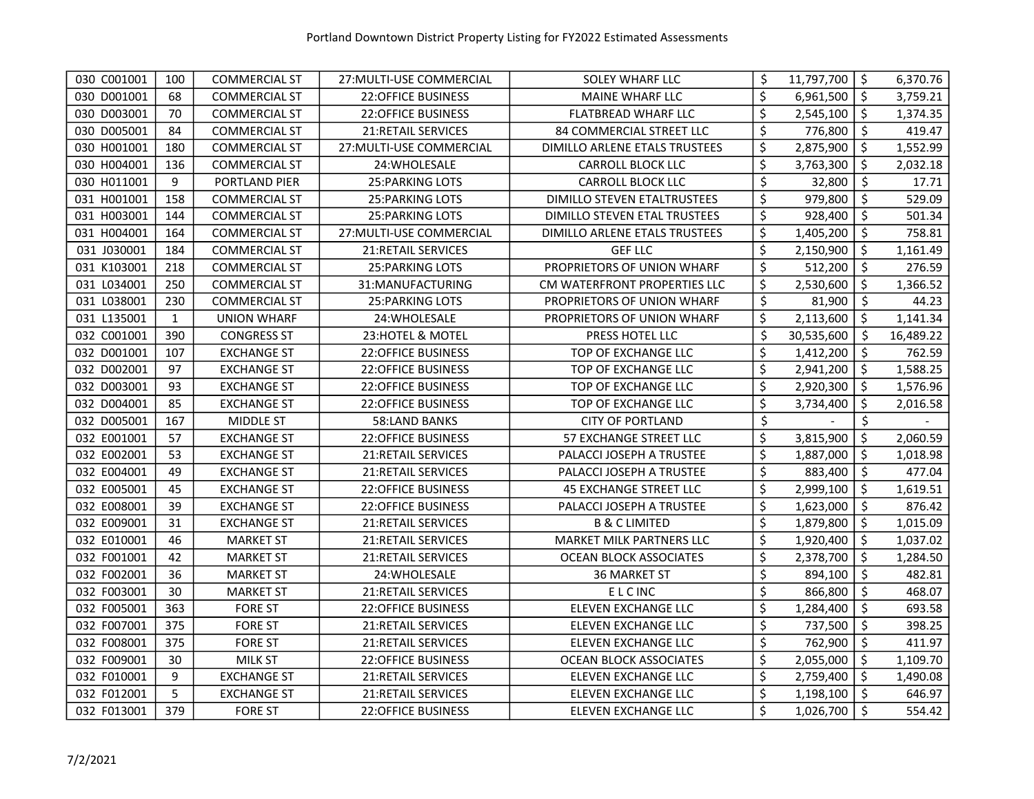| 030 C001001 | 100 | COMMERCIAL ST | 27:MULTI-USE COMMERCIAL | SOLEY WHARF LLC | $ 11,797,700 | $ 6,370.76 |
|---|---|---|---|---|---|---|
| 030 D001001 | 68 | COMMERCIAL ST | 22:OFFICE BUSINESS | MAINE WHARF LLC | $ 6,961,500 | $ 3,759.21 |
| 030 D003001 | 70 | COMMERCIAL ST | 22:OFFICE BUSINESS | FLATBREAD WHARF LLC | $ 2,545,100 | $ 1,374.35 |
| 030 D005001 | 84 | COMMERCIAL ST | 21:RETAIL SERVICES | 84 COMMERCIAL STREET LLC | $ 776,800 | $ 419.47 |
| 030 H001001 | 180 | COMMERCIAL ST | 27:MULTI-USE COMMERCIAL | DIMILLO ARLENE ETALS TRUSTEES | $ 2,875,900 | $ 1,552.99 |
| 030 H004001 | 136 | COMMERCIAL ST | 24:WHOLESALE | CARROLL BLOCK LLC | $ 3,763,300 | $ 2,032.18 |
| 030 H011001 | 9 | PORTLAND PIER | 25:PARKING LOTS | CARROLL BLOCK LLC | $ 32,800 | $ 17.71 |
| 031 H001001 | 158 | COMMERCIAL ST | 25:PARKING LOTS | DIMILLO STEVEN ETALTRUSTEES | $ 979,800 | $ 529.09 |
| 031 H003001 | 144 | COMMERCIAL ST | 25:PARKING LOTS | DIMILLO STEVEN ETAL TRUSTEES | $ 928,400 | $ 501.34 |
| 031 H004001 | 164 | COMMERCIAL ST | 27:MULTI-USE COMMERCIAL | DIMILLO ARLENE ETALS TRUSTEES | $ 1,405,200 | $ 758.81 |
| 031 J030001 | 184 | COMMERCIAL ST | 21:RETAIL SERVICES | GEF LLC | $ 2,150,900 | $ 1,161.49 |
| 031 K103001 | 218 | COMMERCIAL ST | 25:PARKING LOTS | PROPRIETORS OF UNION WHARF | $ 512,200 | $ 276.59 |
| 031 L034001 | 250 | COMMERCIAL ST | 31:MANUFACTURING | CM WATERFRONT PROPERTIES LLC | $ 2,530,600 | $ 1,366.52 |
| 031 L038001 | 230 | COMMERCIAL ST | 25:PARKING LOTS | PROPRIETORS OF UNION WHARF | $ 81,900 | $ 44.23 |
| 031 L135001 | 1 | UNION WHARF | 24:WHOLESALE | PROPRIETORS OF UNION WHARF | $ 2,113,600 | $ 1,141.34 |
| 032 C001001 | 390 | CONGRESS ST | 23:HOTEL & MOTEL | PRESS HOTEL LLC | $ 30,535,600 | $ 16,489.22 |
| 032 D001001 | 107 | EXCHANGE ST | 22:OFFICE BUSINESS | TOP OF EXCHANGE LLC | $ 1,412,200 | $ 762.59 |
| 032 D002001 | 97 | EXCHANGE ST | 22:OFFICE BUSINESS | TOP OF EXCHANGE LLC | $ 2,941,200 | $ 1,588.25 |
| 032 D003001 | 93 | EXCHANGE ST | 22:OFFICE BUSINESS | TOP OF EXCHANGE LLC | $ 2,920,300 | $ 1,576.96 |
| 032 D004001 | 85 | EXCHANGE ST | 22:OFFICE BUSINESS | TOP OF EXCHANGE LLC | $ 3,734,400 | $ 2,016.58 |
| 032 D005001 | 167 | MIDDLE ST | 58:LAND BANKS | CITY OF PORTLAND | $ - | $ - |
| 032 E001001 | 57 | EXCHANGE ST | 22:OFFICE BUSINESS | 57 EXCHANGE STREET LLC | $ 3,815,900 | $ 2,060.59 |
| 032 E002001 | 53 | EXCHANGE ST | 21:RETAIL SERVICES | PALACCI JOSEPH A TRUSTEE | $ 1,887,000 | $ 1,018.98 |
| 032 E004001 | 49 | EXCHANGE ST | 21:RETAIL SERVICES | PALACCI JOSEPH A TRUSTEE | $ 883,400 | $ 477.04 |
| 032 E005001 | 45 | EXCHANGE ST | 22:OFFICE BUSINESS | 45 EXCHANGE STREET LLC | $ 2,999,100 | $ 1,619.51 |
| 032 E008001 | 39 | EXCHANGE ST | 22:OFFICE BUSINESS | PALACCI JOSEPH A TRUSTEE | $ 1,623,000 | $ 876.42 |
| 032 E009001 | 31 | EXCHANGE ST | 21:RETAIL SERVICES | B & C LIMITED | $ 1,879,800 | $ 1,015.09 |
| 032 E010001 | 46 | MARKET ST | 21:RETAIL SERVICES | MARKET MILK PARTNERS LLC | $ 1,920,400 | $ 1,037.02 |
| 032 F001001 | 42 | MARKET ST | 21:RETAIL SERVICES | OCEAN BLOCK ASSOCIATES | $ 2,378,700 | $ 1,284.50 |
| 032 F002001 | 36 | MARKET ST | 24:WHOLESALE | 36 MARKET ST | $ 894,100 | $ 482.81 |
| 032 F003001 | 30 | MARKET ST | 21:RETAIL SERVICES | E L C INC | $ 866,800 | $ 468.07 |
| 032 F005001 | 363 | FORE ST | 22:OFFICE BUSINESS | ELEVEN EXCHANGE LLC | $ 1,284,400 | $ 693.58 |
| 032 F007001 | 375 | FORE ST | 21:RETAIL SERVICES | ELEVEN EXCHANGE LLC | $ 737,500 | $ 398.25 |
| 032 F008001 | 375 | FORE ST | 21:RETAIL SERVICES | ELEVEN EXCHANGE LLC | $ 762,900 | $ 411.97 |
| 032 F009001 | 30 | MILK ST | 22:OFFICE BUSINESS | OCEAN BLOCK ASSOCIATES | $ 2,055,000 | $ 1,109.70 |
| 032 F010001 | 9 | EXCHANGE ST | 21:RETAIL SERVICES | ELEVEN EXCHANGE LLC | $ 2,759,400 | $ 1,490.08 |
| 032 F012001 | 5 | EXCHANGE ST | 21:RETAIL SERVICES | ELEVEN EXCHANGE LLC | $ 1,198,100 | $ 646.97 |
| 032 F013001 | 379 | FORE ST | 22:OFFICE BUSINESS | ELEVEN EXCHANGE LLC | $ 1,026,700 | $ 554.42 |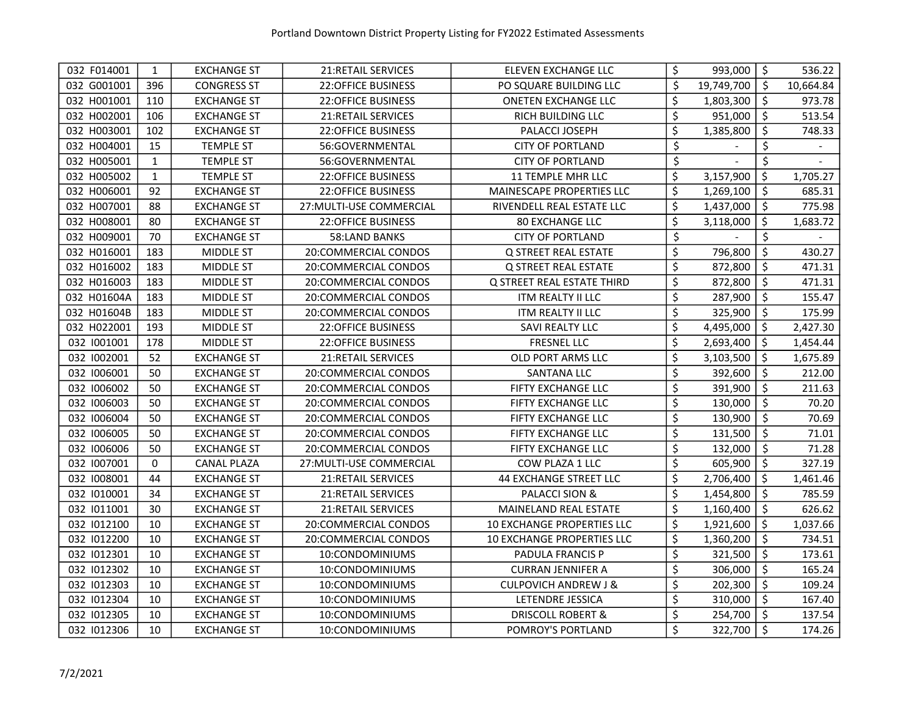| | | | | | | |
|---|---|---|---|---|---|---|
| 032 F014001 | 1 | EXCHANGE ST | 21:RETAIL SERVICES | ELEVEN EXCHANGE LLC | $ 993,000 | $ 536.22 |
| 032 G001001 | 396 | CONGRESS ST | 22:OFFICE BUSINESS | PO SQUARE BUILDING LLC | $ 19,749,700 | $ 10,664.84 |
| 032 H001001 | 110 | EXCHANGE ST | 22:OFFICE BUSINESS | ONETEN EXCHANGE LLC | $ 1,803,300 | $ 973.78 |
| 032 H002001 | 106 | EXCHANGE ST | 21:RETAIL SERVICES | RICH BUILDING LLC | $ 951,000 | $ 513.54 |
| 032 H003001 | 102 | EXCHANGE ST | 22:OFFICE BUSINESS | PALACCI JOSEPH | $ 1,385,800 | $ 748.33 |
| 032 H004001 | 15 | TEMPLE ST | 56:GOVERNMENTAL | CITY OF PORTLAND | $ - | $ - |
| 032 H005001 | 1 | TEMPLE ST | 56:GOVERNMENTAL | CITY OF PORTLAND | $ - | $ - |
| 032 H005002 | 1 | TEMPLE ST | 22:OFFICE BUSINESS | 11 TEMPLE MHR LLC | $ 3,157,900 | $ 1,705.27 |
| 032 H006001 | 92 | EXCHANGE ST | 22:OFFICE BUSINESS | MAINESCAPE PROPERTIES LLC | $ 1,269,100 | $ 685.31 |
| 032 H007001 | 88 | EXCHANGE ST | 27:MULTI-USE COMMERCIAL | RIVENDELL REAL ESTATE LLC | $ 1,437,000 | $ 775.98 |
| 032 H008001 | 80 | EXCHANGE ST | 22:OFFICE BUSINESS | 80 EXCHANGE LLC | $ 3,118,000 | $ 1,683.72 |
| 032 H009001 | 70 | EXCHANGE ST | 58:LAND BANKS | CITY OF PORTLAND | $ - | $ - |
| 032 H016001 | 183 | MIDDLE ST | 20:COMMERCIAL CONDOS | Q STREET REAL ESTATE | $ 796,800 | $ 430.27 |
| 032 H016002 | 183 | MIDDLE ST | 20:COMMERCIAL CONDOS | Q STREET REAL ESTATE | $ 872,800 | $ 471.31 |
| 032 H016003 | 183 | MIDDLE ST | 20:COMMERCIAL CONDOS | Q STREET REAL ESTATE THIRD | $ 872,800 | $ 471.31 |
| 032 H01604A | 183 | MIDDLE ST | 20:COMMERCIAL CONDOS | ITM REALTY II LLC | $ 287,900 | $ 155.47 |
| 032 H01604B | 183 | MIDDLE ST | 20:COMMERCIAL CONDOS | ITM REALTY II LLC | $ 325,900 | $ 175.99 |
| 032 H022001 | 193 | MIDDLE ST | 22:OFFICE BUSINESS | SAVI REALTY LLC | $ 4,495,000 | $ 2,427.30 |
| 032 I001001 | 178 | MIDDLE ST | 22:OFFICE BUSINESS | FRESNEL LLC | $ 2,693,400 | $ 1,454.44 |
| 032 I002001 | 52 | EXCHANGE ST | 21:RETAIL SERVICES | OLD PORT ARMS LLC | $ 3,103,500 | $ 1,675.89 |
| 032 I006001 | 50 | EXCHANGE ST | 20:COMMERCIAL CONDOS | SANTANA LLC | $ 392,600 | $ 212.00 |
| 032 I006002 | 50 | EXCHANGE ST | 20:COMMERCIAL CONDOS | FIFTY EXCHANGE LLC | $ 391,900 | $ 211.63 |
| 032 I006003 | 50 | EXCHANGE ST | 20:COMMERCIAL CONDOS | FIFTY EXCHANGE LLC | $ 130,000 | $ 70.20 |
| 032 I006004 | 50 | EXCHANGE ST | 20:COMMERCIAL CONDOS | FIFTY EXCHANGE LLC | $ 130,900 | $ 70.69 |
| 032 I006005 | 50 | EXCHANGE ST | 20:COMMERCIAL CONDOS | FIFTY EXCHANGE LLC | $ 131,500 | $ 71.01 |
| 032 I006006 | 50 | EXCHANGE ST | 20:COMMERCIAL CONDOS | FIFTY EXCHANGE LLC | $ 132,000 | $ 71.28 |
| 032 I007001 | 0 | CANAL PLAZA | 27:MULTI-USE COMMERCIAL | COW PLAZA 1 LLC | $ 605,900 | $ 327.19 |
| 032 I008001 | 44 | EXCHANGE ST | 21:RETAIL SERVICES | 44 EXCHANGE STREET LLC | $ 2,706,400 | $ 1,461.46 |
| 032 I010001 | 34 | EXCHANGE ST | 21:RETAIL SERVICES | PALACCI SION & | $ 1,454,800 | $ 785.59 |
| 032 I011001 | 30 | EXCHANGE ST | 21:RETAIL SERVICES | MAINELAND REAL ESTATE | $ 1,160,400 | $ 626.62 |
| 032 I012100 | 10 | EXCHANGE ST | 20:COMMERCIAL CONDOS | 10 EXCHANGE PROPERTIES LLC | $ 1,921,600 | $ 1,037.66 |
| 032 I012200 | 10 | EXCHANGE ST | 20:COMMERCIAL CONDOS | 10 EXCHANGE PROPERTIES LLC | $ 1,360,200 | $ 734.51 |
| 032 I012301 | 10 | EXCHANGE ST | 10:CONDOMINIUMS | PADULA FRANCIS P | $ 321,500 | $ 173.61 |
| 032 I012302 | 10 | EXCHANGE ST | 10:CONDOMINIUMS | CURRAN JENNIFER A | $ 306,000 | $ 165.24 |
| 032 I012303 | 10 | EXCHANGE ST | 10:CONDOMINIUMS | CULPOVICH ANDREW J & | $ 202,300 | $ 109.24 |
| 032 I012304 | 10 | EXCHANGE ST | 10:CONDOMINIUMS | LETENDRE JESSICA | $ 310,000 | $ 167.40 |
| 032 I012305 | 10 | EXCHANGE ST | 10:CONDOMINIUMS | DRISCOLL ROBERT & | $ 254,700 | $ 137.54 |
| 032 I012306 | 10 | EXCHANGE ST | 10:CONDOMINIUMS | POMROY'S PORTLAND | $ 322,700 | $ 174.26 |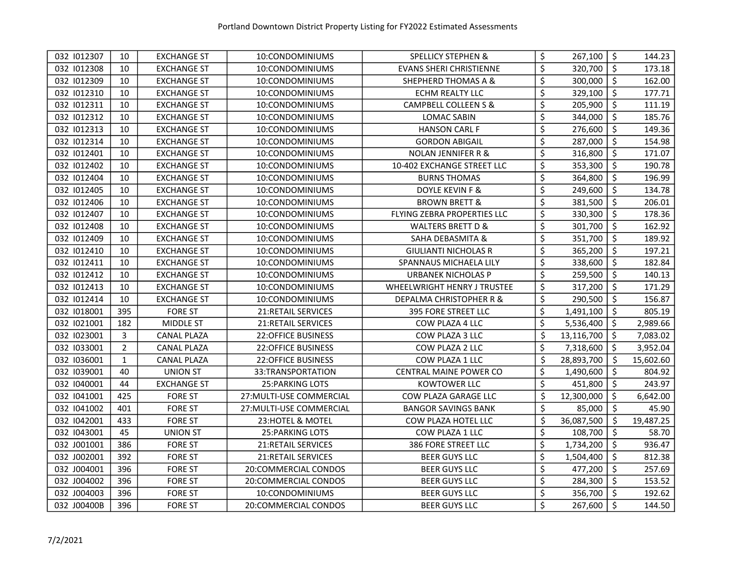| | | | | | | |
|---|---|---|---|---|---|---|
| 032 I012307 | 10 | EXCHANGE ST | 10:CONDOMINIUMS | SPELLICY STEPHEN & | $ 267,100 | $ 144.23 |
| 032 I012308 | 10 | EXCHANGE ST | 10:CONDOMINIUMS | EVANS SHERI CHRISTIENNE | $ 320,700 | $ 173.18 |
| 032 I012309 | 10 | EXCHANGE ST | 10:CONDOMINIUMS | SHEPHERD THOMAS A & | $ 300,000 | $ 162.00 |
| 032 I012310 | 10 | EXCHANGE ST | 10:CONDOMINIUMS | ECHM REALTY LLC | $ 329,100 | $ 177.71 |
| 032 I012311 | 10 | EXCHANGE ST | 10:CONDOMINIUMS | CAMPBELL COLLEEN S & | $ 205,900 | $ 111.19 |
| 032 I012312 | 10 | EXCHANGE ST | 10:CONDOMINIUMS | LOMAC SABIN | $ 344,000 | $ 185.76 |
| 032 I012313 | 10 | EXCHANGE ST | 10:CONDOMINIUMS | HANSON CARL F | $ 276,600 | $ 149.36 |
| 032 I012314 | 10 | EXCHANGE ST | 10:CONDOMINIUMS | GORDON ABIGAIL | $ 287,000 | $ 154.98 |
| 032 I012401 | 10 | EXCHANGE ST | 10:CONDOMINIUMS | NOLAN JENNIFER R & | $ 316,800 | $ 171.07 |
| 032 I012402 | 10 | EXCHANGE ST | 10:CONDOMINIUMS | 10-402 EXCHANGE STREET LLC | $ 353,300 | $ 190.78 |
| 032 I012404 | 10 | EXCHANGE ST | 10:CONDOMINIUMS | BURNS THOMAS | $ 364,800 | $ 196.99 |
| 032 I012405 | 10 | EXCHANGE ST | 10:CONDOMINIUMS | DOYLE KEVIN F & | $ 249,600 | $ 134.78 |
| 032 I012406 | 10 | EXCHANGE ST | 10:CONDOMINIUMS | BROWN BRETT & | $ 381,500 | $ 206.01 |
| 032 I012407 | 10 | EXCHANGE ST | 10:CONDOMINIUMS | FLYING ZEBRA PROPERTIES LLC | $ 330,300 | $ 178.36 |
| 032 I012408 | 10 | EXCHANGE ST | 10:CONDOMINIUMS | WALTERS BRETT D & | $ 301,700 | $ 162.92 |
| 032 I012409 | 10 | EXCHANGE ST | 10:CONDOMINIUMS | SAHA DEBASMITA & | $ 351,700 | $ 189.92 |
| 032 I012410 | 10 | EXCHANGE ST | 10:CONDOMINIUMS | GIULIANTI NICHOLAS R | $ 365,200 | $ 197.21 |
| 032 I012411 | 10 | EXCHANGE ST | 10:CONDOMINIUMS | SPANNAUS MICHAELA LILY | $ 338,600 | $ 182.84 |
| 032 I012412 | 10 | EXCHANGE ST | 10:CONDOMINIUMS | URBANEK NICHOLAS P | $ 259,500 | $ 140.13 |
| 032 I012413 | 10 | EXCHANGE ST | 10:CONDOMINIUMS | WHEELWRIGHT HENRY J TRUSTEE | $ 317,200 | $ 171.29 |
| 032 I012414 | 10 | EXCHANGE ST | 10:CONDOMINIUMS | DEPALMA CHRISTOPHER R & | $ 290,500 | $ 156.87 |
| 032 I018001 | 395 | FORE ST | 21:RETAIL SERVICES | 395 FORE STREET LLC | $ 1,491,100 | $ 805.19 |
| 032 I021001 | 182 | MIDDLE ST | 21:RETAIL SERVICES | COW PLAZA 4 LLC | $ 5,536,400 | $ 2,989.66 |
| 032 I023001 | 3 | CANAL PLAZA | 22:OFFICE BUSINESS | COW PLAZA 3 LLC | $ 13,116,700 | $ 7,083.02 |
| 032 I033001 | 2 | CANAL PLAZA | 22:OFFICE BUSINESS | COW PLAZA 2 LLC | $ 7,318,600 | $ 3,952.04 |
| 032 I036001 | 1 | CANAL PLAZA | 22:OFFICE BUSINESS | COW PLAZA 1 LLC | $ 28,893,700 | $ 15,602.60 |
| 032 I039001 | 40 | UNION ST | 33:TRANSPORTATION | CENTRAL MAINE POWER CO | $ 1,490,600 | $ 804.92 |
| 032 I040001 | 44 | EXCHANGE ST | 25:PARKING LOTS | KOWTOWER LLC | $ 451,800 | $ 243.97 |
| 032 I041001 | 425 | FORE ST | 27:MULTI-USE COMMERCIAL | COW PLAZA GARAGE LLC | $ 12,300,000 | $ 6,642.00 |
| 032 I041002 | 401 | FORE ST | 27:MULTI-USE COMMERCIAL | BANGOR SAVINGS BANK | $ 85,000 | $ 45.90 |
| 032 I042001 | 433 | FORE ST | 23:HOTEL & MOTEL | COW PLAZA HOTEL LLC | $ 36,087,500 | $ 19,487.25 |
| 032 I043001 | 45 | UNION ST | 25:PARKING LOTS | COW PLAZA 1 LLC | $ 108,700 | $ 58.70 |
| 032 J001001 | 386 | FORE ST | 21:RETAIL SERVICES | 386 FORE STREET LLC | $ 1,734,200 | $ 936.47 |
| 032 J002001 | 392 | FORE ST | 21:RETAIL SERVICES | BEER GUYS LLC | $ 1,504,400 | $ 812.38 |
| 032 J004001 | 396 | FORE ST | 20:COMMERCIAL CONDOS | BEER GUYS LLC | $ 477,200 | $ 257.69 |
| 032 J004002 | 396 | FORE ST | 20:COMMERCIAL CONDOS | BEER GUYS LLC | $ 284,300 | $ 153.52 |
| 032 J004003 | 396 | FORE ST | 10:CONDOMINIUMS | BEER GUYS LLC | $ 356,700 | $ 192.62 |
| 032 J00400B | 396 | FORE ST | 20:COMMERCIAL CONDOS | BEER GUYS LLC | $ 267,600 | $ 144.50 |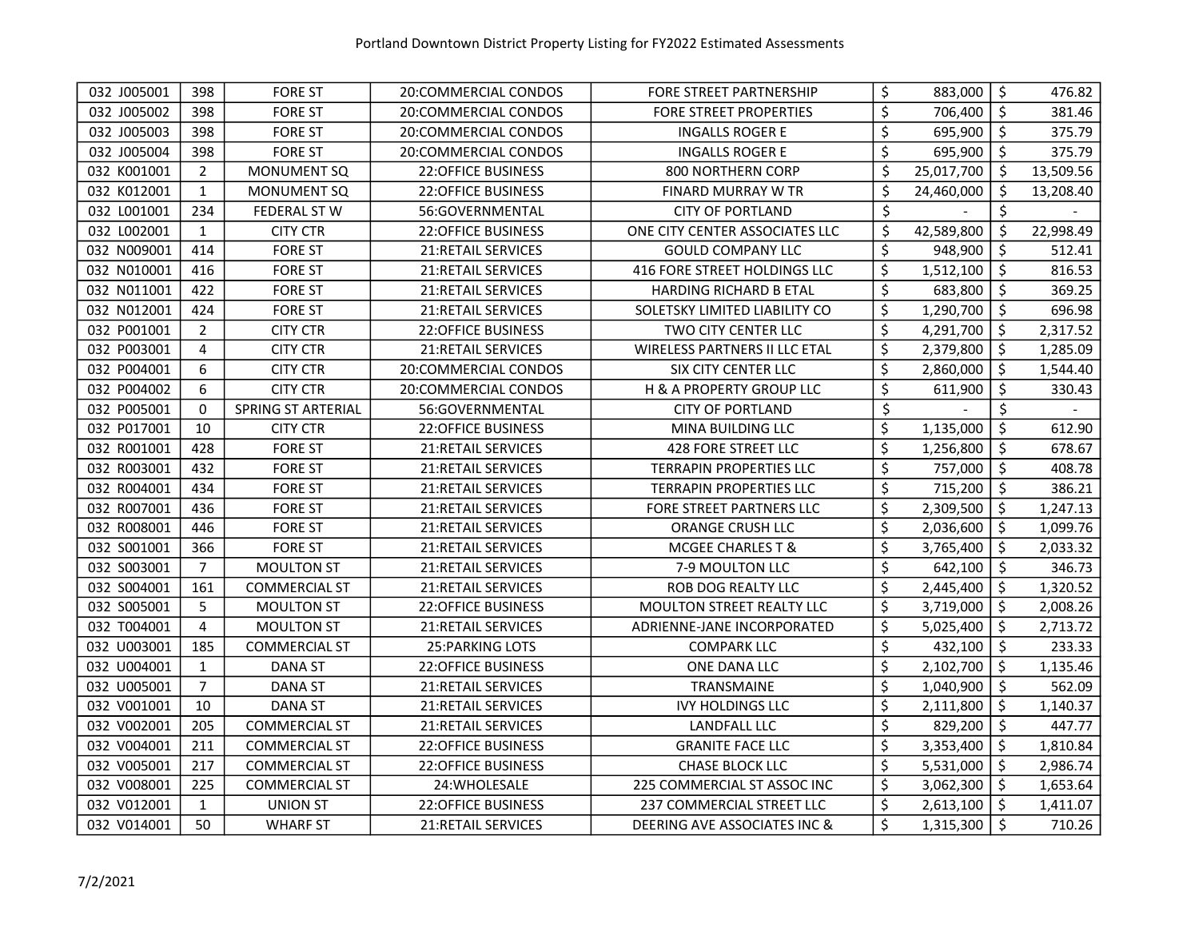Portland Downtown District Property Listing for FY2022 Estimated Assessments

| | | | | | | |
|---|---|---|---|---|---|---|
| 032 J005001 | 398 | FORE ST | 20:COMMERCIAL CONDOS | FORE STREET PARTNERSHIP | $ 883,000 | $ 476.82 |
| 032 J005002 | 398 | FORE ST | 20:COMMERCIAL CONDOS | FORE STREET PROPERTIES | $ 706,400 | $ 381.46 |
| 032 J005003 | 398 | FORE ST | 20:COMMERCIAL CONDOS | INGALLS ROGER E | $ 695,900 | $ 375.79 |
| 032 J005004 | 398 | FORE ST | 20:COMMERCIAL CONDOS | INGALLS ROGER E | $ 695,900 | $ 375.79 |
| 032 K001001 | 2 | MONUMENT SQ | 22:OFFICE BUSINESS | 800 NORTHERN CORP | $ 25,017,700 | $ 13,509.56 |
| 032 K012001 | 1 | MONUMENT SQ | 22:OFFICE BUSINESS | FINARD MURRAY W TR | $ 24,460,000 | $ 13,208.40 |
| 032 L001001 | 234 | FEDERAL ST W | 56:GOVERNMENTAL | CITY OF PORTLAND | $ - | $ - |
| 032 L002001 | 1 | CITY CTR | 22:OFFICE BUSINESS | ONE CITY CENTER ASSOCIATES LLC | $ 42,589,800 | $ 22,998.49 |
| 032 N009001 | 414 | FORE ST | 21:RETAIL SERVICES | GOULD COMPANY LLC | $ 948,900 | $ 512.41 |
| 032 N010001 | 416 | FORE ST | 21:RETAIL SERVICES | 416 FORE STREET HOLDINGS LLC | $ 1,512,100 | $ 816.53 |
| 032 N011001 | 422 | FORE ST | 21:RETAIL SERVICES | HARDING RICHARD B ETAL | $ 683,800 | $ 369.25 |
| 032 N012001 | 424 | FORE ST | 21:RETAIL SERVICES | SOLETSKY LIMITED LIABILITY CO | $ 1,290,700 | $ 696.98 |
| 032 P001001 | 2 | CITY CTR | 22:OFFICE BUSINESS | TWO CITY CENTER LLC | $ 4,291,700 | $ 2,317.52 |
| 032 P003001 | 4 | CITY CTR | 21:RETAIL SERVICES | WIRELESS PARTNERS II LLC ETAL | $ 2,379,800 | $ 1,285.09 |
| 032 P004001 | 6 | CITY CTR | 20:COMMERCIAL CONDOS | SIX CITY CENTER LLC | $ 2,860,000 | $ 1,544.40 |
| 032 P004002 | 6 | CITY CTR | 20:COMMERCIAL CONDOS | H & A PROPERTY GROUP LLC | $ 611,900 | $ 330.43 |
| 032 P005001 | 0 | SPRING ST ARTERIAL | 56:GOVERNMENTAL | CITY OF PORTLAND | $ - | $ - |
| 032 P017001 | 10 | CITY CTR | 22:OFFICE BUSINESS | MINA BUILDING LLC | $ 1,135,000 | $ 612.90 |
| 032 R001001 | 428 | FORE ST | 21:RETAIL SERVICES | 428 FORE STREET LLC | $ 1,256,800 | $ 678.67 |
| 032 R003001 | 432 | FORE ST | 21:RETAIL SERVICES | TERRAPIN PROPERTIES LLC | $ 757,000 | $ 408.78 |
| 032 R004001 | 434 | FORE ST | 21:RETAIL SERVICES | TERRAPIN PROPERTIES LLC | $ 715,200 | $ 386.21 |
| 032 R007001 | 436 | FORE ST | 21:RETAIL SERVICES | FORE STREET PARTNERS LLC | $ 2,309,500 | $ 1,247.13 |
| 032 R008001 | 446 | FORE ST | 21:RETAIL SERVICES | ORANGE CRUSH LLC | $ 2,036,600 | $ 1,099.76 |
| 032 S001001 | 366 | FORE ST | 21:RETAIL SERVICES | MCGEE CHARLES T & | $ 3,765,400 | $ 2,033.32 |
| 032 S003001 | 7 | MOULTON ST | 21:RETAIL SERVICES | 7-9 MOULTON LLC | $ 642,100 | $ 346.73 |
| 032 S004001 | 161 | COMMERCIAL ST | 21:RETAIL SERVICES | ROB DOG REALTY LLC | $ 2,445,400 | $ 1,320.52 |
| 032 S005001 | 5 | MOULTON ST | 22:OFFICE BUSINESS | MOULTON STREET REALTY LLC | $ 3,719,000 | $ 2,008.26 |
| 032 T004001 | 4 | MOULTON ST | 21:RETAIL SERVICES | ADRIENNE-JANE INCORPORATED | $ 5,025,400 | $ 2,713.72 |
| 032 U003001 | 185 | COMMERCIAL ST | 25:PARKING LOTS | COMPARK LLC | $ 432,100 | $ 233.33 |
| 032 U004001 | 1 | DANA ST | 22:OFFICE BUSINESS | ONE DANA LLC | $ 2,102,700 | $ 1,135.46 |
| 032 U005001 | 7 | DANA ST | 21:RETAIL SERVICES | TRANSMAINE | $ 1,040,900 | $ 562.09 |
| 032 V001001 | 10 | DANA ST | 21:RETAIL SERVICES | IVY HOLDINGS LLC | $ 2,111,800 | $ 1,140.37 |
| 032 V002001 | 205 | COMMERCIAL ST | 21:RETAIL SERVICES | LANDFALL LLC | $ 829,200 | $ 447.77 |
| 032 V004001 | 211 | COMMERCIAL ST | 22:OFFICE BUSINESS | GRANITE FACE LLC | $ 3,353,400 | $ 1,810.84 |
| 032 V005001 | 217 | COMMERCIAL ST | 22:OFFICE BUSINESS | CHASE BLOCK LLC | $ 5,531,000 | $ 2,986.74 |
| 032 V008001 | 225 | COMMERCIAL ST | 24:WHOLESALE | 225 COMMERCIAL ST ASSOC INC | $ 3,062,300 | $ 1,653.64 |
| 032 V012001 | 1 | UNION ST | 22:OFFICE BUSINESS | 237 COMMERCIAL STREET LLC | $ 2,613,100 | $ 1,411.07 |
| 032 V014001 | 50 | WHARF ST | 21:RETAIL SERVICES | DEERING AVE ASSOCIATES INC & | $ 1,315,300 | $ 710.26 |

7/2/2021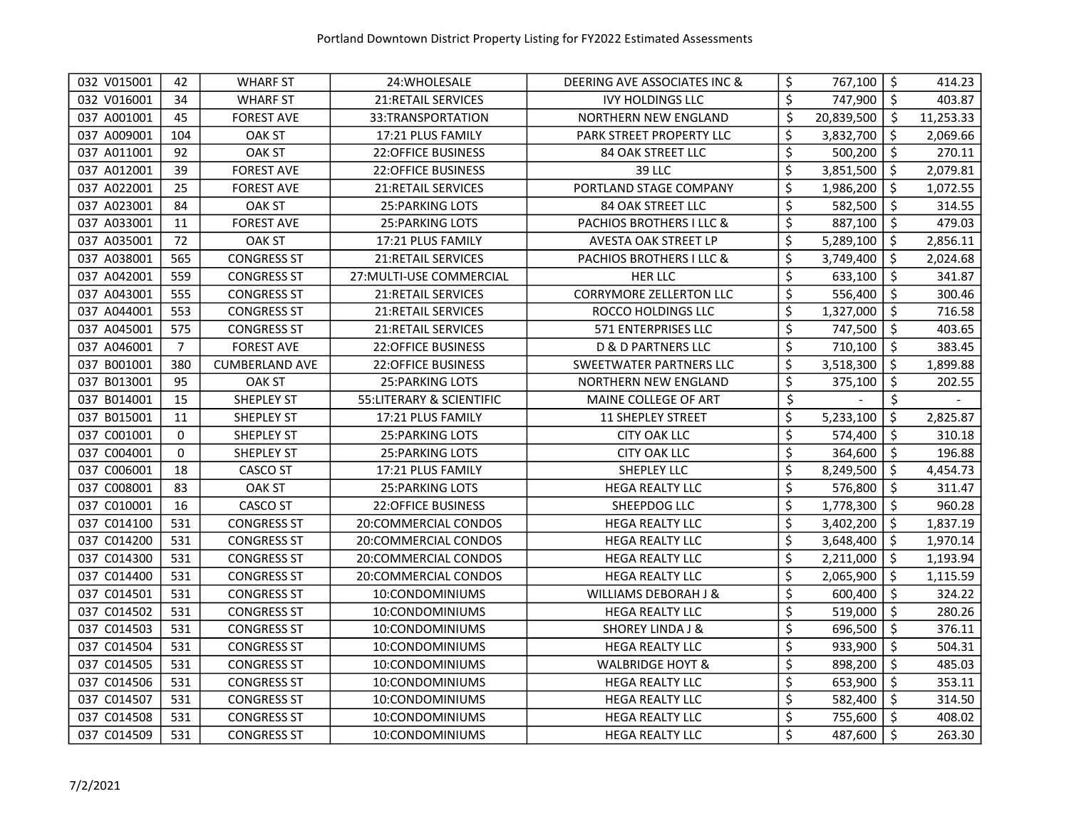| | | | | | | |
|---|---|---|---|---|---|---|
| 032 V015001 | 42 | WHARF ST | 24:WHOLESALE | DEERING AVE ASSOCIATES INC & | $ 767,100 | $ 414.23 |
| 032 V016001 | 34 | WHARF ST | 21:RETAIL SERVICES | IVY HOLDINGS LLC | $ 747,900 | $ 403.87 |
| 037 A001001 | 45 | FOREST AVE | 33:TRANSPORTATION | NORTHERN NEW ENGLAND | $ 20,839,500 | $ 11,253.33 |
| 037 A009001 | 104 | OAK ST | 17:21 PLUS FAMILY | PARK STREET PROPERTY LLC | $ 3,832,700 | $ 2,069.66 |
| 037 A011001 | 92 | OAK ST | 22:OFFICE BUSINESS | 84 OAK STREET LLC | $ 500,200 | $ 270.11 |
| 037 A012001 | 39 | FOREST AVE | 22:OFFICE BUSINESS | 39 LLC | $ 3,851,500 | $ 2,079.81 |
| 037 A022001 | 25 | FOREST AVE | 21:RETAIL SERVICES | PORTLAND STAGE COMPANY | $ 1,986,200 | $ 1,072.55 |
| 037 A023001 | 84 | OAK ST | 25:PARKING LOTS | 84 OAK STREET LLC | $ 582,500 | $ 314.55 |
| 037 A033001 | 11 | FOREST AVE | 25:PARKING LOTS | PACHIOS BROTHERS I LLC & | $ 887,100 | $ 479.03 |
| 037 A035001 | 72 | OAK ST | 17:21 PLUS FAMILY | AVESTA OAK STREET LP | $ 5,289,100 | $ 2,856.11 |
| 037 A038001 | 565 | CONGRESS ST | 21:RETAIL SERVICES | PACHIOS BROTHERS I LLC & | $ 3,749,400 | $ 2,024.68 |
| 037 A042001 | 559 | CONGRESS ST | 27:MULTI-USE COMMERCIAL | HER LLC | $ 633,100 | $ 341.87 |
| 037 A043001 | 555 | CONGRESS ST | 21:RETAIL SERVICES | CORRYMORE ZELLERTON LLC | $ 556,400 | $ 300.46 |
| 037 A044001 | 553 | CONGRESS ST | 21:RETAIL SERVICES | ROCCO HOLDINGS LLC | $ 1,327,000 | $ 716.58 |
| 037 A045001 | 575 | CONGRESS ST | 21:RETAIL SERVICES | 571 ENTERPRISES LLC | $ 747,500 | $ 403.65 |
| 037 A046001 | 7 | FOREST AVE | 22:OFFICE BUSINESS | D & D PARTNERS LLC | $ 710,100 | $ 383.45 |
| 037 B001001 | 380 | CUMBERLAND AVE | 22:OFFICE BUSINESS | SWEETWATER PARTNERS LLC | $ 3,518,300 | $ 1,899.88 |
| 037 B013001 | 95 | OAK ST | 25:PARKING LOTS | NORTHERN NEW ENGLAND | $ 375,100 | $ 202.55 |
| 037 B014001 | 15 | SHEPLEY ST | 55:LITERARY & SCIENTIFIC | MAINE COLLEGE OF ART | $ - | $ - |
| 037 B015001 | 11 | SHEPLEY ST | 17:21 PLUS FAMILY | 11 SHEPLEY STREET | $ 5,233,100 | $ 2,825.87 |
| 037 C001001 | 0 | SHEPLEY ST | 25:PARKING LOTS | CITY OAK LLC | $ 574,400 | $ 310.18 |
| 037 C004001 | 0 | SHEPLEY ST | 25:PARKING LOTS | CITY OAK LLC | $ 364,600 | $ 196.88 |
| 037 C006001 | 18 | CASCO ST | 17:21 PLUS FAMILY | SHEPLEY LLC | $ 8,249,500 | $ 4,454.73 |
| 037 C008001 | 83 | OAK ST | 25:PARKING LOTS | HEGA REALTY LLC | $ 576,800 | $ 311.47 |
| 037 C010001 | 16 | CASCO ST | 22:OFFICE BUSINESS | SHEEPDOG LLC | $ 1,778,300 | $ 960.28 |
| 037 C014100 | 531 | CONGRESS ST | 20:COMMERCIAL CONDOS | HEGA REALTY LLC | $ 3,402,200 | $ 1,837.19 |
| 037 C014200 | 531 | CONGRESS ST | 20:COMMERCIAL CONDOS | HEGA REALTY LLC | $ 3,648,400 | $ 1,970.14 |
| 037 C014300 | 531 | CONGRESS ST | 20:COMMERCIAL CONDOS | HEGA REALTY LLC | $ 2,211,000 | $ 1,193.94 |
| 037 C014400 | 531 | CONGRESS ST | 20:COMMERCIAL CONDOS | HEGA REALTY LLC | $ 2,065,900 | $ 1,115.59 |
| 037 C014501 | 531 | CONGRESS ST | 10:CONDOMINIUMS | WILLIAMS DEBORAH J & | $ 600,400 | $ 324.22 |
| 037 C014502 | 531 | CONGRESS ST | 10:CONDOMINIUMS | HEGA REALTY LLC | $ 519,000 | $ 280.26 |
| 037 C014503 | 531 | CONGRESS ST | 10:CONDOMINIUMS | SHOREY LINDA J & | $ 696,500 | $ 376.11 |
| 037 C014504 | 531 | CONGRESS ST | 10:CONDOMINIUMS | HEGA REALTY LLC | $ 933,900 | $ 504.31 |
| 037 C014505 | 531 | CONGRESS ST | 10:CONDOMINIUMS | WALBRIDGE HOYT & | $ 898,200 | $ 485.03 |
| 037 C014506 | 531 | CONGRESS ST | 10:CONDOMINIUMS | HEGA REALTY LLC | $ 653,900 | $ 353.11 |
| 037 C014507 | 531 | CONGRESS ST | 10:CONDOMINIUMS | HEGA REALTY LLC | $ 582,400 | $ 314.50 |
| 037 C014508 | 531 | CONGRESS ST | 10:CONDOMINIUMS | HEGA REALTY LLC | $ 755,600 | $ 408.02 |
| 037 C014509 | 531 | CONGRESS ST | 10:CONDOMINIUMS | HEGA REALTY LLC | $ 487,600 | $ 263.30 |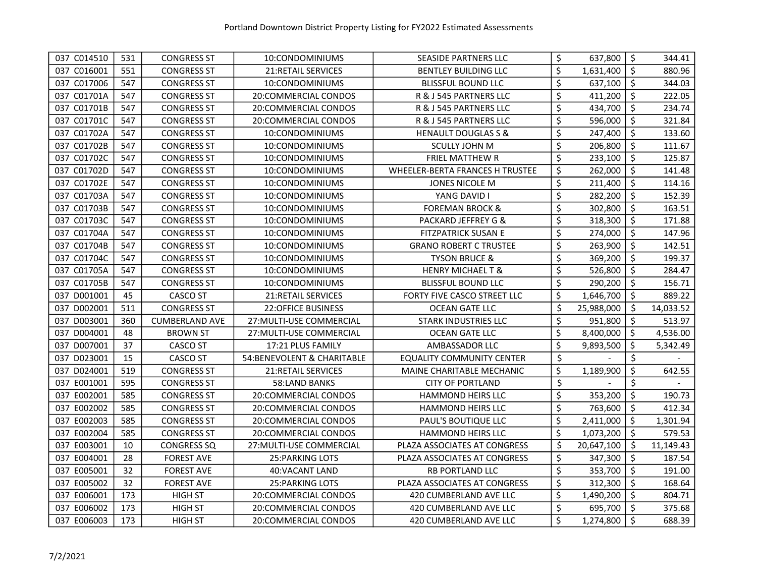| | | | | | | |
|---|---|---|---|---|---|---|
| 037 C014510 | 531 | CONGRESS ST | 10:CONDOMINIUMS | SEASIDE PARTNERS LLC | $ 637,800 | $ 344.41 |
| 037 C016001 | 551 | CONGRESS ST | 21:RETAIL SERVICES | BENTLEY BUILDING LLC | $ 1,631,400 | $ 880.96 |
| 037 C017006 | 547 | CONGRESS ST | 10:CONDOMINIUMS | BLISSFUL BOUND LLC | $ 637,100 | $ 344.03 |
| 037 C01701A | 547 | CONGRESS ST | 20:COMMERCIAL CONDOS | R & J 545 PARTNERS LLC | $ 411,200 | $ 222.05 |
| 037 C01701B | 547 | CONGRESS ST | 20:COMMERCIAL CONDOS | R & J 545 PARTNERS LLC | $ 434,700 | $ 234.74 |
| 037 C01701C | 547 | CONGRESS ST | 20:COMMERCIAL CONDOS | R & J 545 PARTNERS LLC | $ 596,000 | $ 321.84 |
| 037 C01702A | 547 | CONGRESS ST | 10:CONDOMINIUMS | HENAULT DOUGLAS S & | $ 247,400 | $ 133.60 |
| 037 C01702B | 547 | CONGRESS ST | 10:CONDOMINIUMS | SCULLY JOHN M | $ 206,800 | $ 111.67 |
| 037 C01702C | 547 | CONGRESS ST | 10:CONDOMINIUMS | FRIEL MATTHEW R | $ 233,100 | $ 125.87 |
| 037 C01702D | 547 | CONGRESS ST | 10:CONDOMINIUMS | WHEELER-BERTA FRANCES H TRUSTEE | $ 262,000 | $ 141.48 |
| 037 C01702E | 547 | CONGRESS ST | 10:CONDOMINIUMS | JONES NICOLE M | $ 211,400 | $ 114.16 |
| 037 C01703A | 547 | CONGRESS ST | 10:CONDOMINIUMS | YANG DAVID I | $ 282,200 | $ 152.39 |
| 037 C01703B | 547 | CONGRESS ST | 10:CONDOMINIUMS | FOREMAN BROCK & | $ 302,800 | $ 163.51 |
| 037 C01703C | 547 | CONGRESS ST | 10:CONDOMINIUMS | PACKARD JEFFREY G & | $ 318,300 | $ 171.88 |
| 037 C01704A | 547 | CONGRESS ST | 10:CONDOMINIUMS | FITZPATRICK SUSAN E | $ 274,000 | $ 147.96 |
| 037 C01704B | 547 | CONGRESS ST | 10:CONDOMINIUMS | GRANO ROBERT C TRUSTEE | $ 263,900 | $ 142.51 |
| 037 C01704C | 547 | CONGRESS ST | 10:CONDOMINIUMS | TYSON BRUCE & | $ 369,200 | $ 199.37 |
| 037 C01705A | 547 | CONGRESS ST | 10:CONDOMINIUMS | HENRY MICHAEL T & | $ 526,800 | $ 284.47 |
| 037 C01705B | 547 | CONGRESS ST | 10:CONDOMINIUMS | BLISSFUL BOUND LLC | $ 290,200 | $ 156.71 |
| 037 D001001 | 45 | CASCO ST | 21:RETAIL SERVICES | FORTY FIVE CASCO STREET LLC | $ 1,646,700 | $ 889.22 |
| 037 D002001 | 511 | CONGRESS ST | 22:OFFICE BUSINESS | OCEAN GATE LLC | $ 25,988,000 | $ 14,033.52 |
| 037 D003001 | 360 | CUMBERLAND AVE | 27:MULTI-USE COMMERCIAL | STARK INDUSTRIES LLC | $ 951,800 | $ 513.97 |
| 037 D004001 | 48 | BROWN ST | 27:MULTI-USE COMMERCIAL | OCEAN GATE LLC | $ 8,400,000 | $ 4,536.00 |
| 037 D007001 | 37 | CASCO ST | 17:21 PLUS FAMILY | AMBASSADOR LLC | $ 9,893,500 | $ 5,342.49 |
| 037 D023001 | 15 | CASCO ST | 54:BENEVOLENT & CHARITABLE | EQUALITY COMMUNITY CENTER | $ - | $ - |
| 037 D024001 | 519 | CONGRESS ST | 21:RETAIL SERVICES | MAINE CHARITABLE MECHANIC | $ 1,189,900 | $ 642.55 |
| 037 E001001 | 595 | CONGRESS ST | 58:LAND BANKS | CITY OF PORTLAND | $ - | $ - |
| 037 E002001 | 585 | CONGRESS ST | 20:COMMERCIAL CONDOS | HAMMOND HEIRS LLC | $ 353,200 | $ 190.73 |
| 037 E002002 | 585 | CONGRESS ST | 20:COMMERCIAL CONDOS | HAMMOND HEIRS LLC | $ 763,600 | $ 412.34 |
| 037 E002003 | 585 | CONGRESS ST | 20:COMMERCIAL CONDOS | PAUL'S BOUTIQUE LLC | $ 2,411,000 | $ 1,301.94 |
| 037 E002004 | 585 | CONGRESS ST | 20:COMMERCIAL CONDOS | HAMMOND HEIRS LLC | $ 1,073,200 | $ 579.53 |
| 037 E003001 | 10 | CONGRESS SQ | 27:MULTI-USE COMMERCIAL | PLAZA ASSOCIATES AT CONGRESS | $ 20,647,100 | $ 11,149.43 |
| 037 E004001 | 28 | FOREST AVE | 25:PARKING LOTS | PLAZA ASSOCIATES AT CONGRESS | $ 347,300 | $ 187.54 |
| 037 E005001 | 32 | FOREST AVE | 40:VACANT LAND | RB PORTLAND LLC | $ 353,700 | $ 191.00 |
| 037 E005002 | 32 | FOREST AVE | 25:PARKING LOTS | PLAZA ASSOCIATES AT CONGRESS | $ 312,300 | $ 168.64 |
| 037 E006001 | 173 | HIGH ST | 20:COMMERCIAL CONDOS | 420 CUMBERLAND AVE LLC | $ 1,490,200 | $ 804.71 |
| 037 E006002 | 173 | HIGH ST | 20:COMMERCIAL CONDOS | 420 CUMBERLAND AVE LLC | $ 695,700 | $ 375.68 |
| 037 E006003 | 173 | HIGH ST | 20:COMMERCIAL CONDOS | 420 CUMBERLAND AVE LLC | $ 1,274,800 | $ 688.39 |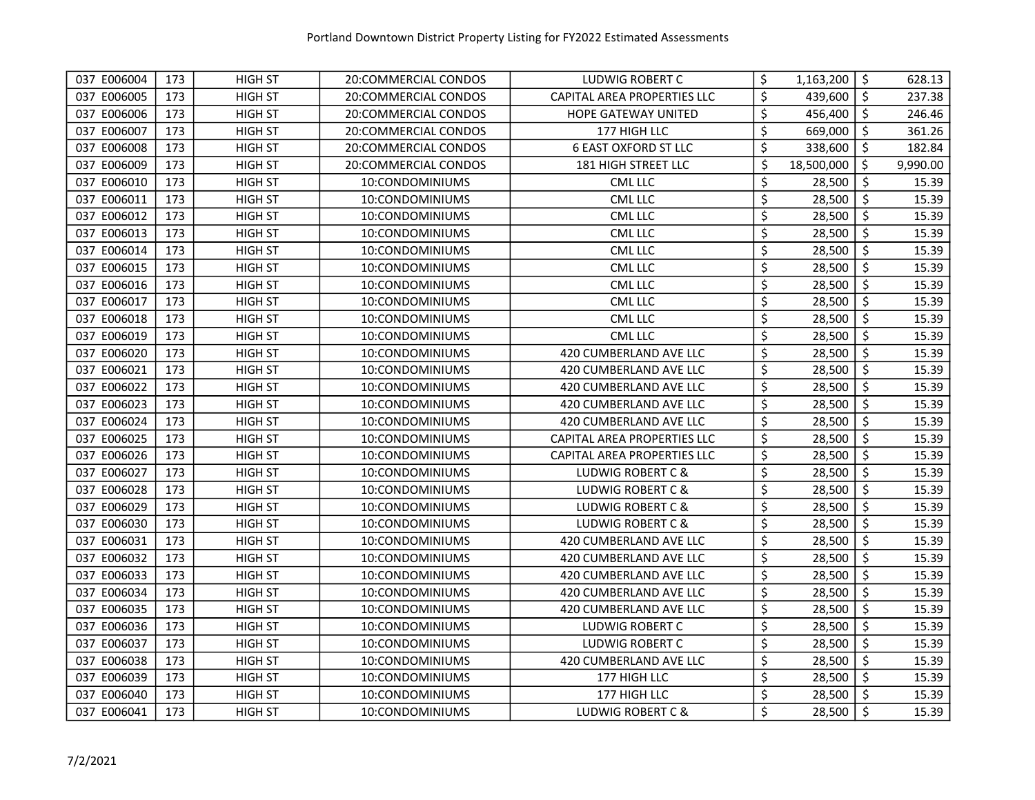| 037 E006004 | 173 | HIGH ST | 20:COMMERCIAL CONDOS | LUDWIG ROBERT C | $ 1,163,200 | $ 628.13 |
|---|---|---|---|---|---|---|
| 037 E006005 | 173 | HIGH ST | 20:COMMERCIAL CONDOS | CAPITAL AREA PROPERTIES LLC | $ 439,600 | $ 237.38 |
| 037 E006006 | 173 | HIGH ST | 20:COMMERCIAL CONDOS | HOPE GATEWAY UNITED | $ 456,400 | $ 246.46 |
| 037 E006007 | 173 | HIGH ST | 20:COMMERCIAL CONDOS | 177 HIGH LLC | $ 669,000 | $ 361.26 |
| 037 E006008 | 173 | HIGH ST | 20:COMMERCIAL CONDOS | 6 EAST OXFORD ST LLC | $ 338,600 | $ 182.84 |
| 037 E006009 | 173 | HIGH ST | 20:COMMERCIAL CONDOS | 181 HIGH STREET LLC | $ 18,500,000 | $ 9,990.00 |
| 037 E006010 | 173 | HIGH ST | 10:CONDOMINIUMS | CML LLC | $ 28,500 | $ 15.39 |
| 037 E006011 | 173 | HIGH ST | 10:CONDOMINIUMS | CML LLC | $ 28,500 | $ 15.39 |
| 037 E006012 | 173 | HIGH ST | 10:CONDOMINIUMS | CML LLC | $ 28,500 | $ 15.39 |
| 037 E006013 | 173 | HIGH ST | 10:CONDOMINIUMS | CML LLC | $ 28,500 | $ 15.39 |
| 037 E006014 | 173 | HIGH ST | 10:CONDOMINIUMS | CML LLC | $ 28,500 | $ 15.39 |
| 037 E006015 | 173 | HIGH ST | 10:CONDOMINIUMS | CML LLC | $ 28,500 | $ 15.39 |
| 037 E006016 | 173 | HIGH ST | 10:CONDOMINIUMS | CML LLC | $ 28,500 | $ 15.39 |
| 037 E006017 | 173 | HIGH ST | 10:CONDOMINIUMS | CML LLC | $ 28,500 | $ 15.39 |
| 037 E006018 | 173 | HIGH ST | 10:CONDOMINIUMS | CML LLC | $ 28,500 | $ 15.39 |
| 037 E006019 | 173 | HIGH ST | 10:CONDOMINIUMS | CML LLC | $ 28,500 | $ 15.39 |
| 037 E006020 | 173 | HIGH ST | 10:CONDOMINIUMS | 420 CUMBERLAND AVE LLC | $ 28,500 | $ 15.39 |
| 037 E006021 | 173 | HIGH ST | 10:CONDOMINIUMS | 420 CUMBERLAND AVE LLC | $ 28,500 | $ 15.39 |
| 037 E006022 | 173 | HIGH ST | 10:CONDOMINIUMS | 420 CUMBERLAND AVE LLC | $ 28,500 | $ 15.39 |
| 037 E006023 | 173 | HIGH ST | 10:CONDOMINIUMS | 420 CUMBERLAND AVE LLC | $ 28,500 | $ 15.39 |
| 037 E006024 | 173 | HIGH ST | 10:CONDOMINIUMS | 420 CUMBERLAND AVE LLC | $ 28,500 | $ 15.39 |
| 037 E006025 | 173 | HIGH ST | 10:CONDOMINIUMS | CAPITAL AREA PROPERTIES LLC | $ 28,500 | $ 15.39 |
| 037 E006026 | 173 | HIGH ST | 10:CONDOMINIUMS | CAPITAL AREA PROPERTIES LLC | $ 28,500 | $ 15.39 |
| 037 E006027 | 173 | HIGH ST | 10:CONDOMINIUMS | LUDWIG ROBERT C & | $ 28,500 | $ 15.39 |
| 037 E006028 | 173 | HIGH ST | 10:CONDOMINIUMS | LUDWIG ROBERT C & | $ 28,500 | $ 15.39 |
| 037 E006029 | 173 | HIGH ST | 10:CONDOMINIUMS | LUDWIG ROBERT C & | $ 28,500 | $ 15.39 |
| 037 E006030 | 173 | HIGH ST | 10:CONDOMINIUMS | LUDWIG ROBERT C & | $ 28,500 | $ 15.39 |
| 037 E006031 | 173 | HIGH ST | 10:CONDOMINIUMS | 420 CUMBERLAND AVE LLC | $ 28,500 | $ 15.39 |
| 037 E006032 | 173 | HIGH ST | 10:CONDOMINIUMS | 420 CUMBERLAND AVE LLC | $ 28,500 | $ 15.39 |
| 037 E006033 | 173 | HIGH ST | 10:CONDOMINIUMS | 420 CUMBERLAND AVE LLC | $ 28,500 | $ 15.39 |
| 037 E006034 | 173 | HIGH ST | 10:CONDOMINIUMS | 420 CUMBERLAND AVE LLC | $ 28,500 | $ 15.39 |
| 037 E006035 | 173 | HIGH ST | 10:CONDOMINIUMS | 420 CUMBERLAND AVE LLC | $ 28,500 | $ 15.39 |
| 037 E006036 | 173 | HIGH ST | 10:CONDOMINIUMS | LUDWIG ROBERT C | $ 28,500 | $ 15.39 |
| 037 E006037 | 173 | HIGH ST | 10:CONDOMINIUMS | LUDWIG ROBERT C | $ 28,500 | $ 15.39 |
| 037 E006038 | 173 | HIGH ST | 10:CONDOMINIUMS | 420 CUMBERLAND AVE LLC | $ 28,500 | $ 15.39 |
| 037 E006039 | 173 | HIGH ST | 10:CONDOMINIUMS | 177 HIGH LLC | $ 28,500 | $ 15.39 |
| 037 E006040 | 173 | HIGH ST | 10:CONDOMINIUMS | 177 HIGH LLC | $ 28,500 | $ 15.39 |
| 037 E006041 | 173 | HIGH ST | 10:CONDOMINIUMS | LUDWIG ROBERT C & | $ 28,500 | $ 15.39 |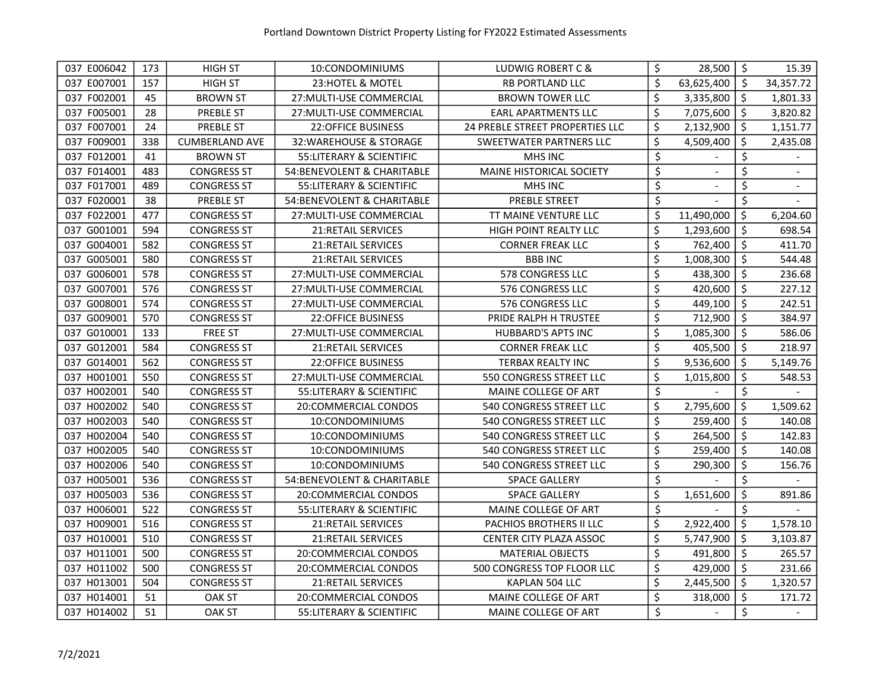# Portland Downtown District Property Listing for FY2022 Estimated Assessments

| | | | | | | |
|---|---|---|---|---|---|---|
| 037 E006042 | 173 | HIGH ST | 10:CONDOMINIUMS | LUDWIG ROBERT C & | $ 28,500 | $ 15.39 |
| 037 E007001 | 157 | HIGH ST | 23:HOTEL & MOTEL | RB PORTLAND LLC | $ 63,625,400 | $ 34,357.72 |
| 037 F002001 | 45 | BROWN ST | 27:MULTI-USE COMMERCIAL | BROWN TOWER LLC | $ 3,335,800 | $ 1,801.33 |
| 037 F005001 | 28 | PREBLE ST | 27:MULTI-USE COMMERCIAL | EARL APARTMENTS LLC | $ 7,075,600 | $ 3,820.82 |
| 037 F007001 | 24 | PREBLE ST | 22:OFFICE BUSINESS | 24 PREBLE STREET PROPERTIES LLC | $ 2,132,900 | $ 1,151.77 |
| 037 F009001 | 338 | CUMBERLAND AVE | 32:WAREHOUSE & STORAGE | SWEETWATER PARTNERS LLC | $ 4,509,400 | $ 2,435.08 |
| 037 F012001 | 41 | BROWN ST | 55:LITERARY & SCIENTIFIC | MHS INC | $ - | $ - |
| 037 F014001 | 483 | CONGRESS ST | 54:BENEVOLENT & CHARITABLE | MAINE HISTORICAL SOCIETY | $ - | $ - |
| 037 F017001 | 489 | CONGRESS ST | 55:LITERARY & SCIENTIFIC | MHS INC | $ - | $ - |
| 037 F020001 | 38 | PREBLE ST | 54:BENEVOLENT & CHARITABLE | PREBLE STREET | $ - | $ - |
| 037 F022001 | 477 | CONGRESS ST | 27:MULTI-USE COMMERCIAL | TT MAINE VENTURE LLC | $ 11,490,000 | $ 6,204.60 |
| 037 G001001 | 594 | CONGRESS ST | 21:RETAIL SERVICES | HIGH POINT REALTY LLC | $ 1,293,600 | $ 698.54 |
| 037 G004001 | 582 | CONGRESS ST | 21:RETAIL SERVICES | CORNER FREAK LLC | $ 762,400 | $ 411.70 |
| 037 G005001 | 580 | CONGRESS ST | 21:RETAIL SERVICES | BBB INC | $ 1,008,300 | $ 544.48 |
| 037 G006001 | 578 | CONGRESS ST | 27:MULTI-USE COMMERCIAL | 578 CONGRESS LLC | $ 438,300 | $ 236.68 |
| 037 G007001 | 576 | CONGRESS ST | 27:MULTI-USE COMMERCIAL | 576 CONGRESS LLC | $ 420,600 | $ 227.12 |
| 037 G008001 | 574 | CONGRESS ST | 27:MULTI-USE COMMERCIAL | 576 CONGRESS LLC | $ 449,100 | $ 242.51 |
| 037 G009001 | 570 | CONGRESS ST | 22:OFFICE BUSINESS | PRIDE RALPH H TRUSTEE | $ 712,900 | $ 384.97 |
| 037 G010001 | 133 | FREE ST | 27:MULTI-USE COMMERCIAL | HUBBARD'S APTS INC | $ 1,085,300 | $ 586.06 |
| 037 G012001 | 584 | CONGRESS ST | 21:RETAIL SERVICES | CORNER FREAK LLC | $ 405,500 | $ 218.97 |
| 037 G014001 | 562 | CONGRESS ST | 22:OFFICE BUSINESS | TERBAX REALTY INC | $ 9,536,600 | $ 5,149.76 |
| 037 H001001 | 550 | CONGRESS ST | 27:MULTI-USE COMMERCIAL | 550 CONGRESS STREET LLC | $ 1,015,800 | $ 548.53 |
| 037 H002001 | 540 | CONGRESS ST | 55:LITERARY & SCIENTIFIC | MAINE COLLEGE OF ART | $ - | $ - |
| 037 H002002 | 540 | CONGRESS ST | 20:COMMERCIAL CONDOS | 540 CONGRESS STREET LLC | $ 2,795,600 | $ 1,509.62 |
| 037 H002003 | 540 | CONGRESS ST | 10:CONDOMINIUMS | 540 CONGRESS STREET LLC | $ 259,400 | $ 140.08 |
| 037 H002004 | 540 | CONGRESS ST | 10:CONDOMINIUMS | 540 CONGRESS STREET LLC | $ 264,500 | $ 142.83 |
| 037 H002005 | 540 | CONGRESS ST | 10:CONDOMINIUMS | 540 CONGRESS STREET LLC | $ 259,400 | $ 140.08 |
| 037 H002006 | 540 | CONGRESS ST | 10:CONDOMINIUMS | 540 CONGRESS STREET LLC | $ 290,300 | $ 156.76 |
| 037 H005001 | 536 | CONGRESS ST | 54:BENEVOLENT & CHARITABLE | SPACE GALLERY | $ - | $ - |
| 037 H005003 | 536 | CONGRESS ST | 20:COMMERCIAL CONDOS | SPACE GALLERY | $ 1,651,600 | $ 891.86 |
| 037 H006001 | 522 | CONGRESS ST | 55:LITERARY & SCIENTIFIC | MAINE COLLEGE OF ART | $ - | $ - |
| 037 H009001 | 516 | CONGRESS ST | 21:RETAIL SERVICES | PACHIOS BROTHERS II LLC | $ 2,922,400 | $ 1,578.10 |
| 037 H010001 | 510 | CONGRESS ST | 21:RETAIL SERVICES | CENTER CITY PLAZA ASSOC | $ 5,747,900 | $ 3,103.87 |
| 037 H011001 | 500 | CONGRESS ST | 20:COMMERCIAL CONDOS | MATERIAL OBJECTS | $ 491,800 | $ 265.57 |
| 037 H011002 | 500 | CONGRESS ST | 20:COMMERCIAL CONDOS | 500 CONGRESS TOP FLOOR LLC | $ 429,000 | $ 231.66 |
| 037 H013001 | 504 | CONGRESS ST | 21:RETAIL SERVICES | KAPLAN 504 LLC | $ 2,445,500 | $ 1,320.57 |
| 037 H014001 | 51 | OAK ST | 20:COMMERCIAL CONDOS | MAINE COLLEGE OF ART | $ 318,000 | $ 171.72 |
| 037 H014002 | 51 | OAK ST | 55:LITERARY & SCIENTIFIC | MAINE COLLEGE OF ART | $ - | $ - |

7/2/2021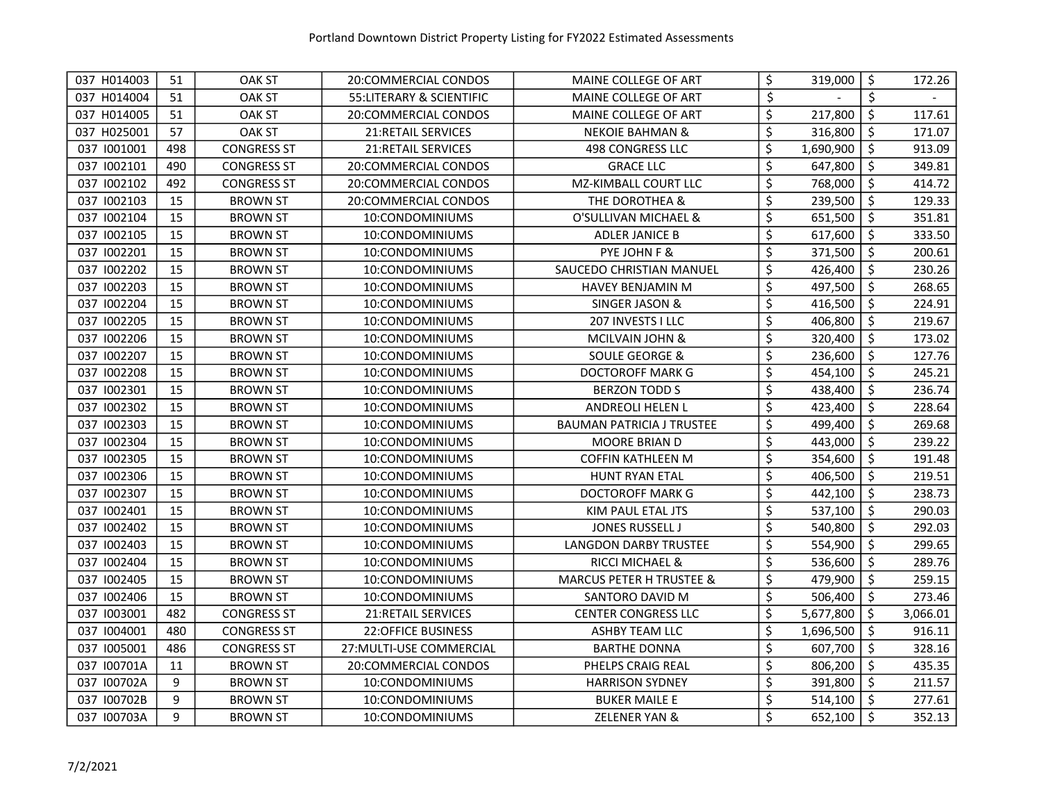| 037 H014003 | 51 | OAK ST | 20:COMMERCIAL CONDOS | MAINE COLLEGE OF ART | $ 319,000 | $ 172.26 |
|---|---|---|---|---|---|---|
| 037 H014004 | 51 | OAK ST | 55:LITERARY & SCIENTIFIC | MAINE COLLEGE OF ART | $ - | $ - |
| 037 H014005 | 51 | OAK ST | 20:COMMERCIAL CONDOS | MAINE COLLEGE OF ART | $ 217,800 | $ 117.61 |
| 037 H025001 | 57 | OAK ST | 21:RETAIL SERVICES | NEKOIE BAHMAN & | $ 316,800 | $ 171.07 |
| 037 I001001 | 498 | CONGRESS ST | 21:RETAIL SERVICES | 498 CONGRESS LLC | $ 1,690,900 | $ 913.09 |
| 037 I002101 | 490 | CONGRESS ST | 20:COMMERCIAL CONDOS | GRACE LLC | $ 647,800 | $ 349.81 |
| 037 I002102 | 492 | CONGRESS ST | 20:COMMERCIAL CONDOS | MZ-KIMBALL COURT LLC | $ 768,000 | $ 414.72 |
| 037 I002103 | 15 | BROWN ST | 20:COMMERCIAL CONDOS | THE DOROTHEA & | $ 239,500 | $ 129.33 |
| 037 I002104 | 15 | BROWN ST | 10:CONDOMINIUMS | O'SULLIVAN MICHAEL & | $ 651,500 | $ 351.81 |
| 037 I002105 | 15 | BROWN ST | 10:CONDOMINIUMS | ADLER JANICE B | $ 617,600 | $ 333.50 |
| 037 I002201 | 15 | BROWN ST | 10:CONDOMINIUMS | PYE JOHN F & | $ 371,500 | $ 200.61 |
| 037 I002202 | 15 | BROWN ST | 10:CONDOMINIUMS | SAUCEDO CHRISTIAN MANUEL | $ 426,400 | $ 230.26 |
| 037 I002203 | 15 | BROWN ST | 10:CONDOMINIUMS | HAVEY BENJAMIN M | $ 497,500 | $ 268.65 |
| 037 I002204 | 15 | BROWN ST | 10:CONDOMINIUMS | SINGER JASON & | $ 416,500 | $ 224.91 |
| 037 I002205 | 15 | BROWN ST | 10:CONDOMINIUMS | 207 INVESTS I LLC | $ 406,800 | $ 219.67 |
| 037 I002206 | 15 | BROWN ST | 10:CONDOMINIUMS | MCILVAIN JOHN & | $ 320,400 | $ 173.02 |
| 037 I002207 | 15 | BROWN ST | 10:CONDOMINIUMS | SOULE GEORGE & | $ 236,600 | $ 127.76 |
| 037 I002208 | 15 | BROWN ST | 10:CONDOMINIUMS | DOCTOROFF MARK G | $ 454,100 | $ 245.21 |
| 037 I002301 | 15 | BROWN ST | 10:CONDOMINIUMS | BERZON TODD S | $ 438,400 | $ 236.74 |
| 037 I002302 | 15 | BROWN ST | 10:CONDOMINIUMS | ANDREOLI HELEN L | $ 423,400 | $ 228.64 |
| 037 I002303 | 15 | BROWN ST | 10:CONDOMINIUMS | BAUMAN PATRICIA J TRUSTEE | $ 499,400 | $ 269.68 |
| 037 I002304 | 15 | BROWN ST | 10:CONDOMINIUMS | MOORE BRIAN D | $ 443,000 | $ 239.22 |
| 037 I002305 | 15 | BROWN ST | 10:CONDOMINIUMS | COFFIN KATHLEEN M | $ 354,600 | $ 191.48 |
| 037 I002306 | 15 | BROWN ST | 10:CONDOMINIUMS | HUNT RYAN ETAL | $ 406,500 | $ 219.51 |
| 037 I002307 | 15 | BROWN ST | 10:CONDOMINIUMS | DOCTOROFF MARK G | $ 442,100 | $ 238.73 |
| 037 I002401 | 15 | BROWN ST | 10:CONDOMINIUMS | KIM PAUL ETAL JTS | $ 537,100 | $ 290.03 |
| 037 I002402 | 15 | BROWN ST | 10:CONDOMINIUMS | JONES RUSSELL J | $ 540,800 | $ 292.03 |
| 037 I002403 | 15 | BROWN ST | 10:CONDOMINIUMS | LANGDON DARBY TRUSTEE | $ 554,900 | $ 299.65 |
| 037 I002404 | 15 | BROWN ST | 10:CONDOMINIUMS | RICCI MICHAEL & | $ 536,600 | $ 289.76 |
| 037 I002405 | 15 | BROWN ST | 10:CONDOMINIUMS | MARCUS PETER H TRUSTEE & | $ 479,900 | $ 259.15 |
| 037 I002406 | 15 | BROWN ST | 10:CONDOMINIUMS | SANTORO DAVID M | $ 506,400 | $ 273.46 |
| 037 I003001 | 482 | CONGRESS ST | 21:RETAIL SERVICES | CENTER CONGRESS LLC | $ 5,677,800 | $ 3,066.01 |
| 037 I004001 | 480 | CONGRESS ST | 22:OFFICE BUSINESS | ASHBY TEAM LLC | $ 1,696,500 | $ 916.11 |
| 037 I005001 | 486 | CONGRESS ST | 27:MULTI-USE COMMERCIAL | BARTHE DONNA | $ 607,700 | $ 328.16 |
| 037 I00701A | 11 | BROWN ST | 20:COMMERCIAL CONDOS | PHELPS CRAIG REAL | $ 806,200 | $ 435.35 |
| 037 I00702A | 9 | BROWN ST | 10:CONDOMINIUMS | HARRISON SYDNEY | $ 391,800 | $ 211.57 |
| 037 I00702B | 9 | BROWN ST | 10:CONDOMINIUMS | BUKER MAILE E | $ 514,100 | $ 277.61 |
| 037 I00703A | 9 | BROWN ST | 10:CONDOMINIUMS | ZELENER YAN & | $ 652,100 | $ 352.13 |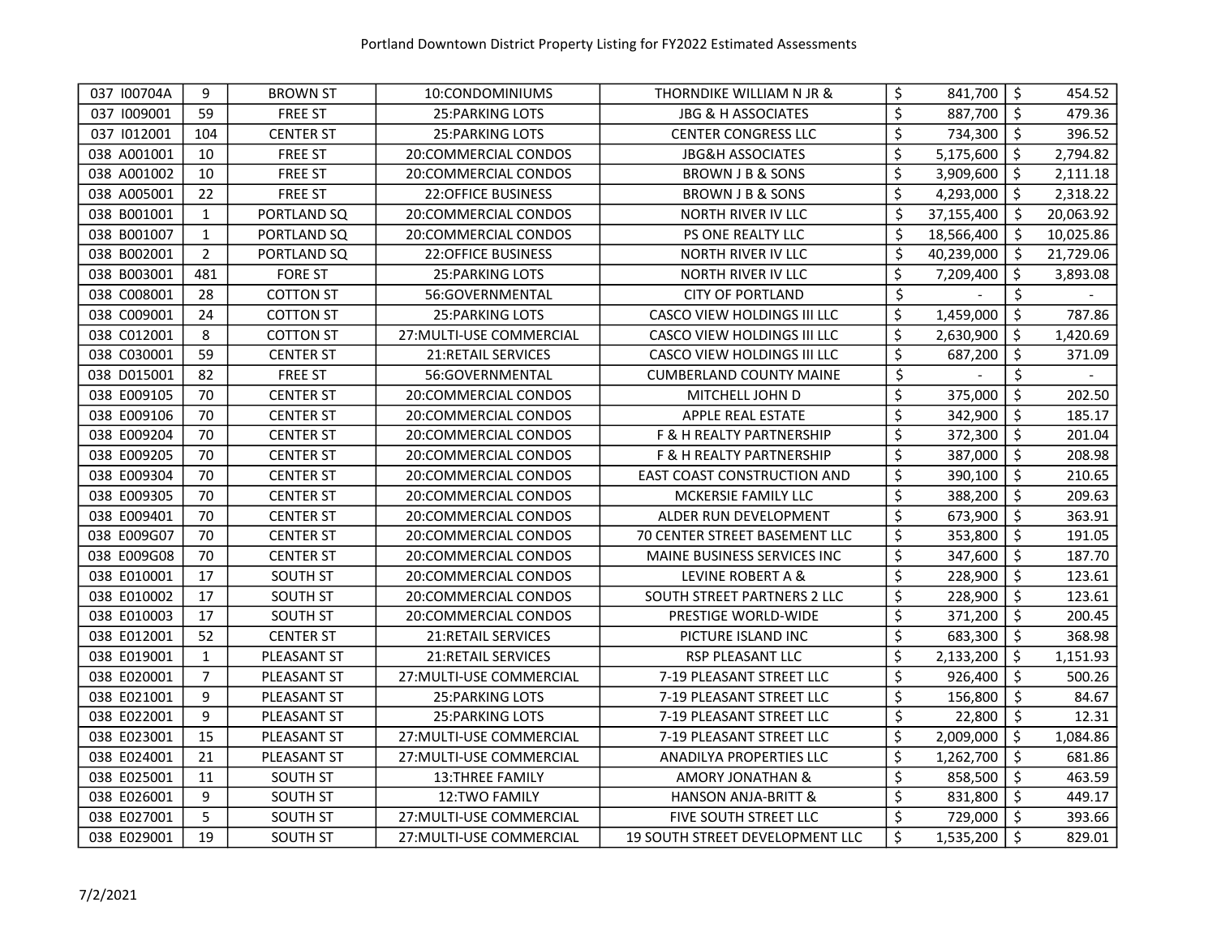Portland Downtown District Property Listing for FY2022 Estimated Assessments

| | | | | | | |
|---|---|---|---|---|---|---|
| 037 I00704A | 9 | BROWN ST | 10:CONDOMINIUMS | THORNDIKE WILLIAM N JR & | $ 841,700 | $ 454.52 |
| 037 I009001 | 59 | FREE ST | 25:PARKING LOTS | JBG & H ASSOCIATES | $ 887,700 | $ 479.36 |
| 037 I012001 | 104 | CENTER ST | 25:PARKING LOTS | CENTER CONGRESS LLC | $ 734,300 | $ 396.52 |
| 038 A001001 | 10 | FREE ST | 20:COMMERCIAL CONDOS | JBG&H ASSOCIATES | $ 5,175,600 | $ 2,794.82 |
| 038 A001002 | 10 | FREE ST | 20:COMMERCIAL CONDOS | BROWN J B & SONS | $ 3,909,600 | $ 2,111.18 |
| 038 A005001 | 22 | FREE ST | 22:OFFICE BUSINESS | BROWN J B & SONS | $ 4,293,000 | $ 2,318.22 |
| 038 B001001 | 1 | PORTLAND SQ | 20:COMMERCIAL CONDOS | NORTH RIVER IV LLC | $ 37,155,400 | $ 20,063.92 |
| 038 B001007 | 1 | PORTLAND SQ | 20:COMMERCIAL CONDOS | PS ONE REALTY LLC | $ 18,566,400 | $ 10,025.86 |
| 038 B002001 | 2 | PORTLAND SQ | 22:OFFICE BUSINESS | NORTH RIVER IV LLC | $ 40,239,000 | $ 21,729.06 |
| 038 B003001 | 481 | FORE ST | 25:PARKING LOTS | NORTH RIVER IV LLC | $ 7,209,400 | $ 3,893.08 |
| 038 C008001 | 28 | COTTON ST | 56:GOVERNMENTAL | CITY OF PORTLAND | $ - | $ - |
| 038 C009001 | 24 | COTTON ST | 25:PARKING LOTS | CASCO VIEW HOLDINGS III LLC | $ 1,459,000 | $ 787.86 |
| 038 C012001 | 8 | COTTON ST | 27:MULTI-USE COMMERCIAL | CASCO VIEW HOLDINGS III LLC | $ 2,630,900 | $ 1,420.69 |
| 038 C030001 | 59 | CENTER ST | 21:RETAIL SERVICES | CASCO VIEW HOLDINGS III LLC | $ 687,200 | $ 371.09 |
| 038 D015001 | 82 | FREE ST | 56:GOVERNMENTAL | CUMBERLAND COUNTY MAINE | $ - | $ - |
| 038 E009105 | 70 | CENTER ST | 20:COMMERCIAL CONDOS | MITCHELL JOHN D | $ 375,000 | $ 202.50 |
| 038 E009106 | 70 | CENTER ST | 20:COMMERCIAL CONDOS | APPLE REAL ESTATE | $ 342,900 | $ 185.17 |
| 038 E009204 | 70 | CENTER ST | 20:COMMERCIAL CONDOS | F & H REALTY PARTNERSHIP | $ 372,300 | $ 201.04 |
| 038 E009205 | 70 | CENTER ST | 20:COMMERCIAL CONDOS | F & H REALTY PARTNERSHIP | $ 387,000 | $ 208.98 |
| 038 E009304 | 70 | CENTER ST | 20:COMMERCIAL CONDOS | EAST COAST CONSTRUCTION AND | $ 390,100 | $ 210.65 |
| 038 E009305 | 70 | CENTER ST | 20:COMMERCIAL CONDOS | MCKERSIE FAMILY LLC | $ 388,200 | $ 209.63 |
| 038 E009401 | 70 | CENTER ST | 20:COMMERCIAL CONDOS | ALDER RUN DEVELOPMENT | $ 673,900 | $ 363.91 |
| 038 E009G07 | 70 | CENTER ST | 20:COMMERCIAL CONDOS | 70 CENTER STREET BASEMENT LLC | $ 353,800 | $ 191.05 |
| 038 E009G08 | 70 | CENTER ST | 20:COMMERCIAL CONDOS | MAINE BUSINESS SERVICES INC | $ 347,600 | $ 187.70 |
| 038 E010001 | 17 | SOUTH ST | 20:COMMERCIAL CONDOS | LEVINE ROBERT A & | $ 228,900 | $ 123.61 |
| 038 E010002 | 17 | SOUTH ST | 20:COMMERCIAL CONDOS | SOUTH STREET PARTNERS 2 LLC | $ 228,900 | $ 123.61 |
| 038 E010003 | 17 | SOUTH ST | 20:COMMERCIAL CONDOS | PRESTIGE WORLD-WIDE | $ 371,200 | $ 200.45 |
| 038 E012001 | 52 | CENTER ST | 21:RETAIL SERVICES | PICTURE ISLAND INC | $ 683,300 | $ 368.98 |
| 038 E019001 | 1 | PLEASANT ST | 21:RETAIL SERVICES | RSP PLEASANT LLC | $ 2,133,200 | $ 1,151.93 |
| 038 E020001 | 7 | PLEASANT ST | 27:MULTI-USE COMMERCIAL | 7-19 PLEASANT STREET LLC | $ 926,400 | $ 500.26 |
| 038 E021001 | 9 | PLEASANT ST | 25:PARKING LOTS | 7-19 PLEASANT STREET LLC | $ 156,800 | $ 84.67 |
| 038 E022001 | 9 | PLEASANT ST | 25:PARKING LOTS | 7-19 PLEASANT STREET LLC | $ 22,800 | $ 12.31 |
| 038 E023001 | 15 | PLEASANT ST | 27:MULTI-USE COMMERCIAL | 7-19 PLEASANT STREET LLC | $ 2,009,000 | $ 1,084.86 |
| 038 E024001 | 21 | PLEASANT ST | 27:MULTI-USE COMMERCIAL | ANADILYA PROPERTIES LLC | $ 1,262,700 | $ 681.86 |
| 038 E025001 | 11 | SOUTH ST | 13:THREE FAMILY | AMORY JONATHAN & | $ 858,500 | $ 463.59 |
| 038 E026001 | 9 | SOUTH ST | 12:TWO FAMILY | HANSON ANJA-BRITT & | $ 831,800 | $ 449.17 |
| 038 E027001 | 5 | SOUTH ST | 27:MULTI-USE COMMERCIAL | FIVE SOUTH STREET LLC | $ 729,000 | $ 393.66 |
| 038 E029001 | 19 | SOUTH ST | 27:MULTI-USE COMMERCIAL | 19 SOUTH STREET DEVELOPMENT LLC | $ 1,535,200 | $ 829.01 |

7/2/2021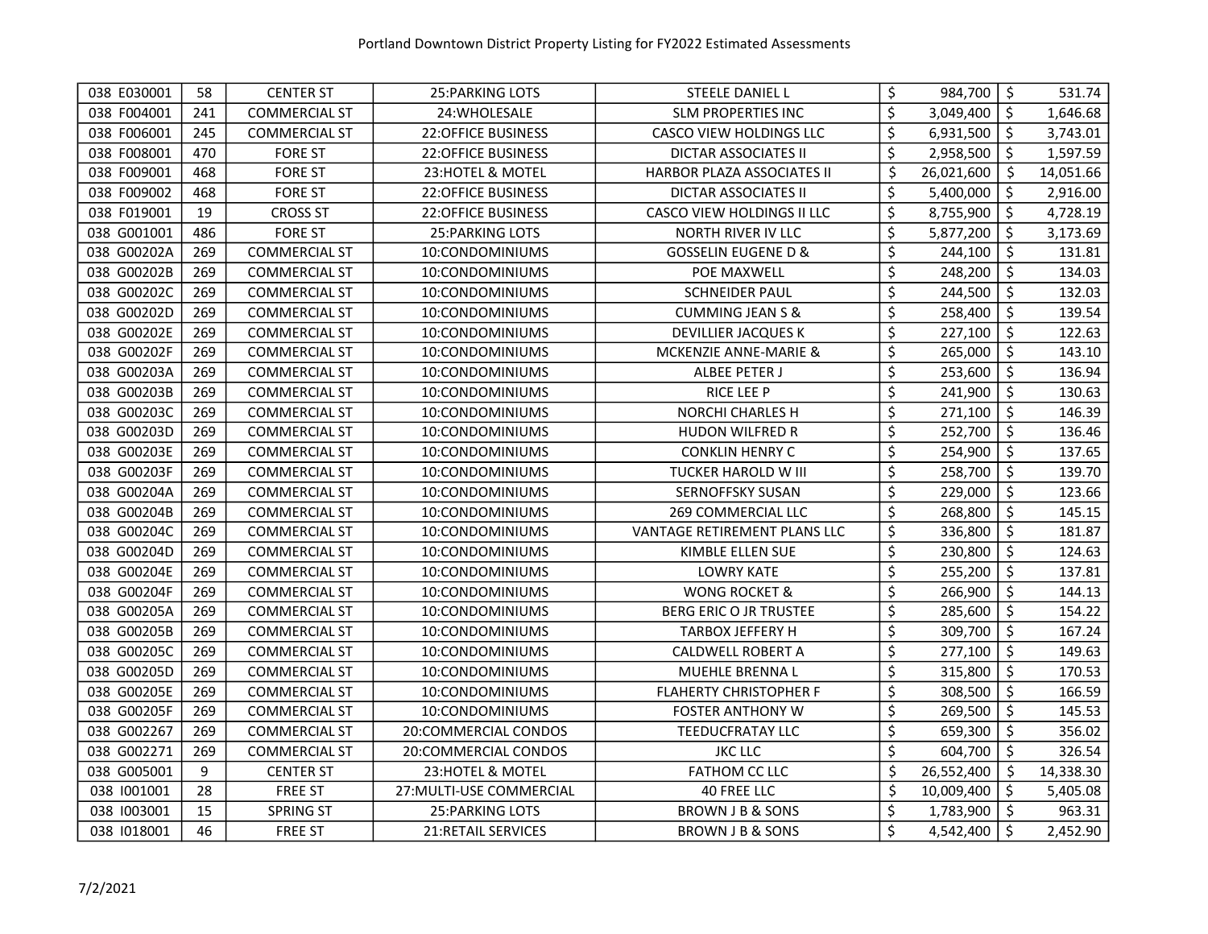| | | | | | | |
|---|---|---|---|---|---|---|
| 038 E030001 | 58 | CENTER ST | 25:PARKING LOTS | STEELE DANIEL L | $ 984,700 | $ 531.74 |
| 038 F004001 | 241 | COMMERCIAL ST | 24:WHOLESALE | SLM PROPERTIES INC | $ 3,049,400 | $ 1,646.68 |
| 038 F006001 | 245 | COMMERCIAL ST | 22:OFFICE BUSINESS | CASCO VIEW HOLDINGS LLC | $ 6,931,500 | $ 3,743.01 |
| 038 F008001 | 470 | FORE ST | 22:OFFICE BUSINESS | DICTAR ASSOCIATES II | $ 2,958,500 | $ 1,597.59 |
| 038 F009001 | 468 | FORE ST | 23:HOTEL & MOTEL | HARBOR PLAZA ASSOCIATES II | $ 26,021,600 | $ 14,051.66 |
| 038 F009002 | 468 | FORE ST | 22:OFFICE BUSINESS | DICTAR ASSOCIATES II | $ 5,400,000 | $ 2,916.00 |
| 038 F019001 | 19 | CROSS ST | 22:OFFICE BUSINESS | CASCO VIEW HOLDINGS II LLC | $ 8,755,900 | $ 4,728.19 |
| 038 G001001 | 486 | FORE ST | 25:PARKING LOTS | NORTH RIVER IV LLC | $ 5,877,200 | $ 3,173.69 |
| 038 G00202A | 269 | COMMERCIAL ST | 10:CONDOMINIUMS | GOSSELIN EUGENE D & | $ 244,100 | $ 131.81 |
| 038 G00202B | 269 | COMMERCIAL ST | 10:CONDOMINIUMS | POE MAXWELL | $ 248,200 | $ 134.03 |
| 038 G00202C | 269 | COMMERCIAL ST | 10:CONDOMINIUMS | SCHNEIDER PAUL | $ 244,500 | $ 132.03 |
| 038 G00202D | 269 | COMMERCIAL ST | 10:CONDOMINIUMS | CUMMING JEAN S & | $ 258,400 | $ 139.54 |
| 038 G00202E | 269 | COMMERCIAL ST | 10:CONDOMINIUMS | DEVILLIER JACQUES K | $ 227,100 | $ 122.63 |
| 038 G00202F | 269 | COMMERCIAL ST | 10:CONDOMINIUMS | MCKENZIE ANNE-MARIE & | $ 265,000 | $ 143.10 |
| 038 G00203A | 269 | COMMERCIAL ST | 10:CONDOMINIUMS | ALBEE PETER J | $ 253,600 | $ 136.94 |
| 038 G00203B | 269 | COMMERCIAL ST | 10:CONDOMINIUMS | RICE LEE P | $ 241,900 | $ 130.63 |
| 038 G00203C | 269 | COMMERCIAL ST | 10:CONDOMINIUMS | NORCHI CHARLES H | $ 271,100 | $ 146.39 |
| 038 G00203D | 269 | COMMERCIAL ST | 10:CONDOMINIUMS | HUDON WILFRED R | $ 252,700 | $ 136.46 |
| 038 G00203E | 269 | COMMERCIAL ST | 10:CONDOMINIUMS | CONKLIN HENRY C | $ 254,900 | $ 137.65 |
| 038 G00203F | 269 | COMMERCIAL ST | 10:CONDOMINIUMS | TUCKER HAROLD W III | $ 258,700 | $ 139.70 |
| 038 G00204A | 269 | COMMERCIAL ST | 10:CONDOMINIUMS | SERNOFFSKY SUSAN | $ 229,000 | $ 123.66 |
| 038 G00204B | 269 | COMMERCIAL ST | 10:CONDOMINIUMS | 269 COMMERCIAL LLC | $ 268,800 | $ 145.15 |
| 038 G00204C | 269 | COMMERCIAL ST | 10:CONDOMINIUMS | VANTAGE RETIREMENT PLANS LLC | $ 336,800 | $ 181.87 |
| 038 G00204D | 269 | COMMERCIAL ST | 10:CONDOMINIUMS | KIMBLE ELLEN SUE | $ 230,800 | $ 124.63 |
| 038 G00204E | 269 | COMMERCIAL ST | 10:CONDOMINIUMS | LOWRY KATE | $ 255,200 | $ 137.81 |
| 038 G00204F | 269 | COMMERCIAL ST | 10:CONDOMINIUMS | WONG ROCKET & | $ 266,900 | $ 144.13 |
| 038 G00205A | 269 | COMMERCIAL ST | 10:CONDOMINIUMS | BERG ERIC O JR TRUSTEE | $ 285,600 | $ 154.22 |
| 038 G00205B | 269 | COMMERCIAL ST | 10:CONDOMINIUMS | TARBOX JEFFERY H | $ 309,700 | $ 167.24 |
| 038 G00205C | 269 | COMMERCIAL ST | 10:CONDOMINIUMS | CALDWELL ROBERT A | $ 277,100 | $ 149.63 |
| 038 G00205D | 269 | COMMERCIAL ST | 10:CONDOMINIUMS | MUEHLE BRENNA L | $ 315,800 | $ 170.53 |
| 038 G00205E | 269 | COMMERCIAL ST | 10:CONDOMINIUMS | FLAHERTY CHRISTOPHER F | $ 308,500 | $ 166.59 |
| 038 G00205F | 269 | COMMERCIAL ST | 10:CONDOMINIUMS | FOSTER ANTHONY W | $ 269,500 | $ 145.53 |
| 038 G002267 | 269 | COMMERCIAL ST | 20:COMMERCIAL CONDOS | TEEDUCFRATAY LLC | $ 659,300 | $ 356.02 |
| 038 G002271 | 269 | COMMERCIAL ST | 20:COMMERCIAL CONDOS | JKC LLC | $ 604,700 | $ 326.54 |
| 038 G005001 | 9 | CENTER ST | 23:HOTEL & MOTEL | FATHOM CC LLC | $ 26,552,400 | $ 14,338.30 |
| 038 I001001 | 28 | FREE ST | 27:MULTI-USE COMMERCIAL | 40 FREE LLC | $ 10,009,400 | $ 5,405.08 |
| 038 I003001 | 15 | SPRING ST | 25:PARKING LOTS | BROWN J B & SONS | $ 1,783,900 | $ 963.31 |
| 038 I018001 | 46 | FREE ST | 21:RETAIL SERVICES | BROWN J B & SONS | $ 4,542,400 | $ 2,452.90 |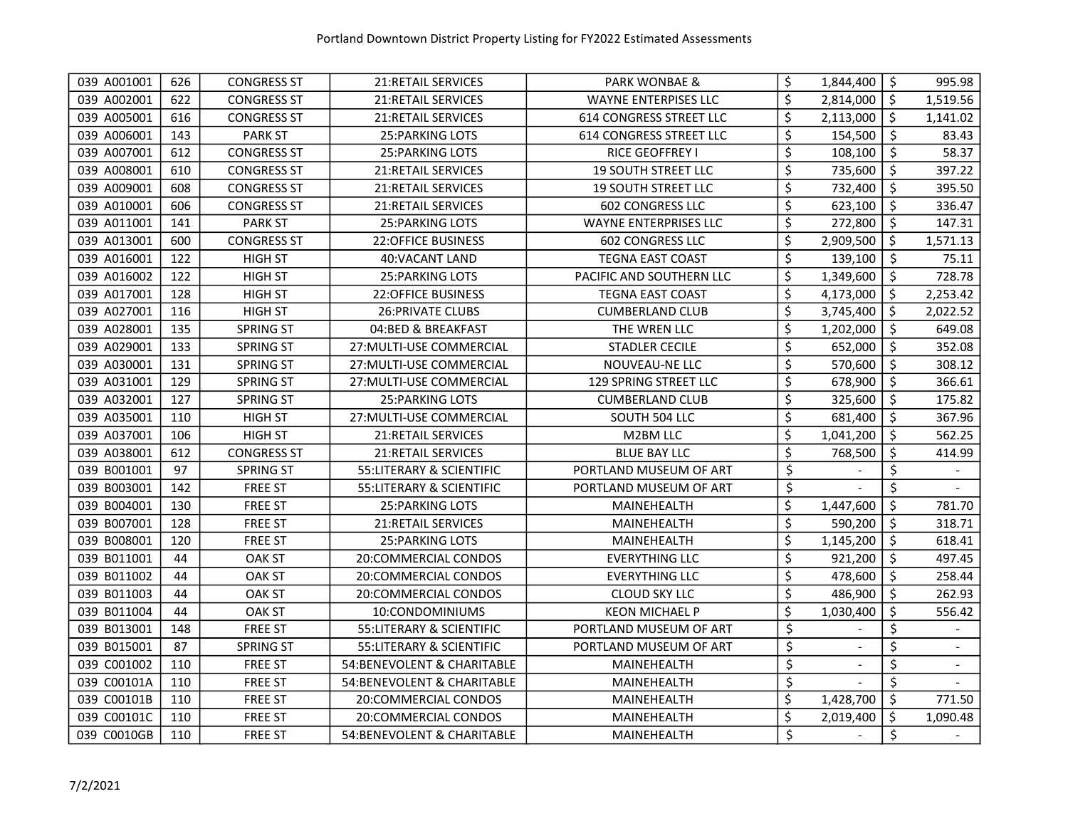| | | | | | | |
|---|---|---|---|---|---|---|
| 039 A001001 | 626 | CONGRESS ST | 21:RETAIL SERVICES | PARK WONBAE & | $ 1,844,400 | $ 995.98 |
| 039 A002001 | 622 | CONGRESS ST | 21:RETAIL SERVICES | WAYNE ENTERPISES LLC | $ 2,814,000 | $ 1,519.56 |
| 039 A005001 | 616 | CONGRESS ST | 21:RETAIL SERVICES | 614 CONGRESS STREET LLC | $ 2,113,000 | $ 1,141.02 |
| 039 A006001 | 143 | PARK ST | 25:PARKING LOTS | 614 CONGRESS STREET LLC | $ 154,500 | $ 83.43 |
| 039 A007001 | 612 | CONGRESS ST | 25:PARKING LOTS | RICE GEOFFREY I | $ 108,100 | $ 58.37 |
| 039 A008001 | 610 | CONGRESS ST | 21:RETAIL SERVICES | 19 SOUTH STREET LLC | $ 735,600 | $ 397.22 |
| 039 A009001 | 608 | CONGRESS ST | 21:RETAIL SERVICES | 19 SOUTH STREET LLC | $ 732,400 | $ 395.50 |
| 039 A010001 | 606 | CONGRESS ST | 21:RETAIL SERVICES | 602 CONGRESS LLC | $ 623,100 | $ 336.47 |
| 039 A011001 | 141 | PARK ST | 25:PARKING LOTS | WAYNE ENTERPRISES LLC | $ 272,800 | $ 147.31 |
| 039 A013001 | 600 | CONGRESS ST | 22:OFFICE BUSINESS | 602 CONGRESS LLC | $ 2,909,500 | $ 1,571.13 |
| 039 A016001 | 122 | HIGH ST | 40:VACANT LAND | TEGNA EAST COAST | $ 139,100 | $ 75.11 |
| 039 A016002 | 122 | HIGH ST | 25:PARKING LOTS | PACIFIC AND SOUTHERN LLC | $ 1,349,600 | $ 728.78 |
| 039 A017001 | 128 | HIGH ST | 22:OFFICE BUSINESS | TEGNA EAST COAST | $ 4,173,000 | $ 2,253.42 |
| 039 A027001 | 116 | HIGH ST | 26:PRIVATE CLUBS | CUMBERLAND CLUB | $ 3,745,400 | $ 2,022.52 |
| 039 A028001 | 135 | SPRING ST | 04:BED & BREAKFAST | THE WREN LLC | $ 1,202,000 | $ 649.08 |
| 039 A029001 | 133 | SPRING ST | 27:MULTI-USE COMMERCIAL | STADLER CECILE | $ 652,000 | $ 352.08 |
| 039 A030001 | 131 | SPRING ST | 27:MULTI-USE COMMERCIAL | NOUVEAU-NE LLC | $ 570,600 | $ 308.12 |
| 039 A031001 | 129 | SPRING ST | 27:MULTI-USE COMMERCIAL | 129 SPRING STREET LLC | $ 678,900 | $ 366.61 |
| 039 A032001 | 127 | SPRING ST | 25:PARKING LOTS | CUMBERLAND CLUB | $ 325,600 | $ 175.82 |
| 039 A035001 | 110 | HIGH ST | 27:MULTI-USE COMMERCIAL | SOUTH 504 LLC | $ 681,400 | $ 367.96 |
| 039 A037001 | 106 | HIGH ST | 21:RETAIL SERVICES | M2BM LLC | $ 1,041,200 | $ 562.25 |
| 039 A038001 | 612 | CONGRESS ST | 21:RETAIL SERVICES | BLUE BAY LLC | $ 768,500 | $ 414.99 |
| 039 B001001 | 97 | SPRING ST | 55:LITERARY & SCIENTIFIC | PORTLAND MUSEUM OF ART | $ - | $ - |
| 039 B003001 | 142 | FREE ST | 55:LITERARY & SCIENTIFIC | PORTLAND MUSEUM OF ART | $ - | $ - |
| 039 B004001 | 130 | FREE ST | 25:PARKING LOTS | MAINEHEALTH | $ 1,447,600 | $ 781.70 |
| 039 B007001 | 128 | FREE ST | 21:RETAIL SERVICES | MAINEHEALTH | $ 590,200 | $ 318.71 |
| 039 B008001 | 120 | FREE ST | 25:PARKING LOTS | MAINEHEALTH | $ 1,145,200 | $ 618.41 |
| 039 B011001 | 44 | OAK ST | 20:COMMERCIAL CONDOS | EVERYTHING LLC | $ 921,200 | $ 497.45 |
| 039 B011002 | 44 | OAK ST | 20:COMMERCIAL CONDOS | EVERYTHING LLC | $ 478,600 | $ 258.44 |
| 039 B011003 | 44 | OAK ST | 20:COMMERCIAL CONDOS | CLOUD SKY LLC | $ 486,900 | $ 262.93 |
| 039 B011004 | 44 | OAK ST | 10:CONDOMINIUMS | KEON MICHAEL P | $ 1,030,400 | $ 556.42 |
| 039 B013001 | 148 | FREE ST | 55:LITERARY & SCIENTIFIC | PORTLAND MUSEUM OF ART | $ - | $ - |
| 039 B015001 | 87 | SPRING ST | 55:LITERARY & SCIENTIFIC | PORTLAND MUSEUM OF ART | $ - | $ - |
| 039 C001002 | 110 | FREE ST | 54:BENEVOLENT & CHARITABLE | MAINEHEALTH | $ - | $ - |
| 039 C00101A | 110 | FREE ST | 54:BENEVOLENT & CHARITABLE | MAINEHEALTH | $ - | $ - |
| 039 C00101B | 110 | FREE ST | 20:COMMERCIAL CONDOS | MAINEHEALTH | $ 1,428,700 | $ 771.50 |
| 039 C00101C | 110 | FREE ST | 20:COMMERCIAL CONDOS | MAINEHEALTH | $ 2,019,400 | $ 1,090.48 |
| 039 C0010GB | 110 | FREE ST | 54:BENEVOLENT & CHARITABLE | MAINEHEALTH | $ - | $ - |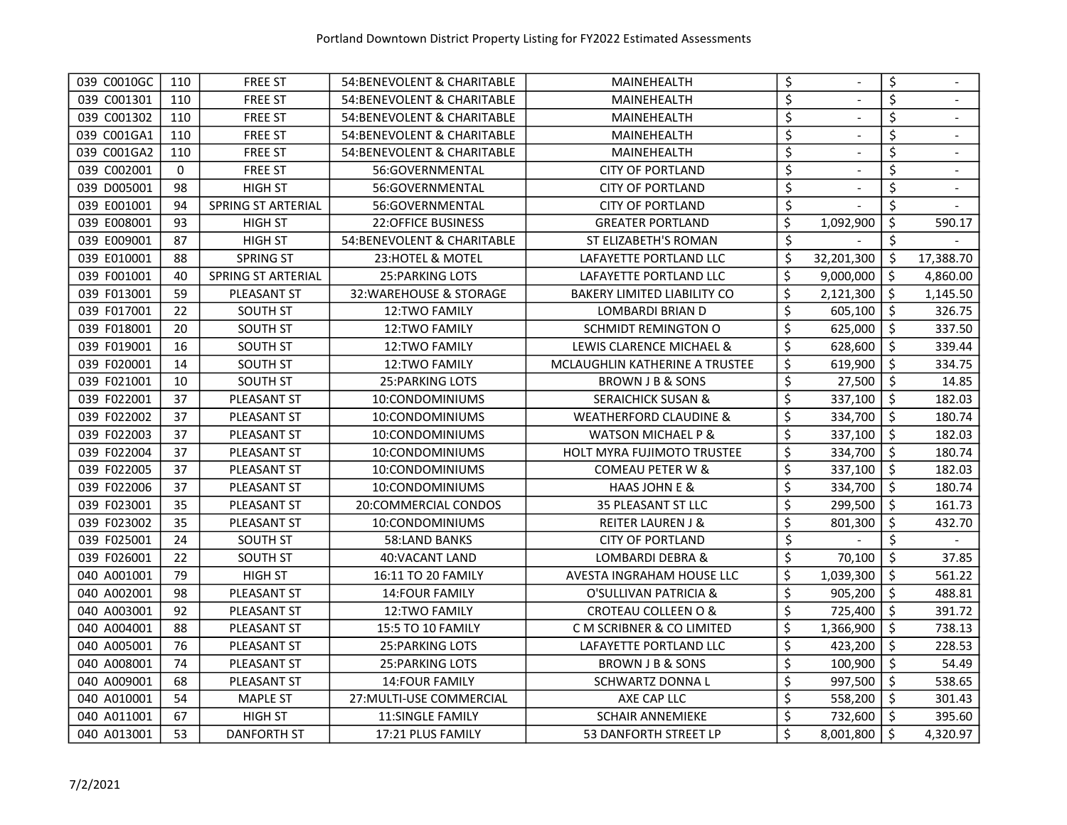# Portland Downtown District Property Listing for FY2022 Estimated Assessments

| | | | | | | |
|---|---|---|---|---|---|---|
| 039 C0010GC | 110 | FREE ST | 54:BENEVOLENT & CHARITABLE | MAINEHEALTH | $ - | $ - |
| 039 C001301 | 110 | FREE ST | 54:BENEVOLENT & CHARITABLE | MAINEHEALTH | $ - | $ - |
| 039 C001302 | 110 | FREE ST | 54:BENEVOLENT & CHARITABLE | MAINEHEALTH | $ - | $ - |
| 039 C001GA1 | 110 | FREE ST | 54:BENEVOLENT & CHARITABLE | MAINEHEALTH | $ - | $ - |
| 039 C001GA2 | 110 | FREE ST | 54:BENEVOLENT & CHARITABLE | MAINEHEALTH | $ - | $ - |
| 039 C002001 | 0 | FREE ST | 56:GOVERNMENTAL | CITY OF PORTLAND | $ - | $ - |
| 039 D005001 | 98 | HIGH ST | 56:GOVERNMENTAL | CITY OF PORTLAND | $ - | $ - |
| 039 E001001 | 94 | SPRING ST ARTERIAL | 56:GOVERNMENTAL | CITY OF PORTLAND | $ - | $ - |
| 039 E008001 | 93 | HIGH ST | 22:OFFICE BUSINESS | GREATER PORTLAND | $ 1,092,900 | $ 590.17 |
| 039 E009001 | 87 | HIGH ST | 54:BENEVOLENT & CHARITABLE | ST ELIZABETH'S ROMAN | $ - | $ - |
| 039 E010001 | 88 | SPRING ST | 23:HOTEL & MOTEL | LAFAYETTE PORTLAND LLC | $ 32,201,300 | $ 17,388.70 |
| 039 F001001 | 40 | SPRING ST ARTERIAL | 25:PARKING LOTS | LAFAYETTE PORTLAND LLC | $ 9,000,000 | $ 4,860.00 |
| 039 F013001 | 59 | PLEASANT ST | 32:WAREHOUSE & STORAGE | BAKERY LIMITED LIABILITY CO | $ 2,121,300 | $ 1,145.50 |
| 039 F017001 | 22 | SOUTH ST | 12:TWO FAMILY | LOMBARDI BRIAN D | $ 605,100 | $ 326.75 |
| 039 F018001 | 20 | SOUTH ST | 12:TWO FAMILY | SCHMIDT REMINGTON O | $ 625,000 | $ 337.50 |
| 039 F019001 | 16 | SOUTH ST | 12:TWO FAMILY | LEWIS CLARENCE MICHAEL & | $ 628,600 | $ 339.44 |
| 039 F020001 | 14 | SOUTH ST | 12:TWO FAMILY | MCLAUGHLIN KATHERINE A TRUSTEE | $ 619,900 | $ 334.75 |
| 039 F021001 | 10 | SOUTH ST | 25:PARKING LOTS | BROWN J B & SONS | $ 27,500 | $ 14.85 |
| 039 F022001 | 37 | PLEASANT ST | 10:CONDOMINIUMS | SERAICHICK SUSAN & | $ 337,100 | $ 182.03 |
| 039 F022002 | 37 | PLEASANT ST | 10:CONDOMINIUMS | WEATHERFORD CLAUDINE & | $ 334,700 | $ 180.74 |
| 039 F022003 | 37 | PLEASANT ST | 10:CONDOMINIUMS | WATSON MICHAEL P & | $ 337,100 | $ 182.03 |
| 039 F022004 | 37 | PLEASANT ST | 10:CONDOMINIUMS | HOLT MYRA FUJIMOTO TRUSTEE | $ 334,700 | $ 180.74 |
| 039 F022005 | 37 | PLEASANT ST | 10:CONDOMINIUMS | COMEAU PETER W & | $ 337,100 | $ 182.03 |
| 039 F022006 | 37 | PLEASANT ST | 10:CONDOMINIUMS | HAAS JOHN E & | $ 334,700 | $ 180.74 |
| 039 F023001 | 35 | PLEASANT ST | 20:COMMERCIAL CONDOS | 35 PLEASANT ST LLC | $ 299,500 | $ 161.73 |
| 039 F023002 | 35 | PLEASANT ST | 10:CONDOMINIUMS | REITER LAUREN J & | $ 801,300 | $ 432.70 |
| 039 F025001 | 24 | SOUTH ST | 58:LAND BANKS | CITY OF PORTLAND | $ - | $ - |
| 039 F026001 | 22 | SOUTH ST | 40:VACANT LAND | LOMBARDI DEBRA & | $ 70,100 | $ 37.85 |
| 040 A001001 | 79 | HIGH ST | 16:11 TO 20 FAMILY | AVESTA INGRAHAM HOUSE LLC | $ 1,039,300 | $ 561.22 |
| 040 A002001 | 98 | PLEASANT ST | 14:FOUR FAMILY | O'SULLIVAN PATRICIA & | $ 905,200 | $ 488.81 |
| 040 A003001 | 92 | PLEASANT ST | 12:TWO FAMILY | CROTEAU COLLEEN O & | $ 725,400 | $ 391.72 |
| 040 A004001 | 88 | PLEASANT ST | 15:5 TO 10 FAMILY | C M SCRIBNER & CO LIMITED | $ 1,366,900 | $ 738.13 |
| 040 A005001 | 76 | PLEASANT ST | 25:PARKING LOTS | LAFAYETTE PORTLAND LLC | $ 423,200 | $ 228.53 |
| 040 A008001 | 74 | PLEASANT ST | 25:PARKING LOTS | BROWN J B & SONS | $ 100,900 | $ 54.49 |
| 040 A009001 | 68 | PLEASANT ST | 14:FOUR FAMILY | SCHWARTZ DONNA L | $ 997,500 | $ 538.65 |
| 040 A010001 | 54 | MAPLE ST | 27:MULTI-USE COMMERCIAL | AXE CAP LLC | $ 558,200 | $ 301.43 |
| 040 A011001 | 67 | HIGH ST | 11:SINGLE FAMILY | SCHAIR ANNEMIEKE | $ 732,600 | $ 395.60 |
| 040 A013001 | 53 | DANFORTH ST | 17:21 PLUS FAMILY | 53 DANFORTH STREET LP | $ 8,001,800 | $ 4,320.97 |

7/2/2021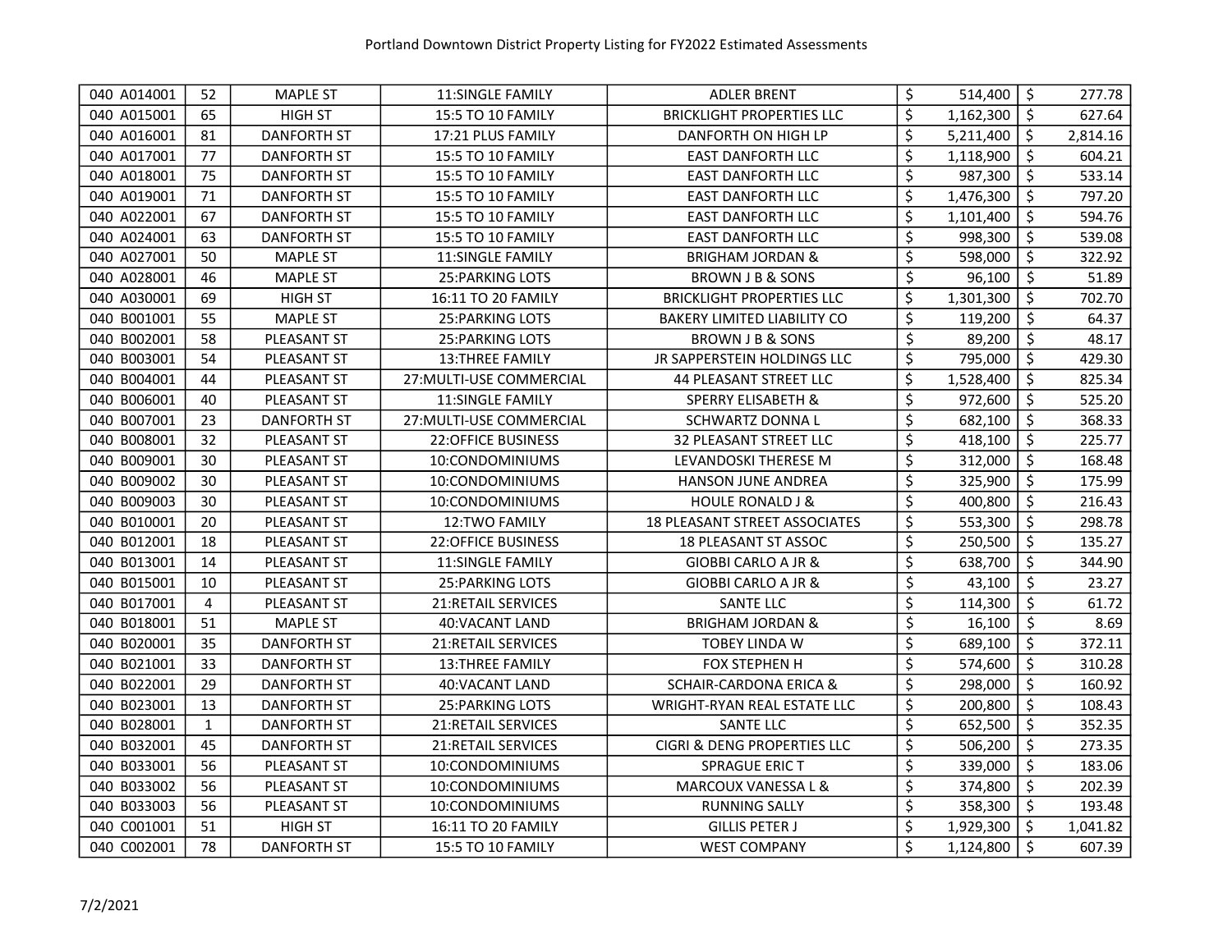Portland Downtown District Property Listing for FY2022 Estimated Assessments

| | | | | | | |
|---|---|---|---|---|---|---|
| 040 A014001 | 52 | MAPLE ST | 11:SINGLE FAMILY | ADLER BRENT | $ 514,400 | $ 277.78 |
| 040 A015001 | 65 | HIGH ST | 15:5 TO 10 FAMILY | BRICKLIGHT PROPERTIES LLC | $ 1,162,300 | $ 627.64 |
| 040 A016001 | 81 | DANFORTH ST | 17:21 PLUS FAMILY | DANFORTH ON HIGH LP | $ 5,211,400 | $ 2,814.16 |
| 040 A017001 | 77 | DANFORTH ST | 15:5 TO 10 FAMILY | EAST DANFORTH LLC | $ 1,118,900 | $ 604.21 |
| 040 A018001 | 75 | DANFORTH ST | 15:5 TO 10 FAMILY | EAST DANFORTH LLC | $ 987,300 | $ 533.14 |
| 040 A019001 | 71 | DANFORTH ST | 15:5 TO 10 FAMILY | EAST DANFORTH LLC | $ 1,476,300 | $ 797.20 |
| 040 A022001 | 67 | DANFORTH ST | 15:5 TO 10 FAMILY | EAST DANFORTH LLC | $ 1,101,400 | $ 594.76 |
| 040 A024001 | 63 | DANFORTH ST | 15:5 TO 10 FAMILY | EAST DANFORTH LLC | $ 998,300 | $ 539.08 |
| 040 A027001 | 50 | MAPLE ST | 11:SINGLE FAMILY | BRIGHAM JORDAN & | $ 598,000 | $ 322.92 |
| 040 A028001 | 46 | MAPLE ST | 25:PARKING LOTS | BROWN J B & SONS | $ 96,100 | $ 51.89 |
| 040 A030001 | 69 | HIGH ST | 16:11 TO 20 FAMILY | BRICKLIGHT PROPERTIES LLC | $ 1,301,300 | $ 702.70 |
| 040 B001001 | 55 | MAPLE ST | 25:PARKING LOTS | BAKERY LIMITED LIABILITY CO | $ 119,200 | $ 64.37 |
| 040 B002001 | 58 | PLEASANT ST | 25:PARKING LOTS | BROWN J B & SONS | $ 89,200 | $ 48.17 |
| 040 B003001 | 54 | PLEASANT ST | 13:THREE FAMILY | JR SAPPERSTEIN HOLDINGS LLC | $ 795,000 | $ 429.30 |
| 040 B004001 | 44 | PLEASANT ST | 27:MULTI-USE COMMERCIAL | 44 PLEASANT STREET LLC | $ 1,528,400 | $ 825.34 |
| 040 B006001 | 40 | PLEASANT ST | 11:SINGLE FAMILY | SPERRY ELISABETH & | $ 972,600 | $ 525.20 |
| 040 B007001 | 23 | DANFORTH ST | 27:MULTI-USE COMMERCIAL | SCHWARTZ DONNA L | $ 682,100 | $ 368.33 |
| 040 B008001 | 32 | PLEASANT ST | 22:OFFICE BUSINESS | 32 PLEASANT STREET LLC | $ 418,100 | $ 225.77 |
| 040 B009001 | 30 | PLEASANT ST | 10:CONDOMINIUMS | LEVANDOSKI THERESE M | $ 312,000 | $ 168.48 |
| 040 B009002 | 30 | PLEASANT ST | 10:CONDOMINIUMS | HANSON JUNE ANDREA | $ 325,900 | $ 175.99 |
| 040 B009003 | 30 | PLEASANT ST | 10:CONDOMINIUMS | HOULE RONALD J & | $ 400,800 | $ 216.43 |
| 040 B010001 | 20 | PLEASANT ST | 12:TWO FAMILY | 18 PLEASANT STREET ASSOCIATES | $ 553,300 | $ 298.78 |
| 040 B012001 | 18 | PLEASANT ST | 22:OFFICE BUSINESS | 18 PLEASANT ST ASSOC | $ 250,500 | $ 135.27 |
| 040 B013001 | 14 | PLEASANT ST | 11:SINGLE FAMILY | GIOBBI CARLO A JR & | $ 638,700 | $ 344.90 |
| 040 B015001 | 10 | PLEASANT ST | 25:PARKING LOTS | GIOBBI CARLO A JR & | $ 43,100 | $ 23.27 |
| 040 B017001 | 4 | PLEASANT ST | 21:RETAIL SERVICES | SANTE LLC | $ 114,300 | $ 61.72 |
| 040 B018001 | 51 | MAPLE ST | 40:VACANT LAND | BRIGHAM JORDAN & | $ 16,100 | $ 8.69 |
| 040 B020001 | 35 | DANFORTH ST | 21:RETAIL SERVICES | TOBEY LINDA W | $ 689,100 | $ 372.11 |
| 040 B021001 | 33 | DANFORTH ST | 13:THREE FAMILY | FOX STEPHEN H | $ 574,600 | $ 310.28 |
| 040 B022001 | 29 | DANFORTH ST | 40:VACANT LAND | SCHAIR-CARDONA ERICA & | $ 298,000 | $ 160.92 |
| 040 B023001 | 13 | DANFORTH ST | 25:PARKING LOTS | WRIGHT-RYAN REAL ESTATE LLC | $ 200,800 | $ 108.43 |
| 040 B028001 | 1 | DANFORTH ST | 21:RETAIL SERVICES | SANTE LLC | $ 652,500 | $ 352.35 |
| 040 B032001 | 45 | DANFORTH ST | 21:RETAIL SERVICES | CIGRI & DENG PROPERTIES LLC | $ 506,200 | $ 273.35 |
| 040 B033001 | 56 | PLEASANT ST | 10:CONDOMINIUMS | SPRAGUE ERIC T | $ 339,000 | $ 183.06 |
| 040 B033002 | 56 | PLEASANT ST | 10:CONDOMINIUMS | MARCOUX VANESSA L & | $ 374,800 | $ 202.39 |
| 040 B033003 | 56 | PLEASANT ST | 10:CONDOMINIUMS | RUNNING SALLY | $ 358,300 | $ 193.48 |
| 040 C001001 | 51 | HIGH ST | 16:11 TO 20 FAMILY | GILLIS PETER J | $ 1,929,300 | $ 1,041.82 |
| 040 C002001 | 78 | DANFORTH ST | 15:5 TO 10 FAMILY | WEST COMPANY | $ 1,124,800 | $ 607.39 |

7/2/2021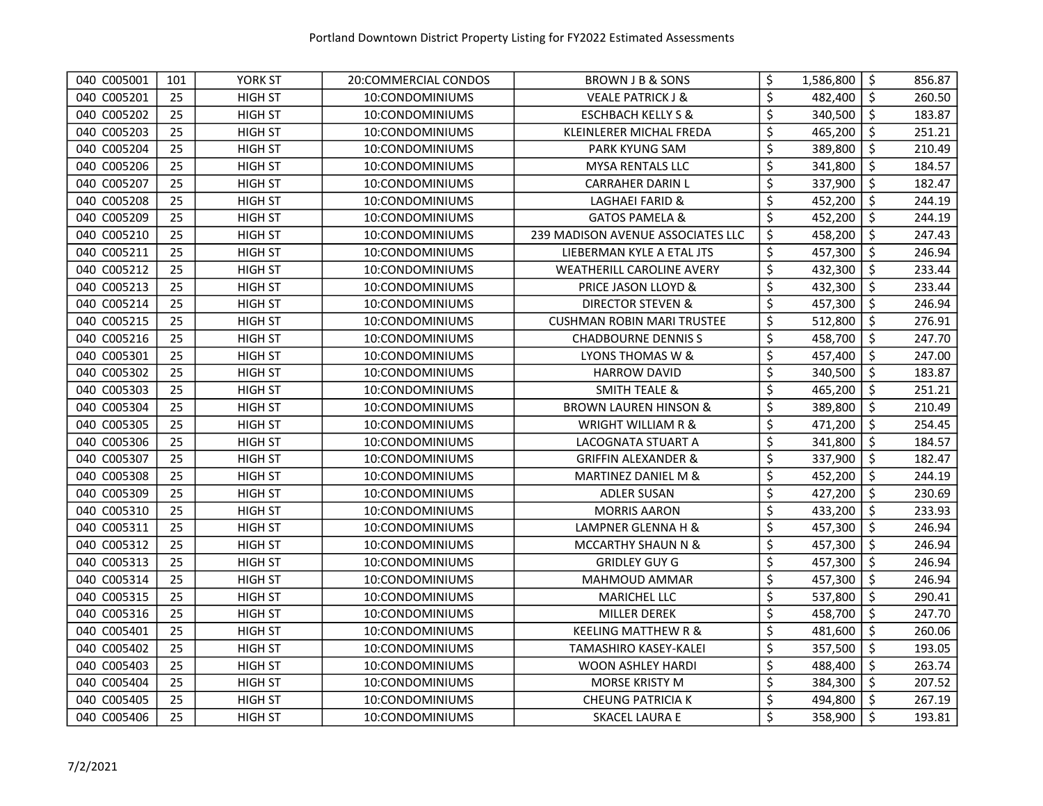| 040 C005001 | 101 | YORK ST | 20:COMMERCIAL CONDOS | BROWN J B & SONS | $ 1,586,800 | $ 856.87 |
|---|---|---|---|---|---|---|
| 040 C005201 | 25 | HIGH ST | 10:CONDOMINIUMS | VEALE PATRICK J & | $ 482,400 | $ 260.50 |
| 040 C005202 | 25 | HIGH ST | 10:CONDOMINIUMS | ESCHBACH KELLY S & | $ 340,500 | $ 183.87 |
| 040 C005203 | 25 | HIGH ST | 10:CONDOMINIUMS | KLEINLERER MICHAL FREDA | $ 465,200 | $ 251.21 |
| 040 C005204 | 25 | HIGH ST | 10:CONDOMINIUMS | PARK KYUNG SAM | $ 389,800 | $ 210.49 |
| 040 C005206 | 25 | HIGH ST | 10:CONDOMINIUMS | MYSA RENTALS LLC | $ 341,800 | $ 184.57 |
| 040 C005207 | 25 | HIGH ST | 10:CONDOMINIUMS | CARRAHER DARIN L | $ 337,900 | $ 182.47 |
| 040 C005208 | 25 | HIGH ST | 10:CONDOMINIUMS | LAGHAEI FARID & | $ 452,200 | $ 244.19 |
| 040 C005209 | 25 | HIGH ST | 10:CONDOMINIUMS | GATOS PAMELA & | $ 452,200 | $ 244.19 |
| 040 C005210 | 25 | HIGH ST | 10:CONDOMINIUMS | 239 MADISON AVENUE ASSOCIATES LLC | $ 458,200 | $ 247.43 |
| 040 C005211 | 25 | HIGH ST | 10:CONDOMINIUMS | LIEBERMAN KYLE A ETAL JTS | $ 457,300 | $ 246.94 |
| 040 C005212 | 25 | HIGH ST | 10:CONDOMINIUMS | WEATHERILL CAROLINE AVERY | $ 432,300 | $ 233.44 |
| 040 C005213 | 25 | HIGH ST | 10:CONDOMINIUMS | PRICE JASON LLOYD & | $ 432,300 | $ 233.44 |
| 040 C005214 | 25 | HIGH ST | 10:CONDOMINIUMS | DIRECTOR STEVEN & | $ 457,300 | $ 246.94 |
| 040 C005215 | 25 | HIGH ST | 10:CONDOMINIUMS | CUSHMAN ROBIN MARI TRUSTEE | $ 512,800 | $ 276.91 |
| 040 C005216 | 25 | HIGH ST | 10:CONDOMINIUMS | CHADBOURNE DENNIS S | $ 458,700 | $ 247.70 |
| 040 C005301 | 25 | HIGH ST | 10:CONDOMINIUMS | LYONS THOMAS W & | $ 457,400 | $ 247.00 |
| 040 C005302 | 25 | HIGH ST | 10:CONDOMINIUMS | HARROW DAVID | $ 340,500 | $ 183.87 |
| 040 C005303 | 25 | HIGH ST | 10:CONDOMINIUMS | SMITH TEALE & | $ 465,200 | $ 251.21 |
| 040 C005304 | 25 | HIGH ST | 10:CONDOMINIUMS | BROWN LAUREN HINSON & | $ 389,800 | $ 210.49 |
| 040 C005305 | 25 | HIGH ST | 10:CONDOMINIUMS | WRIGHT WILLIAM R & | $ 471,200 | $ 254.45 |
| 040 C005306 | 25 | HIGH ST | 10:CONDOMINIUMS | LACOGNATA STUART A | $ 341,800 | $ 184.57 |
| 040 C005307 | 25 | HIGH ST | 10:CONDOMINIUMS | GRIFFIN ALEXANDER & | $ 337,900 | $ 182.47 |
| 040 C005308 | 25 | HIGH ST | 10:CONDOMINIUMS | MARTINEZ DANIEL M & | $ 452,200 | $ 244.19 |
| 040 C005309 | 25 | HIGH ST | 10:CONDOMINIUMS | ADLER SUSAN | $ 427,200 | $ 230.69 |
| 040 C005310 | 25 | HIGH ST | 10:CONDOMINIUMS | MORRIS AARON | $ 433,200 | $ 233.93 |
| 040 C005311 | 25 | HIGH ST | 10:CONDOMINIUMS | LAMPNER GLENNA H & | $ 457,300 | $ 246.94 |
| 040 C005312 | 25 | HIGH ST | 10:CONDOMINIUMS | MCCARTHY SHAUN N & | $ 457,300 | $ 246.94 |
| 040 C005313 | 25 | HIGH ST | 10:CONDOMINIUMS | GRIDLEY GUY G | $ 457,300 | $ 246.94 |
| 040 C005314 | 25 | HIGH ST | 10:CONDOMINIUMS | MAHMOUD AMMAR | $ 457,300 | $ 246.94 |
| 040 C005315 | 25 | HIGH ST | 10:CONDOMINIUMS | MARICHEL LLC | $ 537,800 | $ 290.41 |
| 040 C005316 | 25 | HIGH ST | 10:CONDOMINIUMS | MILLER DEREK | $ 458,700 | $ 247.70 |
| 040 C005401 | 25 | HIGH ST | 10:CONDOMINIUMS | KEELING MATTHEW R & | $ 481,600 | $ 260.06 |
| 040 C005402 | 25 | HIGH ST | 10:CONDOMINIUMS | TAMASHIRO KASEY-KALEI | $ 357,500 | $ 193.05 |
| 040 C005403 | 25 | HIGH ST | 10:CONDOMINIUMS | WOON ASHLEY HARDI | $ 488,400 | $ 263.74 |
| 040 C005404 | 25 | HIGH ST | 10:CONDOMINIUMS | MORSE KRISTY M | $ 384,300 | $ 207.52 |
| 040 C005405 | 25 | HIGH ST | 10:CONDOMINIUMS | CHEUNG PATRICIA K | $ 494,800 | $ 267.19 |
| 040 C005406 | 25 | HIGH ST | 10:CONDOMINIUMS | SKACEL LAURA E | $ 358,900 | $ 193.81 |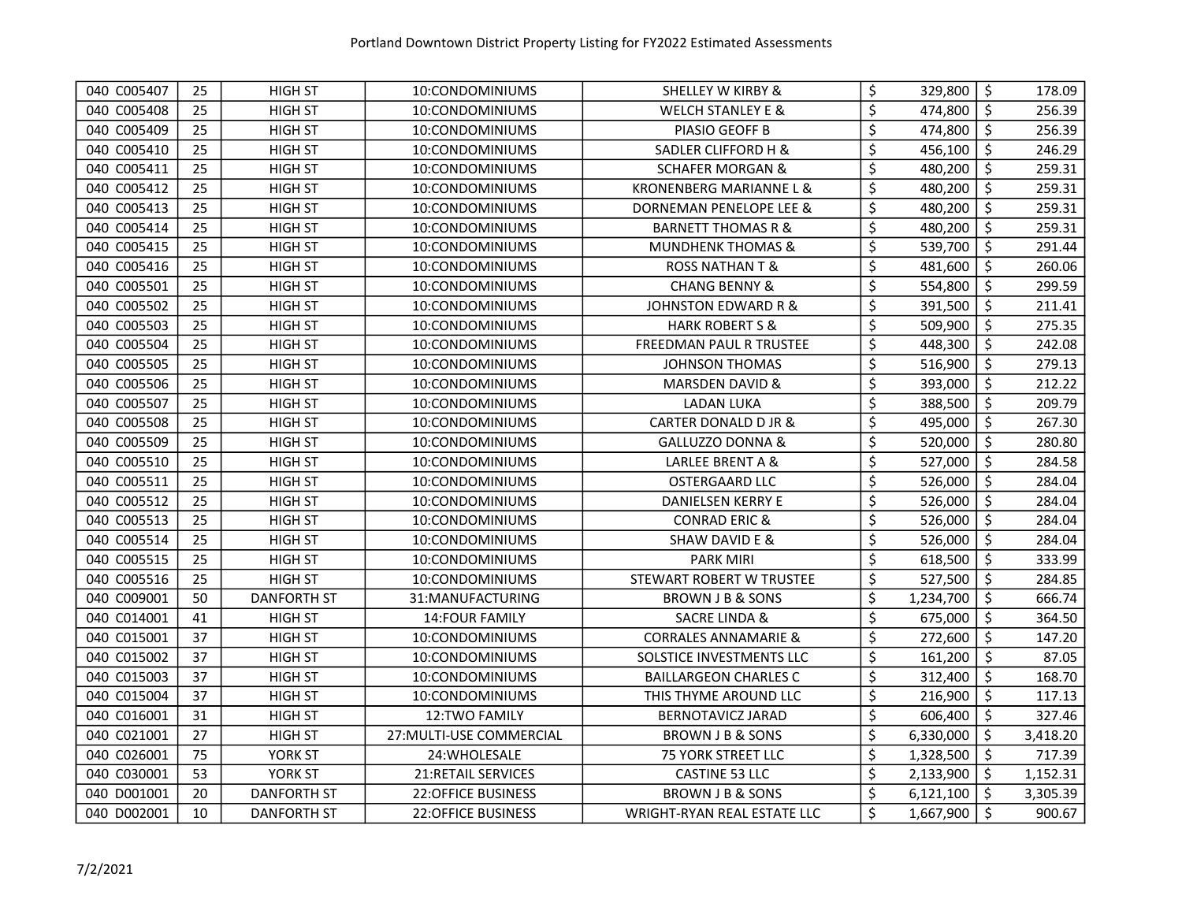| | | | | | | | | |
|---|---|---|---|---|---|---|---|---|
| 040 C005407 | 25 | HIGH ST | 10:CONDOMINIUMS | SHELLEY W KIRBY & | $ | 329,800 | $ | 178.09 |
| 040 C005408 | 25 | HIGH ST | 10:CONDOMINIUMS | WELCH STANLEY E & | $ | 474,800 | $ | 256.39 |
| 040 C005409 | 25 | HIGH ST | 10:CONDOMINIUMS | PIASIO GEOFF B | $ | 474,800 | $ | 256.39 |
| 040 C005410 | 25 | HIGH ST | 10:CONDOMINIUMS | SADLER CLIFFORD H & | $ | 456,100 | $ | 246.29 |
| 040 C005411 | 25 | HIGH ST | 10:CONDOMINIUMS | SCHAFER MORGAN & | $ | 480,200 | $ | 259.31 |
| 040 C005412 | 25 | HIGH ST | 10:CONDOMINIUMS | KRONENBERG MARIANNE L & | $ | 480,200 | $ | 259.31 |
| 040 C005413 | 25 | HIGH ST | 10:CONDOMINIUMS | DORNEMAN PENELOPE LEE & | $ | 480,200 | $ | 259.31 |
| 040 C005414 | 25 | HIGH ST | 10:CONDOMINIUMS | BARNETT THOMAS R & | $ | 480,200 | $ | 259.31 |
| 040 C005415 | 25 | HIGH ST | 10:CONDOMINIUMS | MUNDHENK THOMAS & | $ | 539,700 | $ | 291.44 |
| 040 C005416 | 25 | HIGH ST | 10:CONDOMINIUMS | ROSS NATHAN T & | $ | 481,600 | $ | 260.06 |
| 040 C005501 | 25 | HIGH ST | 10:CONDOMINIUMS | CHANG BENNY & | $ | 554,800 | $ | 299.59 |
| 040 C005502 | 25 | HIGH ST | 10:CONDOMINIUMS | JOHNSTON EDWARD R & | $ | 391,500 | $ | 211.41 |
| 040 C005503 | 25 | HIGH ST | 10:CONDOMINIUMS | HARK ROBERT S & | $ | 509,900 | $ | 275.35 |
| 040 C005504 | 25 | HIGH ST | 10:CONDOMINIUMS | FREEDMAN PAUL R TRUSTEE | $ | 448,300 | $ | 242.08 |
| 040 C005505 | 25 | HIGH ST | 10:CONDOMINIUMS | JOHNSON THOMAS | $ | 516,900 | $ | 279.13 |
| 040 C005506 | 25 | HIGH ST | 10:CONDOMINIUMS | MARSDEN DAVID & | $ | 393,000 | $ | 212.22 |
| 040 C005507 | 25 | HIGH ST | 10:CONDOMINIUMS | LADAN LUKA | $ | 388,500 | $ | 209.79 |
| 040 C005508 | 25 | HIGH ST | 10:CONDOMINIUMS | CARTER DONALD D JR & | $ | 495,000 | $ | 267.30 |
| 040 C005509 | 25 | HIGH ST | 10:CONDOMINIUMS | GALLUZZO DONNA & | $ | 520,000 | $ | 280.80 |
| 040 C005510 | 25 | HIGH ST | 10:CONDOMINIUMS | LARLEE BRENT A & | $ | 527,000 | $ | 284.58 |
| 040 C005511 | 25 | HIGH ST | 10:CONDOMINIUMS | OSTERGAARD LLC | $ | 526,000 | $ | 284.04 |
| 040 C005512 | 25 | HIGH ST | 10:CONDOMINIUMS | DANIELSEN KERRY E | $ | 526,000 | $ | 284.04 |
| 040 C005513 | 25 | HIGH ST | 10:CONDOMINIUMS | CONRAD ERIC & | $ | 526,000 | $ | 284.04 |
| 040 C005514 | 25 | HIGH ST | 10:CONDOMINIUMS | SHAW DAVID E & | $ | 526,000 | $ | 284.04 |
| 040 C005515 | 25 | HIGH ST | 10:CONDOMINIUMS | PARK MIRI | $ | 618,500 | $ | 333.99 |
| 040 C005516 | 25 | HIGH ST | 10:CONDOMINIUMS | STEWART ROBERT W TRUSTEE | $ | 527,500 | $ | 284.85 |
| 040 C009001 | 50 | DANFORTH ST | 31:MANUFACTURING | BROWN J B & SONS | $ | 1,234,700 | $ | 666.74 |
| 040 C014001 | 41 | HIGH ST | 14:FOUR FAMILY | SACRE LINDA & | $ | 675,000 | $ | 364.50 |
| 040 C015001 | 37 | HIGH ST | 10:CONDOMINIUMS | CORRALES ANNAMARIE & | $ | 272,600 | $ | 147.20 |
| 040 C015002 | 37 | HIGH ST | 10:CONDOMINIUMS | SOLSTICE INVESTMENTS LLC | $ | 161,200 | $ | 87.05 |
| 040 C015003 | 37 | HIGH ST | 10:CONDOMINIUMS | BAILLARGEON CHARLES C | $ | 312,400 | $ | 168.70 |
| 040 C015004 | 37 | HIGH ST | 10:CONDOMINIUMS | THIS THYME AROUND LLC | $ | 216,900 | $ | 117.13 |
| 040 C016001 | 31 | HIGH ST | 12:TWO FAMILY | BERNOTAVICZ JARAD | $ | 606,400 | $ | 327.46 |
| 040 C021001 | 27 | HIGH ST | 27:MULTI-USE COMMERCIAL | BROWN J B & SONS | $ | 6,330,000 | $ | 3,418.20 |
| 040 C026001 | 75 | YORK ST | 24:WHOLESALE | 75 YORK STREET LLC | $ | 1,328,500 | $ | 717.39 |
| 040 C030001 | 53 | YORK ST | 21:RETAIL SERVICES | CASTINE 53 LLC | $ | 2,133,900 | $ | 1,152.31 |
| 040 D001001 | 20 | DANFORTH ST | 22:OFFICE BUSINESS | BROWN J B & SONS | $ | 6,121,100 | $ | 3,305.39 |
| 040 D002001 | 10 | DANFORTH ST | 22:OFFICE BUSINESS | WRIGHT-RYAN REAL ESTATE LLC | $ | 1,667,900 | $ | 900.67 |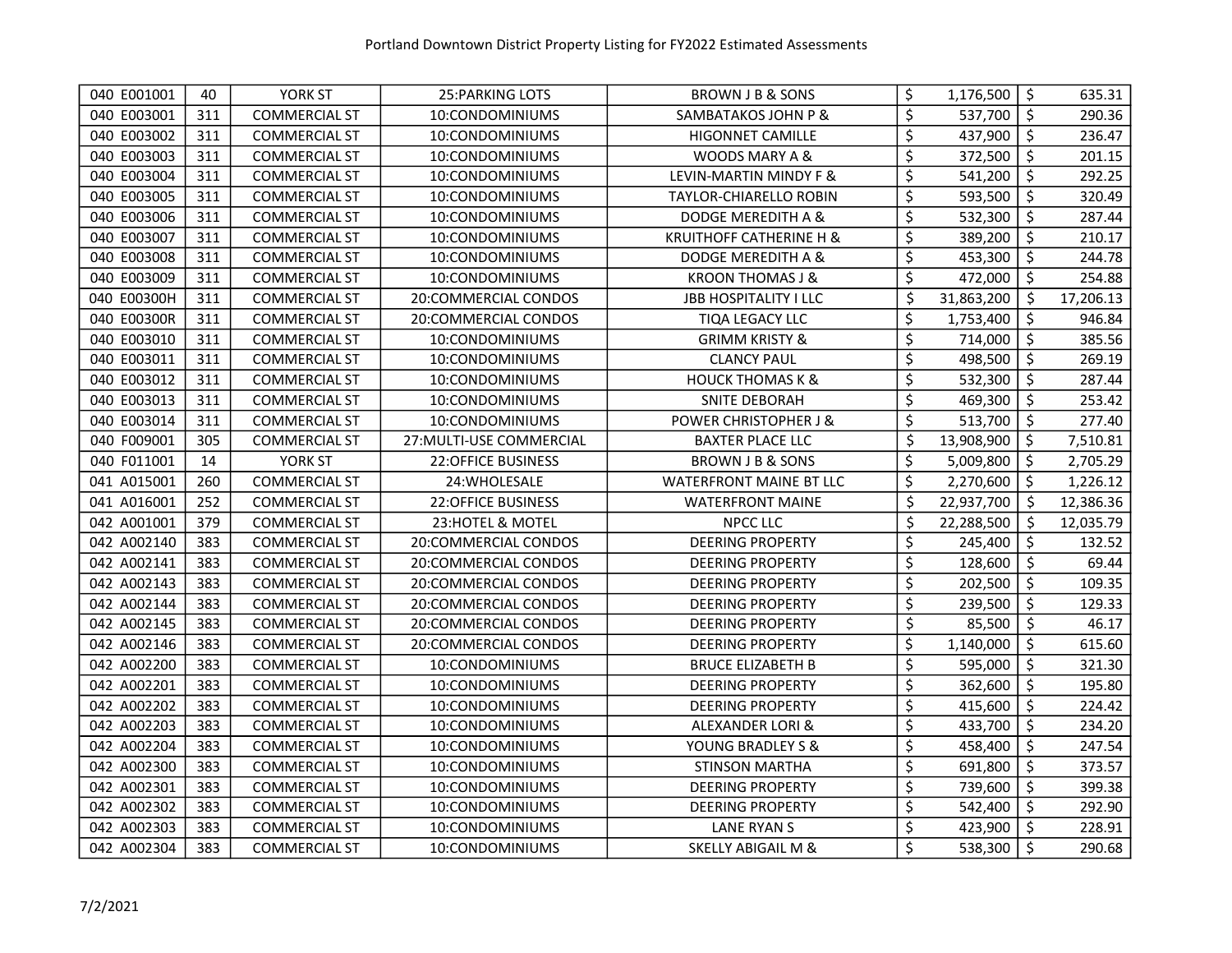| | | | | | | |
|---|---|---|---|---|---|---|
| 040 E001001 | 40 | YORK ST | 25:PARKING LOTS | BROWN J B & SONS | $ 1,176,500 | $ 635.31 |
| 040 E003001 | 311 | COMMERCIAL ST | 10:CONDOMINIUMS | SAMBATAKOS JOHN P & | $ 537,700 | $ 290.36 |
| 040 E003002 | 311 | COMMERCIAL ST | 10:CONDOMINIUMS | HIGONNET CAMILLE | $ 437,900 | $ 236.47 |
| 040 E003003 | 311 | COMMERCIAL ST | 10:CONDOMINIUMS | WOODS MARY A & | $ 372,500 | $ 201.15 |
| 040 E003004 | 311 | COMMERCIAL ST | 10:CONDOMINIUMS | LEVIN-MARTIN MINDY F & | $ 541,200 | $ 292.25 |
| 040 E003005 | 311 | COMMERCIAL ST | 10:CONDOMINIUMS | TAYLOR-CHIARELLO ROBIN | $ 593,500 | $ 320.49 |
| 040 E003006 | 311 | COMMERCIAL ST | 10:CONDOMINIUMS | DODGE MEREDITH A & | $ 532,300 | $ 287.44 |
| 040 E003007 | 311 | COMMERCIAL ST | 10:CONDOMINIUMS | KRUITHOFF CATHERINE H & | $ 389,200 | $ 210.17 |
| 040 E003008 | 311 | COMMERCIAL ST | 10:CONDOMINIUMS | DODGE MEREDITH A & | $ 453,300 | $ 244.78 |
| 040 E003009 | 311 | COMMERCIAL ST | 10:CONDOMINIUMS | KROON THOMAS J & | $ 472,000 | $ 254.88 |
| 040 E00300H | 311 | COMMERCIAL ST | 20:COMMERCIAL CONDOS | JBB HOSPITALITY I LLC | $ 31,863,200 | $ 17,206.13 |
| 040 E00300R | 311 | COMMERCIAL ST | 20:COMMERCIAL CONDOS | TIQA LEGACY LLC | $ 1,753,400 | $ 946.84 |
| 040 E003010 | 311 | COMMERCIAL ST | 10:CONDOMINIUMS | GRIMM KRISTY & | $ 714,000 | $ 385.56 |
| 040 E003011 | 311 | COMMERCIAL ST | 10:CONDOMINIUMS | CLANCY PAUL | $ 498,500 | $ 269.19 |
| 040 E003012 | 311 | COMMERCIAL ST | 10:CONDOMINIUMS | HOUCK THOMAS K & | $ 532,300 | $ 287.44 |
| 040 E003013 | 311 | COMMERCIAL ST | 10:CONDOMINIUMS | SNITE DEBORAH | $ 469,300 | $ 253.42 |
| 040 E003014 | 311 | COMMERCIAL ST | 10:CONDOMINIUMS | POWER CHRISTOPHER J & | $ 513,700 | $ 277.40 |
| 040 F009001 | 305 | COMMERCIAL ST | 27:MULTI-USE COMMERCIAL | BAXTER PLACE LLC | $ 13,908,900 | $ 7,510.81 |
| 040 F011001 | 14 | YORK ST | 22:OFFICE BUSINESS | BROWN J B & SONS | $ 5,009,800 | $ 2,705.29 |
| 041 A015001 | 260 | COMMERCIAL ST | 24:WHOLESALE | WATERFRONT MAINE BT LLC | $ 2,270,600 | $ 1,226.12 |
| 041 A016001 | 252 | COMMERCIAL ST | 22:OFFICE BUSINESS | WATERFRONT MAINE | $ 22,937,700 | $ 12,386.36 |
| 042 A001001 | 379 | COMMERCIAL ST | 23:HOTEL & MOTEL | NPCC LLC | $ 22,288,500 | $ 12,035.79 |
| 042 A002140 | 383 | COMMERCIAL ST | 20:COMMERCIAL CONDOS | DEERING PROPERTY | $ 245,400 | $ 132.52 |
| 042 A002141 | 383 | COMMERCIAL ST | 20:COMMERCIAL CONDOS | DEERING PROPERTY | $ 128,600 | $ 69.44 |
| 042 A002143 | 383 | COMMERCIAL ST | 20:COMMERCIAL CONDOS | DEERING PROPERTY | $ 202,500 | $ 109.35 |
| 042 A002144 | 383 | COMMERCIAL ST | 20:COMMERCIAL CONDOS | DEERING PROPERTY | $ 239,500 | $ 129.33 |
| 042 A002145 | 383 | COMMERCIAL ST | 20:COMMERCIAL CONDOS | DEERING PROPERTY | $ 85,500 | $ 46.17 |
| 042 A002146 | 383 | COMMERCIAL ST | 20:COMMERCIAL CONDOS | DEERING PROPERTY | $ 1,140,000 | $ 615.60 |
| 042 A002200 | 383 | COMMERCIAL ST | 10:CONDOMINIUMS | BRUCE ELIZABETH B | $ 595,000 | $ 321.30 |
| 042 A002201 | 383 | COMMERCIAL ST | 10:CONDOMINIUMS | DEERING PROPERTY | $ 362,600 | $ 195.80 |
| 042 A002202 | 383 | COMMERCIAL ST | 10:CONDOMINIUMS | DEERING PROPERTY | $ 415,600 | $ 224.42 |
| 042 A002203 | 383 | COMMERCIAL ST | 10:CONDOMINIUMS | ALEXANDER LORI & | $ 433,700 | $ 234.20 |
| 042 A002204 | 383 | COMMERCIAL ST | 10:CONDOMINIUMS | YOUNG BRADLEY S & | $ 458,400 | $ 247.54 |
| 042 A002300 | 383 | COMMERCIAL ST | 10:CONDOMINIUMS | STINSON MARTHA | $ 691,800 | $ 373.57 |
| 042 A002301 | 383 | COMMERCIAL ST | 10:CONDOMINIUMS | DEERING PROPERTY | $ 739,600 | $ 399.38 |
| 042 A002302 | 383 | COMMERCIAL ST | 10:CONDOMINIUMS | DEERING PROPERTY | $ 542,400 | $ 292.90 |
| 042 A002303 | 383 | COMMERCIAL ST | 10:CONDOMINIUMS | LANE RYAN S | $ 423,900 | $ 228.91 |
| 042 A002304 | 383 | COMMERCIAL ST | 10:CONDOMINIUMS | SKELLY ABIGAIL M & | $ 538,300 | $ 290.68 |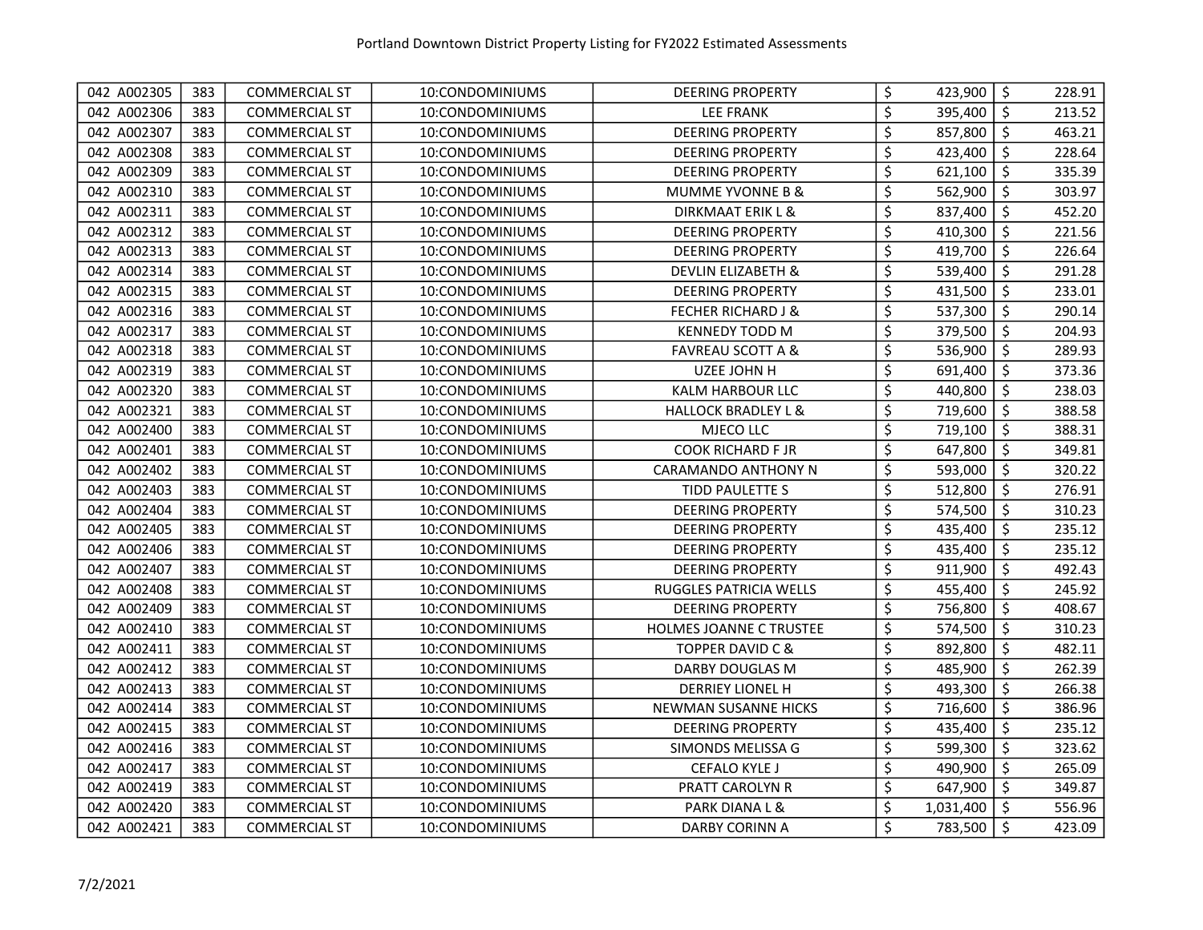| 042 A002305 | 383 | COMMERCIAL ST | 10:CONDOMINIUMS | DEERING PROPERTY | $ 423,900 | $ 228.91 |
|---|---|---|---|---|---|---|
| 042 A002306 | 383 | COMMERCIAL ST | 10:CONDOMINIUMS | LEE FRANK | $ 395,400 | $ 213.52 |
| 042 A002307 | 383 | COMMERCIAL ST | 10:CONDOMINIUMS | DEERING PROPERTY | $ 857,800 | $ 463.21 |
| 042 A002308 | 383 | COMMERCIAL ST | 10:CONDOMINIUMS | DEERING PROPERTY | $ 423,400 | $ 228.64 |
| 042 A002309 | 383 | COMMERCIAL ST | 10:CONDOMINIUMS | DEERING PROPERTY | $ 621,100 | $ 335.39 |
| 042 A002310 | 383 | COMMERCIAL ST | 10:CONDOMINIUMS | MUMME YVONNE B & | $ 562,900 | $ 303.97 |
| 042 A002311 | 383 | COMMERCIAL ST | 10:CONDOMINIUMS | DIRKMAAT ERIK L & | $ 837,400 | $ 452.20 |
| 042 A002312 | 383 | COMMERCIAL ST | 10:CONDOMINIUMS | DEERING PROPERTY | $ 410,300 | $ 221.56 |
| 042 A002313 | 383 | COMMERCIAL ST | 10:CONDOMINIUMS | DEERING PROPERTY | $ 419,700 | $ 226.64 |
| 042 A002314 | 383 | COMMERCIAL ST | 10:CONDOMINIUMS | DEVLIN ELIZABETH & | $ 539,400 | $ 291.28 |
| 042 A002315 | 383 | COMMERCIAL ST | 10:CONDOMINIUMS | DEERING PROPERTY | $ 431,500 | $ 233.01 |
| 042 A002316 | 383 | COMMERCIAL ST | 10:CONDOMINIUMS | FECHER RICHARD J & | $ 537,300 | $ 290.14 |
| 042 A002317 | 383 | COMMERCIAL ST | 10:CONDOMINIUMS | KENNEDY TODD M | $ 379,500 | $ 204.93 |
| 042 A002318 | 383 | COMMERCIAL ST | 10:CONDOMINIUMS | FAVREAU SCOTT A & | $ 536,900 | $ 289.93 |
| 042 A002319 | 383 | COMMERCIAL ST | 10:CONDOMINIUMS | UZEE JOHN H | $ 691,400 | $ 373.36 |
| 042 A002320 | 383 | COMMERCIAL ST | 10:CONDOMINIUMS | KALM HARBOUR LLC | $ 440,800 | $ 238.03 |
| 042 A002321 | 383 | COMMERCIAL ST | 10:CONDOMINIUMS | HALLOCK BRADLEY L & | $ 719,600 | $ 388.58 |
| 042 A002400 | 383 | COMMERCIAL ST | 10:CONDOMINIUMS | MJECO LLC | $ 719,100 | $ 388.31 |
| 042 A002401 | 383 | COMMERCIAL ST | 10:CONDOMINIUMS | COOK RICHARD F JR | $ 647,800 | $ 349.81 |
| 042 A002402 | 383 | COMMERCIAL ST | 10:CONDOMINIUMS | CARAMANDO ANTHONY N | $ 593,000 | $ 320.22 |
| 042 A002403 | 383 | COMMERCIAL ST | 10:CONDOMINIUMS | TIDD PAULETTE S | $ 512,800 | $ 276.91 |
| 042 A002404 | 383 | COMMERCIAL ST | 10:CONDOMINIUMS | DEERING PROPERTY | $ 574,500 | $ 310.23 |
| 042 A002405 | 383 | COMMERCIAL ST | 10:CONDOMINIUMS | DEERING PROPERTY | $ 435,400 | $ 235.12 |
| 042 A002406 | 383 | COMMERCIAL ST | 10:CONDOMINIUMS | DEERING PROPERTY | $ 435,400 | $ 235.12 |
| 042 A002407 | 383 | COMMERCIAL ST | 10:CONDOMINIUMS | DEERING PROPERTY | $ 911,900 | $ 492.43 |
| 042 A002408 | 383 | COMMERCIAL ST | 10:CONDOMINIUMS | RUGGLES PATRICIA WELLS | $ 455,400 | $ 245.92 |
| 042 A002409 | 383 | COMMERCIAL ST | 10:CONDOMINIUMS | DEERING PROPERTY | $ 756,800 | $ 408.67 |
| 042 A002410 | 383 | COMMERCIAL ST | 10:CONDOMINIUMS | HOLMES JOANNE C TRUSTEE | $ 574,500 | $ 310.23 |
| 042 A002411 | 383 | COMMERCIAL ST | 10:CONDOMINIUMS | TOPPER DAVID C & | $ 892,800 | $ 482.11 |
| 042 A002412 | 383 | COMMERCIAL ST | 10:CONDOMINIUMS | DARBY DOUGLAS M | $ 485,900 | $ 262.39 |
| 042 A002413 | 383 | COMMERCIAL ST | 10:CONDOMINIUMS | DERRIEY LIONEL H | $ 493,300 | $ 266.38 |
| 042 A002414 | 383 | COMMERCIAL ST | 10:CONDOMINIUMS | NEWMAN SUSANNE HICKS | $ 716,600 | $ 386.96 |
| 042 A002415 | 383 | COMMERCIAL ST | 10:CONDOMINIUMS | DEERING PROPERTY | $ 435,400 | $ 235.12 |
| 042 A002416 | 383 | COMMERCIAL ST | 10:CONDOMINIUMS | SIMONDS MELISSA G | $ 599,300 | $ 323.62 |
| 042 A002417 | 383 | COMMERCIAL ST | 10:CONDOMINIUMS | CEFALO KYLE J | $ 490,900 | $ 265.09 |
| 042 A002419 | 383 | COMMERCIAL ST | 10:CONDOMINIUMS | PRATT CAROLYN R | $ 647,900 | $ 349.87 |
| 042 A002420 | 383 | COMMERCIAL ST | 10:CONDOMINIUMS | PARK DIANA L & | $ 1,031,400 | $ 556.96 |
| 042 A002421 | 383 | COMMERCIAL ST | 10:CONDOMINIUMS | DARBY CORINN A | $ 783,500 | $ 423.09 |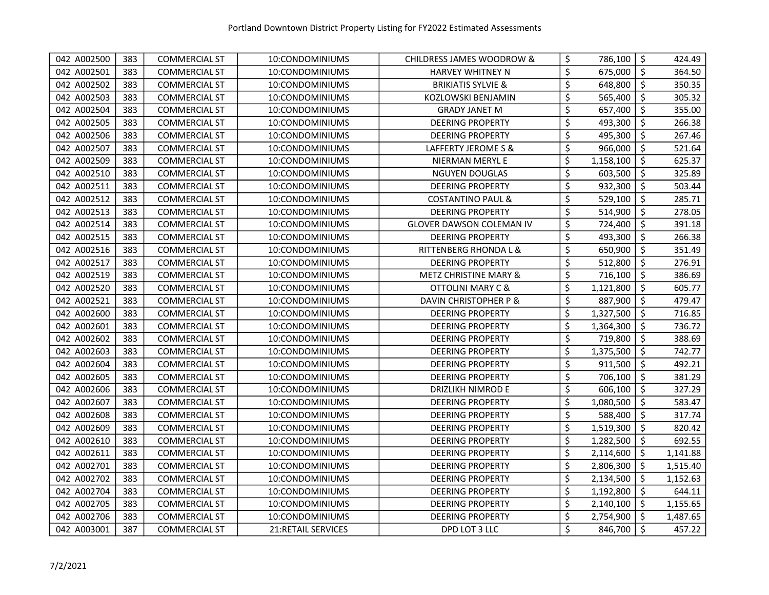| 042 A002500 | 383 | COMMERCIAL ST | 10:CONDOMINIUMS | CHILDRESS JAMES WOODROW & | $ 786,100 | $ 424.49 |
|---|---|---|---|---|---|---|
| 042 A002501 | 383 | COMMERCIAL ST | 10:CONDOMINIUMS | HARVEY WHITNEY N | $ 675,000 | $ 364.50 |
| 042 A002502 | 383 | COMMERCIAL ST | 10:CONDOMINIUMS | BRIKIATIS SYLVIE & | $ 648,800 | $ 350.35 |
| 042 A002503 | 383 | COMMERCIAL ST | 10:CONDOMINIUMS | KOZLOWSKI BENJAMIN | $ 565,400 | $ 305.32 |
| 042 A002504 | 383 | COMMERCIAL ST | 10:CONDOMINIUMS | GRADY JANET M | $ 657,400 | $ 355.00 |
| 042 A002505 | 383 | COMMERCIAL ST | 10:CONDOMINIUMS | DEERING PROPERTY | $ 493,300 | $ 266.38 |
| 042 A002506 | 383 | COMMERCIAL ST | 10:CONDOMINIUMS | DEERING PROPERTY | $ 495,300 | $ 267.46 |
| 042 A002507 | 383 | COMMERCIAL ST | 10:CONDOMINIUMS | LAFFERTY JEROME S & | $ 966,000 | $ 521.64 |
| 042 A002509 | 383 | COMMERCIAL ST | 10:CONDOMINIUMS | NIERMAN MERYL E | $ 1,158,100 | $ 625.37 |
| 042 A002510 | 383 | COMMERCIAL ST | 10:CONDOMINIUMS | NGUYEN DOUGLAS | $ 603,500 | $ 325.89 |
| 042 A002511 | 383 | COMMERCIAL ST | 10:CONDOMINIUMS | DEERING PROPERTY | $ 932,300 | $ 503.44 |
| 042 A002512 | 383 | COMMERCIAL ST | 10:CONDOMINIUMS | COSTANTINO PAUL & | $ 529,100 | $ 285.71 |
| 042 A002513 | 383 | COMMERCIAL ST | 10:CONDOMINIUMS | DEERING PROPERTY | $ 514,900 | $ 278.05 |
| 042 A002514 | 383 | COMMERCIAL ST | 10:CONDOMINIUMS | GLOVER DAWSON COLEMAN IV | $ 724,400 | $ 391.18 |
| 042 A002515 | 383 | COMMERCIAL ST | 10:CONDOMINIUMS | DEERING PROPERTY | $ 493,300 | $ 266.38 |
| 042 A002516 | 383 | COMMERCIAL ST | 10:CONDOMINIUMS | RITTENBERG RHONDA L & | $ 650,900 | $ 351.49 |
| 042 A002517 | 383 | COMMERCIAL ST | 10:CONDOMINIUMS | DEERING PROPERTY | $ 512,800 | $ 276.91 |
| 042 A002519 | 383 | COMMERCIAL ST | 10:CONDOMINIUMS | METZ CHRISTINE MARY & | $ 716,100 | $ 386.69 |
| 042 A002520 | 383 | COMMERCIAL ST | 10:CONDOMINIUMS | OTTOLINI MARY C & | $ 1,121,800 | $ 605.77 |
| 042 A002521 | 383 | COMMERCIAL ST | 10:CONDOMINIUMS | DAVIN CHRISTOPHER P & | $ 887,900 | $ 479.47 |
| 042 A002600 | 383 | COMMERCIAL ST | 10:CONDOMINIUMS | DEERING PROPERTY | $ 1,327,500 | $ 716.85 |
| 042 A002601 | 383 | COMMERCIAL ST | 10:CONDOMINIUMS | DEERING PROPERTY | $ 1,364,300 | $ 736.72 |
| 042 A002602 | 383 | COMMERCIAL ST | 10:CONDOMINIUMS | DEERING PROPERTY | $ 719,800 | $ 388.69 |
| 042 A002603 | 383 | COMMERCIAL ST | 10:CONDOMINIUMS | DEERING PROPERTY | $ 1,375,500 | $ 742.77 |
| 042 A002604 | 383 | COMMERCIAL ST | 10:CONDOMINIUMS | DEERING PROPERTY | $ 911,500 | $ 492.21 |
| 042 A002605 | 383 | COMMERCIAL ST | 10:CONDOMINIUMS | DEERING PROPERTY | $ 706,100 | $ 381.29 |
| 042 A002606 | 383 | COMMERCIAL ST | 10:CONDOMINIUMS | DRIZLIKH NIMROD E | $ 606,100 | $ 327.29 |
| 042 A002607 | 383 | COMMERCIAL ST | 10:CONDOMINIUMS | DEERING PROPERTY | $ 1,080,500 | $ 583.47 |
| 042 A002608 | 383 | COMMERCIAL ST | 10:CONDOMINIUMS | DEERING PROPERTY | $ 588,400 | $ 317.74 |
| 042 A002609 | 383 | COMMERCIAL ST | 10:CONDOMINIUMS | DEERING PROPERTY | $ 1,519,300 | $ 820.42 |
| 042 A002610 | 383 | COMMERCIAL ST | 10:CONDOMINIUMS | DEERING PROPERTY | $ 1,282,500 | $ 692.55 |
| 042 A002611 | 383 | COMMERCIAL ST | 10:CONDOMINIUMS | DEERING PROPERTY | $ 2,114,600 | $ 1,141.88 |
| 042 A002701 | 383 | COMMERCIAL ST | 10:CONDOMINIUMS | DEERING PROPERTY | $ 2,806,300 | $ 1,515.40 |
| 042 A002702 | 383 | COMMERCIAL ST | 10:CONDOMINIUMS | DEERING PROPERTY | $ 2,134,500 | $ 1,152.63 |
| 042 A002704 | 383 | COMMERCIAL ST | 10:CONDOMINIUMS | DEERING PROPERTY | $ 1,192,800 | $ 644.11 |
| 042 A002705 | 383 | COMMERCIAL ST | 10:CONDOMINIUMS | DEERING PROPERTY | $ 2,140,100 | $ 1,155.65 |
| 042 A002706 | 383 | COMMERCIAL ST | 10:CONDOMINIUMS | DEERING PROPERTY | $ 2,754,900 | $ 1,487.65 |
| 042 A003001 | 387 | COMMERCIAL ST | 21:RETAIL SERVICES | DPD LOT 3 LLC | $ 846,700 | $ 457.22 |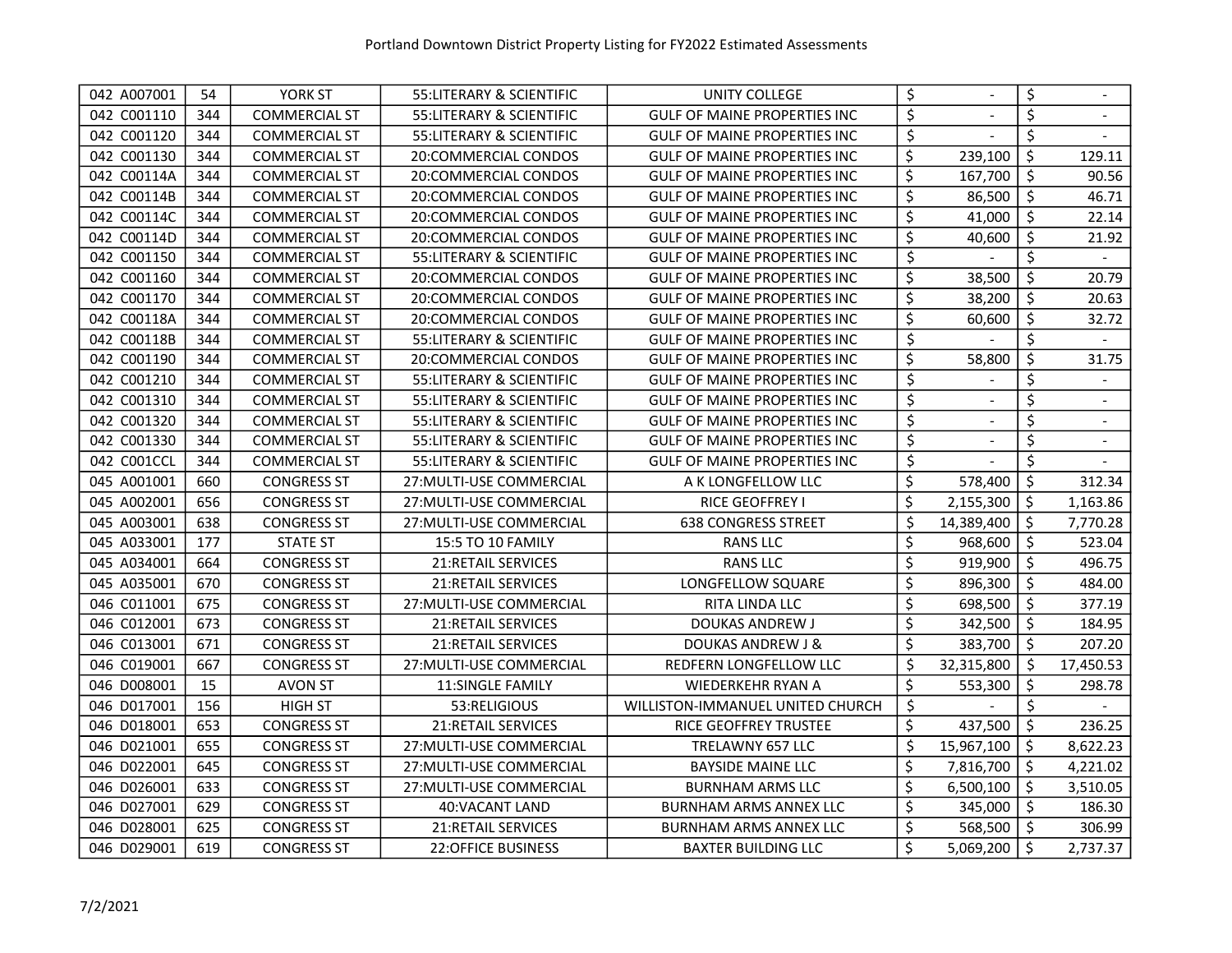Portland Downtown District Property Listing for FY2022 Estimated Assessments

| | | | | | | |
|---|---|---|---|---|---|---|
| 042 A007001 | 54 | YORK ST | 55:LITERARY & SCIENTIFIC | UNITY COLLEGE | $ - | $ - |
| 042 C001110 | 344 | COMMERCIAL ST | 55:LITERARY & SCIENTIFIC | GULF OF MAINE PROPERTIES INC | $ - | $ - |
| 042 C001120 | 344 | COMMERCIAL ST | 55:LITERARY & SCIENTIFIC | GULF OF MAINE PROPERTIES INC | $ - | $ - |
| 042 C001130 | 344 | COMMERCIAL ST | 20:COMMERCIAL CONDOS | GULF OF MAINE PROPERTIES INC | $ 239,100 | $ 129.11 |
| 042 C00114A | 344 | COMMERCIAL ST | 20:COMMERCIAL CONDOS | GULF OF MAINE PROPERTIES INC | $ 167,700 | $ 90.56 |
| 042 C00114B | 344 | COMMERCIAL ST | 20:COMMERCIAL CONDOS | GULF OF MAINE PROPERTIES INC | $ 86,500 | $ 46.71 |
| 042 C00114C | 344 | COMMERCIAL ST | 20:COMMERCIAL CONDOS | GULF OF MAINE PROPERTIES INC | $ 41,000 | $ 22.14 |
| 042 C00114D | 344 | COMMERCIAL ST | 20:COMMERCIAL CONDOS | GULF OF MAINE PROPERTIES INC | $ 40,600 | $ 21.92 |
| 042 C001150 | 344 | COMMERCIAL ST | 55:LITERARY & SCIENTIFIC | GULF OF MAINE PROPERTIES INC | $ - | $ - |
| 042 C001160 | 344 | COMMERCIAL ST | 20:COMMERCIAL CONDOS | GULF OF MAINE PROPERTIES INC | $ 38,500 | $ 20.79 |
| 042 C001170 | 344 | COMMERCIAL ST | 20:COMMERCIAL CONDOS | GULF OF MAINE PROPERTIES INC | $ 38,200 | $ 20.63 |
| 042 C00118A | 344 | COMMERCIAL ST | 20:COMMERCIAL CONDOS | GULF OF MAINE PROPERTIES INC | $ 60,600 | $ 32.72 |
| 042 C00118B | 344 | COMMERCIAL ST | 55:LITERARY & SCIENTIFIC | GULF OF MAINE PROPERTIES INC | $ - | $ - |
| 042 C001190 | 344 | COMMERCIAL ST | 20:COMMERCIAL CONDOS | GULF OF MAINE PROPERTIES INC | $ 58,800 | $ 31.75 |
| 042 C001210 | 344 | COMMERCIAL ST | 55:LITERARY & SCIENTIFIC | GULF OF MAINE PROPERTIES INC | $ - | $ - |
| 042 C001310 | 344 | COMMERCIAL ST | 55:LITERARY & SCIENTIFIC | GULF OF MAINE PROPERTIES INC | $ - | $ - |
| 042 C001320 | 344 | COMMERCIAL ST | 55:LITERARY & SCIENTIFIC | GULF OF MAINE PROPERTIES INC | $ - | $ - |
| 042 C001330 | 344 | COMMERCIAL ST | 55:LITERARY & SCIENTIFIC | GULF OF MAINE PROPERTIES INC | $ - | $ - |
| 042 C001CCL | 344 | COMMERCIAL ST | 55:LITERARY & SCIENTIFIC | GULF OF MAINE PROPERTIES INC | $ - | $ - |
| 045 A001001 | 660 | CONGRESS ST | 27:MULTI-USE COMMERCIAL | A K LONGFELLOW LLC | $ 578,400 | $ 312.34 |
| 045 A002001 | 656 | CONGRESS ST | 27:MULTI-USE COMMERCIAL | RICE GEOFFREY I | $ 2,155,300 | $ 1,163.86 |
| 045 A003001 | 638 | CONGRESS ST | 27:MULTI-USE COMMERCIAL | 638 CONGRESS STREET | $ 14,389,400 | $ 7,770.28 |
| 045 A033001 | 177 | STATE ST | 15:5 TO 10 FAMILY | RANS LLC | $ 968,600 | $ 523.04 |
| 045 A034001 | 664 | CONGRESS ST | 21:RETAIL SERVICES | RANS LLC | $ 919,900 | $ 496.75 |
| 045 A035001 | 670 | CONGRESS ST | 21:RETAIL SERVICES | LONGFELLOW SQUARE | $ 896,300 | $ 484.00 |
| 046 C011001 | 675 | CONGRESS ST | 27:MULTI-USE COMMERCIAL | RITA LINDA LLC | $ 698,500 | $ 377.19 |
| 046 C012001 | 673 | CONGRESS ST | 21:RETAIL SERVICES | DOUKAS ANDREW J | $ 342,500 | $ 184.95 |
| 046 C013001 | 671 | CONGRESS ST | 21:RETAIL SERVICES | DOUKAS ANDREW J & | $ 383,700 | $ 207.20 |
| 046 C019001 | 667 | CONGRESS ST | 27:MULTI-USE COMMERCIAL | REDFERN LONGFELLOW LLC | $ 32,315,800 | $ 17,450.53 |
| 046 D008001 | 15 | AVON ST | 11:SINGLE FAMILY | WIEDERKEHR RYAN A | $ 553,300 | $ 298.78 |
| 046 D017001 | 156 | HIGH ST | 53:RELIGIOUS | WILLISTON-IMMANUEL UNITED CHURCH | $ - | $ - |
| 046 D018001 | 653 | CONGRESS ST | 21:RETAIL SERVICES | RICE GEOFFREY TRUSTEE | $ 437,500 | $ 236.25 |
| 046 D021001 | 655 | CONGRESS ST | 27:MULTI-USE COMMERCIAL | TRELAWNY 657 LLC | $ 15,967,100 | $ 8,622.23 |
| 046 D022001 | 645 | CONGRESS ST | 27:MULTI-USE COMMERCIAL | BAYSIDE MAINE LLC | $ 7,816,700 | $ 4,221.02 |
| 046 D026001 | 633 | CONGRESS ST | 27:MULTI-USE COMMERCIAL | BURNHAM ARMS LLC | $ 6,500,100 | $ 3,510.05 |
| 046 D027001 | 629 | CONGRESS ST | 40:VACANT LAND | BURNHAM ARMS ANNEX LLC | $ 345,000 | $ 186.30 |
| 046 D028001 | 625 | CONGRESS ST | 21:RETAIL SERVICES | BURNHAM ARMS ANNEX LLC | $ 568,500 | $ 306.99 |
| 046 D029001 | 619 | CONGRESS ST | 22:OFFICE BUSINESS | BAXTER BUILDING LLC | $ 5,069,200 | $ 2,737.37 |

7/2/2021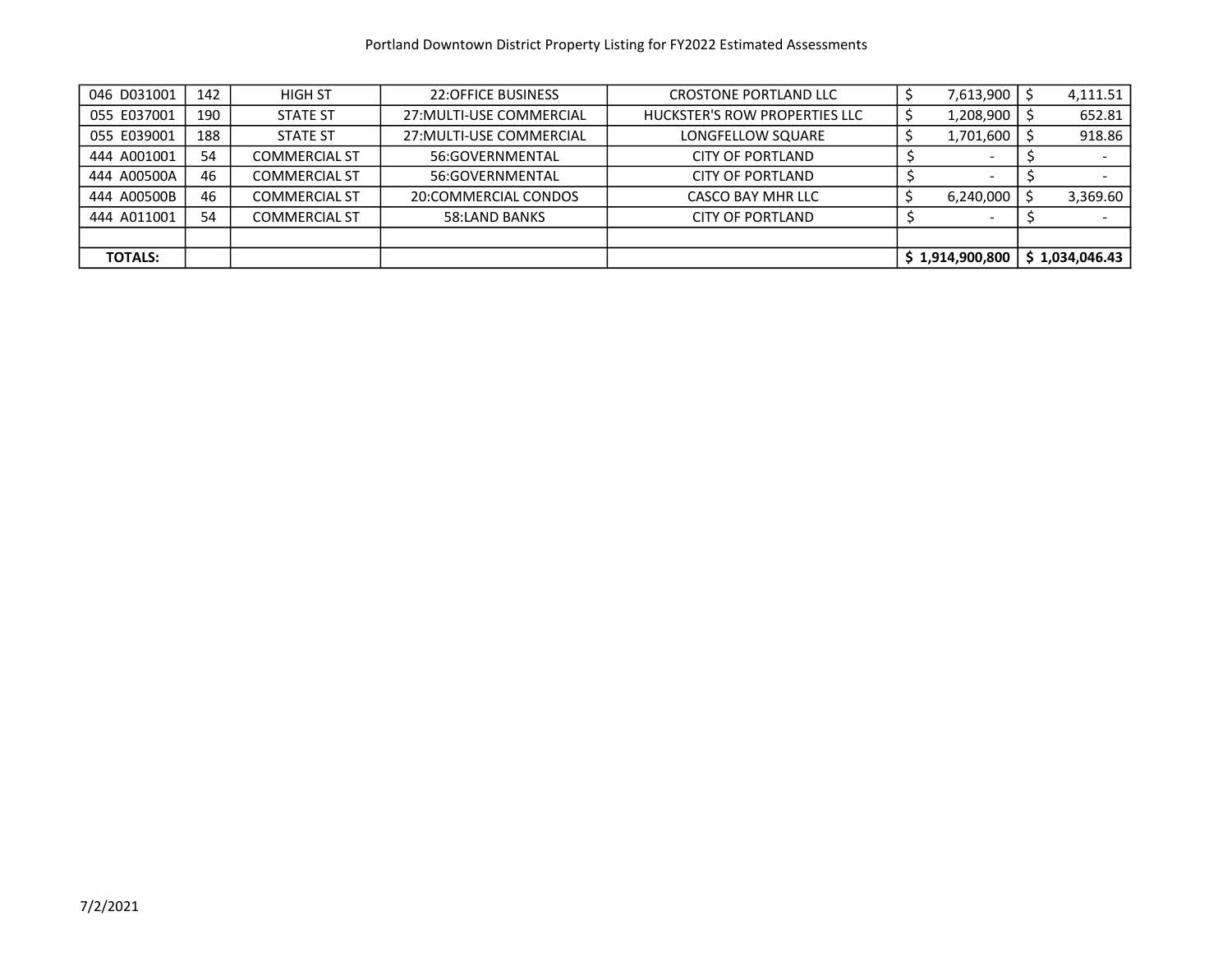| | | | | | | |
|---|---|---|---|---|---|---|
| 046 D031001 | 142 | HIGH ST | 22:OFFICE BUSINESS | CROSTONE PORTLAND LLC | $ 7,613,900 | $ 4,111.51 |
| 055 E037001 | 190 | STATE ST | 27:MULTI-USE COMMERCIAL | HUCKSTER'S ROW PROPERTIES LLC | $ 1,208,900 | $ 652.81 |
| 055 E039001 | 188 | STATE ST | 27:MULTI-USE COMMERCIAL | LONGFELLOW SQUARE | $ 1,701,600 | $ 918.86 |
| 444 A001001 | 54 | COMMERCIAL ST | 56:GOVERNMENTAL | CITY OF PORTLAND | $ - | $ - |
| 444 A00500A | 46 | COMMERCIAL ST | 56:GOVERNMENTAL | CITY OF PORTLAND | $ - | $ - |
| 444 A00500B | 46 | COMMERCIAL ST | 20:COMMERCIAL CONDOS | CASCO BAY MHR LLC | $ 6,240,000 | $ 3,369.60 |
| 444 A011001 | 54 | COMMERCIAL ST | 58:LAND BANKS | CITY OF PORTLAND | $ - | $ - |
| | | | | | | |
| **TOTALS:** | | | | | **$ 1,914,900,800** | **$ 1,034,046.43** |